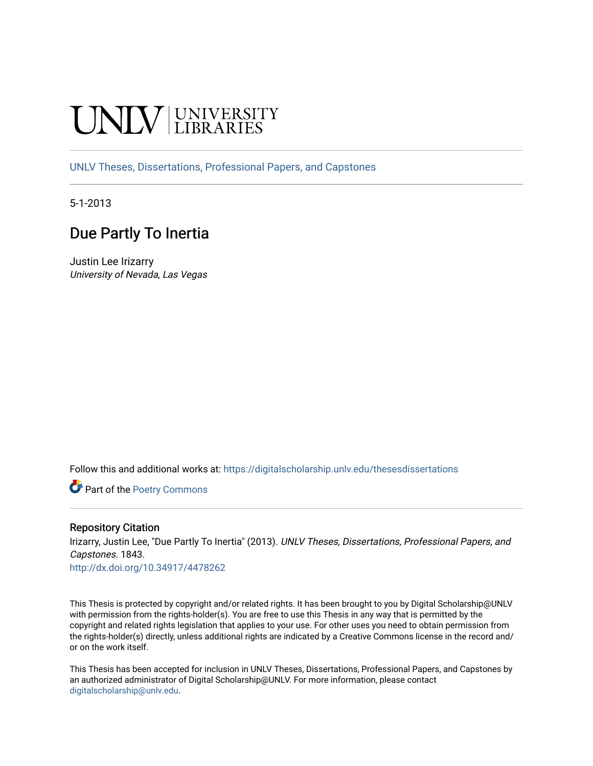UNLV | UNIVERSITY LIBRARIES

UNLV Theses, Dissertations, Professional Papers, and Capstones

5-1-2013

# Due Partly To Inertia

Justin Lee Irizarry
*University of Nevada, Las Vegas*

Follow this and additional works at: https://digitalscholarship.unlv.edu/thesesdissertations

Part of the Poetry Commons

## Repository Citation

Irizarry, Justin Lee, "Due Partly To Inertia" (2013). *UNLV Theses, Dissertations, Professional Papers, and Capstones*. 1843.
http://dx.doi.org/10.34917/4478262

This Thesis is protected by copyright and/or related rights. It has been brought to you by Digital Scholarship@UNLV with permission from the rights-holder(s). You are free to use this Thesis in any way that is permitted by the copyright and related rights legislation that applies to your use. For other uses you need to obtain permission from the rights-holder(s) directly, unless additional rights are indicated by a Creative Commons license in the record and/or on the work itself.

This Thesis has been accepted for inclusion in UNLV Theses, Dissertations, Professional Papers, and Capstones by an authorized administrator of Digital Scholarship@UNLV. For more information, please contact digitalscholarship@unlv.edu.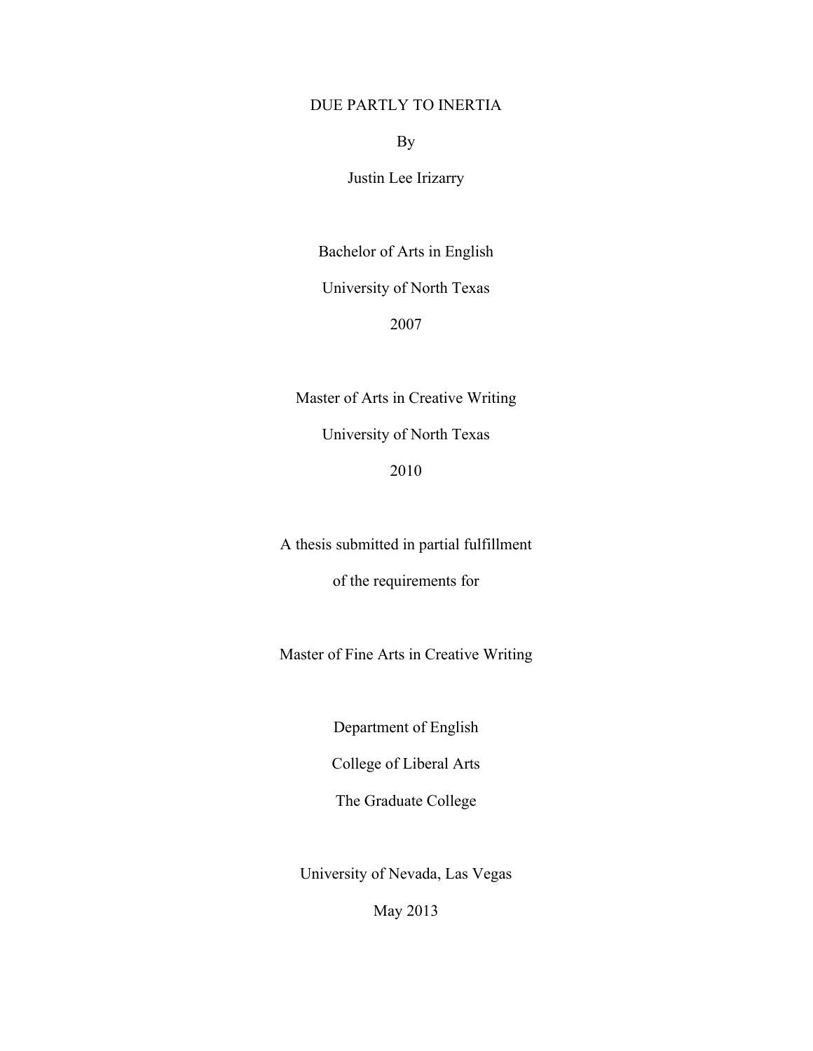# DUE PARTLY TO INERTIA

By

Justin Lee Irizarry

Bachelor of Arts in English

University of North Texas

2007

Master of Arts in Creative Writing

University of North Texas

2010

A thesis submitted in partial fulfillment

of the requirements for

Master of Fine Arts in Creative Writing

Department of English

College of Liberal Arts

The Graduate College

University of Nevada, Las Vegas

May 2013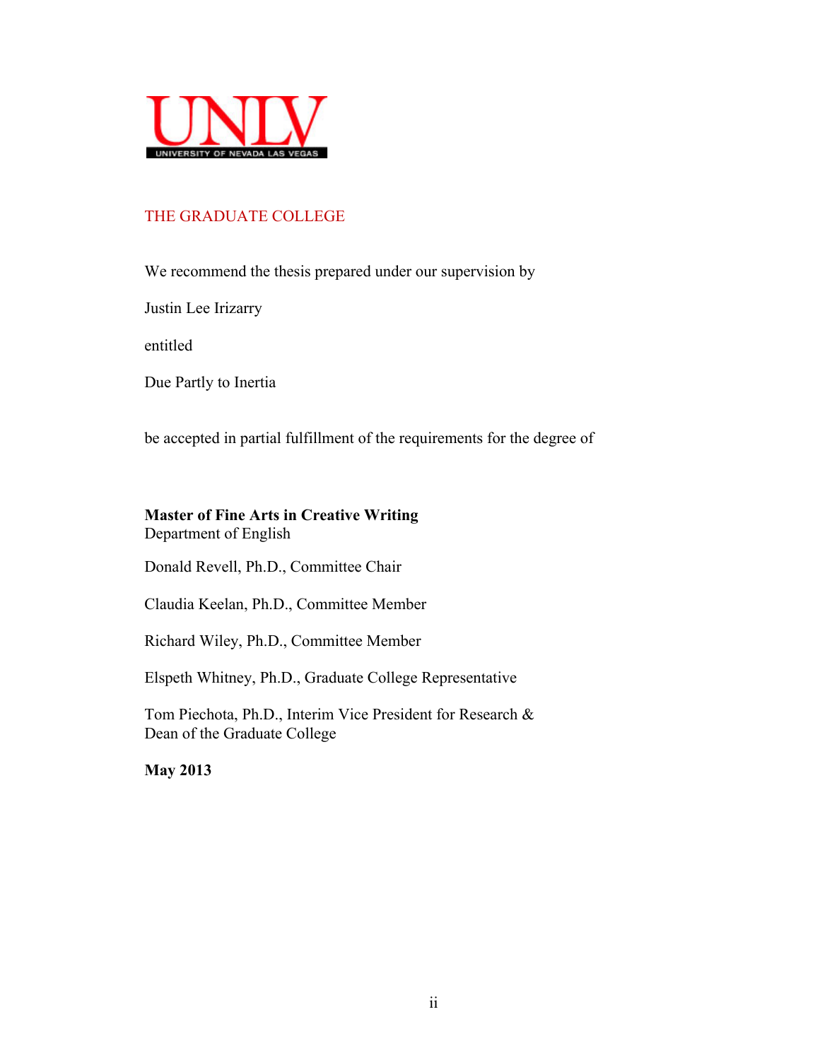UNLV
UNIVERSITY OF NEVADA LAS VEGAS

THE GRADUATE COLLEGE

We recommend the thesis prepared under our supervision by

Justin Lee Irizarry

entitled

Due Partly to Inertia

be accepted in partial fulfillment of the requirements for the degree of

**Master of Fine Arts in Creative Writing**
Department of English

Donald Revell, Ph.D., Committee Chair

Claudia Keelan, Ph.D., Committee Member

Richard Wiley, Ph.D., Committee Member

Elspeth Whitney, Ph.D., Graduate College Representative

Tom Piechota, Ph.D., Interim Vice President for Research &
Dean of the Graduate College

**May 2013**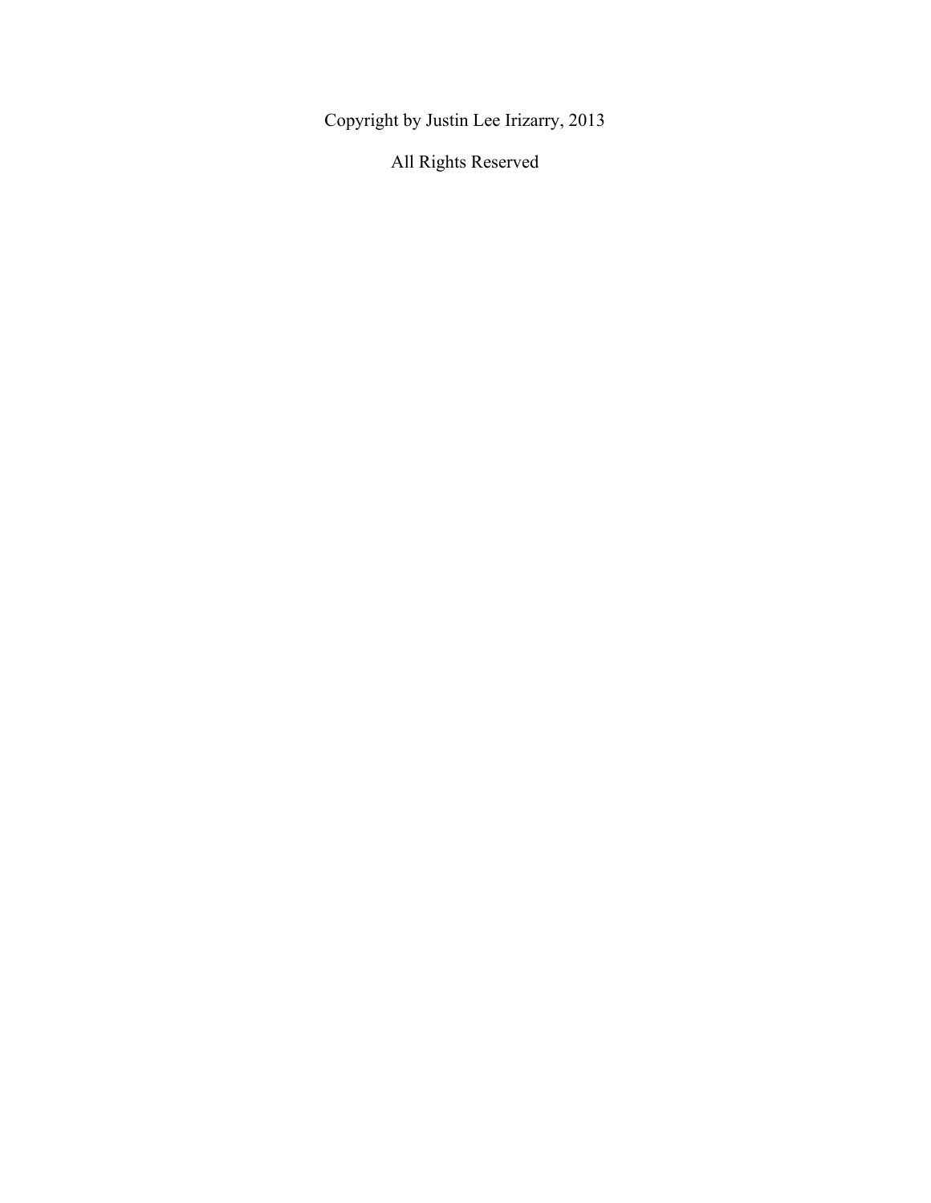Copyright by Justin Lee Irizarry, 2013

All Rights Reserved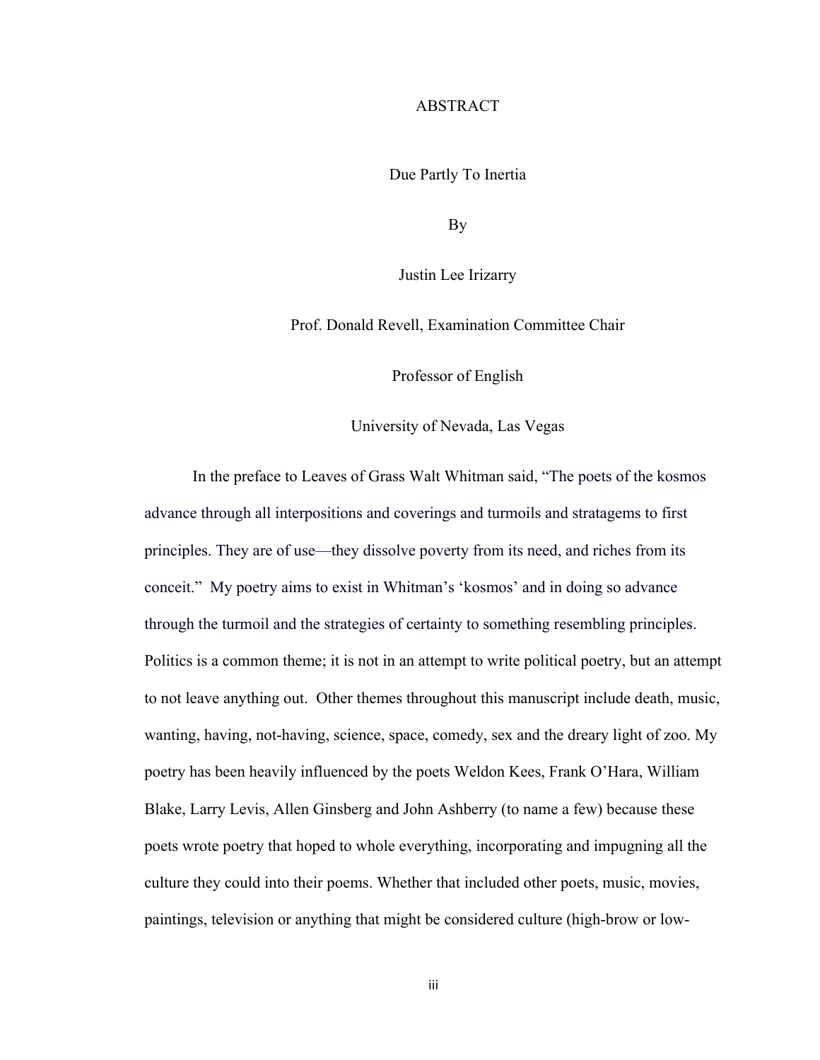# ABSTRACT

Due Partly To Inertia

By

Justin Lee Irizarry

Prof. Donald Revell, Examination Committee Chair

Professor of English

University of Nevada, Las Vegas

In the preface to Leaves of Grass Walt Whitman said, "The poets of the kosmos advance through all interpositions and coverings and turmoils and stratagems to first principles. They are of use—they dissolve poverty from its need, and riches from its conceit." My poetry aims to exist in Whitman's 'kosmos' and in doing so advance through the turmoil and the strategies of certainty to something resembling principles. Politics is a common theme; it is not in an attempt to write political poetry, but an attempt to not leave anything out. Other themes throughout this manuscript include death, music, wanting, having, not-having, science, space, comedy, sex and the dreary light of zoo. My poetry has been heavily influenced by the poets Weldon Kees, Frank O'Hara, William Blake, Larry Levis, Allen Ginsberg and John Ashberry (to name a few) because these poets wrote poetry that hoped to whole everything, incorporating and impugning all the culture they could into their poems. Whether that included other poets, music, movies, paintings, television or anything that might be considered culture (high-brow or low-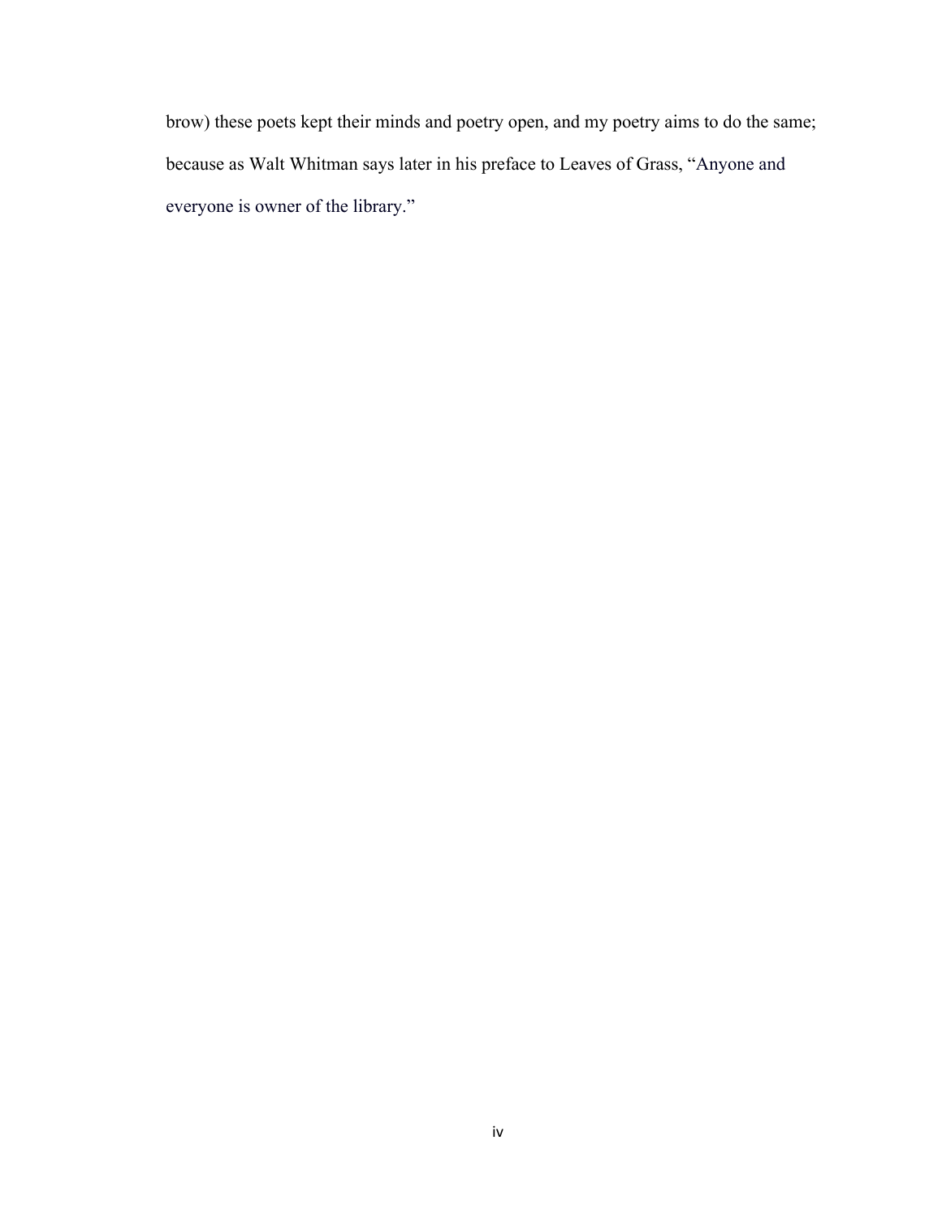brow) these poets kept their minds and poetry open, and my poetry aims to do the same; because as Walt Whitman says later in his preface to Leaves of Grass, "Anyone and everyone is owner of the library."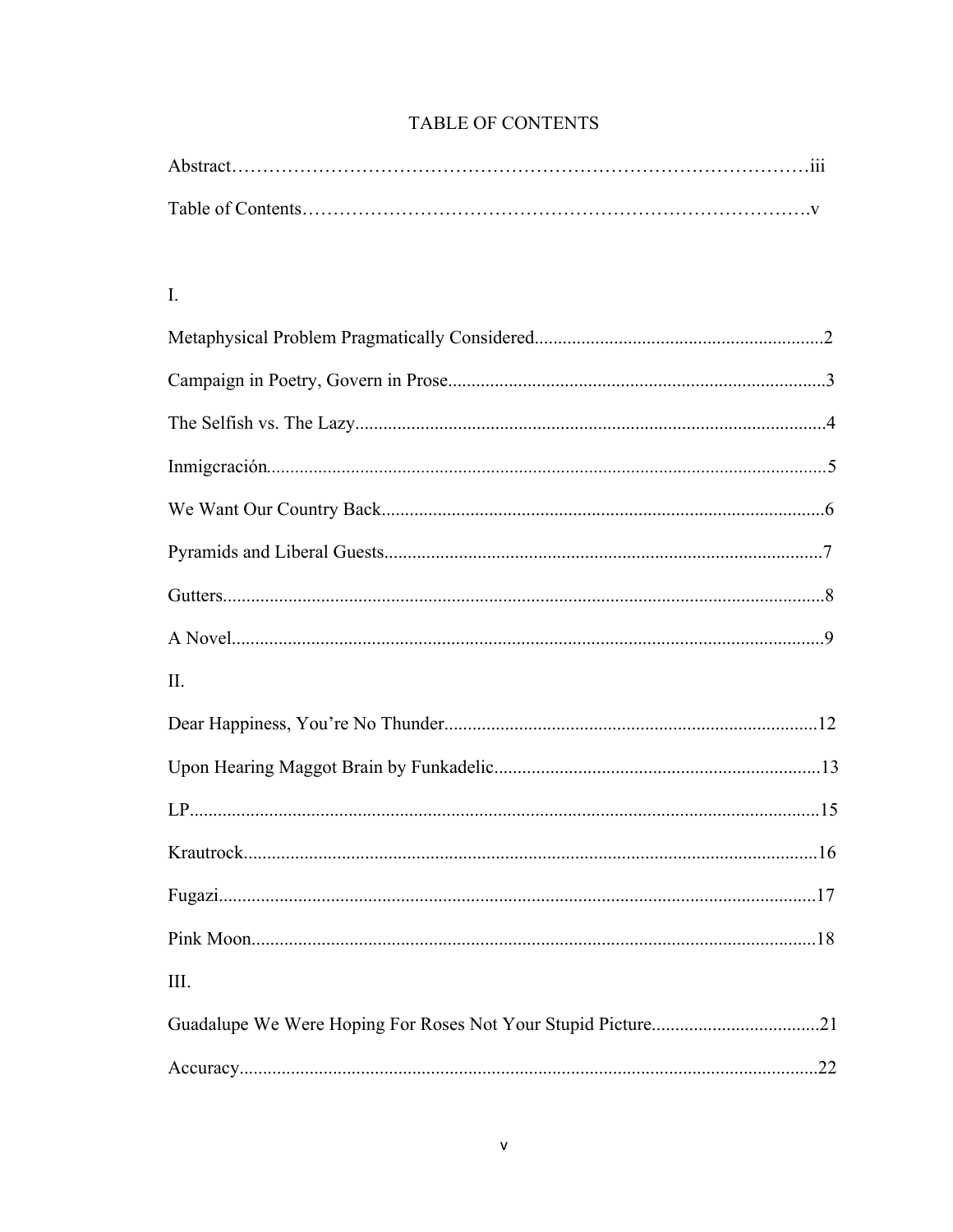# TABLE OF CONTENTS

Abstract……………………………………………………………………………………iii

Table of Contents………………………………………………………………………….v

I.

Metaphysical Problem Pragmatically Considered..............................................................2

Campaign in Poetry, Govern in Prose..................................................................................3

The Selfish vs. The Lazy......................................................................................................4

Inmigcración.........................................................................................................................5

We Want Our Country Back.................................................................................................6

Pyramids and Liberal Guests................................................................................................7

Gutters...................................................................................................................................8

A Novel.................................................................................................................................9

II.

Dear Happiness, You're No Thunder..................................................................................12

Upon Hearing Maggot Brain by Funkadelic.......................................................................13

LP.........................................................................................................................................15

Krautrock.............................................................................................................................16

Fugazi..................................................................................................................................17

Pink Moon...........................................................................................................................18

III.

Guadalupe We Were Hoping For Roses Not Your Stupid Picture.....................................21

Accuracy..............................................................................................................................22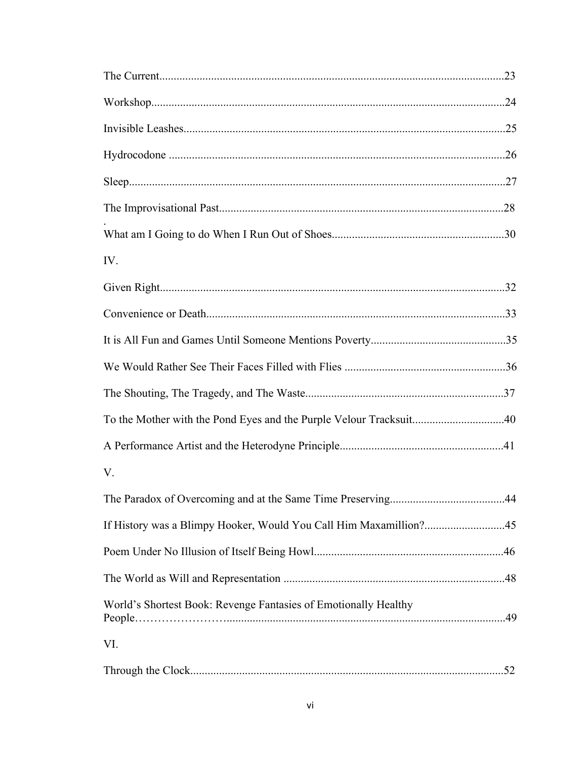The Current.......................................................................................................................23

Workshop..........................................................................................................................24

Invisible Leashes...............................................................................................................25

Hydrocodone ....................................................................................................................26

Sleep..................................................................................................................................27

The Improvisational Past..................................................................................................28

What am I Going to do When I Run Out of Shoes...........................................................30

IV.

Given Right........................................................................................................................32

Convenience or Death.......................................................................................................33

It is All Fun and Games Until Someone Mentions Poverty...............................................35

We Would Rather See Their Faces Filled with Flies .......................................................36

The Shouting, The Tragedy, and The Waste....................................................................37

To the Mother with the Pond Eyes and the Purple Velour Tracksuit................................40

A Performance Artist and the Heterodyne Principle........................................................41

V.

The Paradox of Overcoming and at the Same Time Preserving.......................................44

If History was a Blimpy Hooker, Would You Call Him Maxamillion?............................45

Poem Under No Illusion of Itself Being Howl.................................................................46

The World as Will and Representation ............................................................................48

World's Shortest Book: Revenge Fantasies of Emotionally Healthy People……………………...............................................................................................49

VI.

Through the Clock............................................................................................................52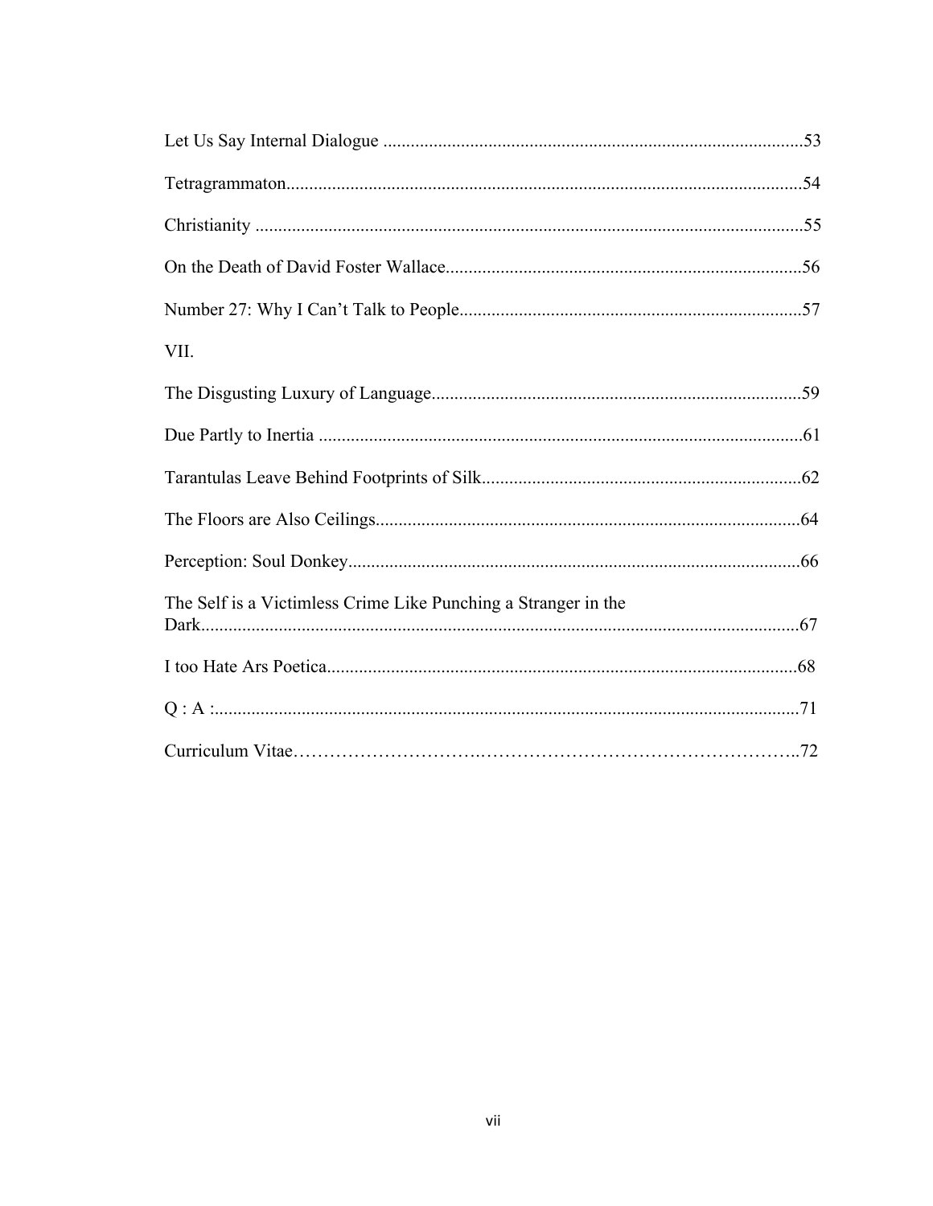Let Us Say Internal Dialogue ........................................................................................... 53

Tetragrammaton ................................................................................................................ 54

Christianity ....................................................................................................................... 55

On the Death of David Foster Wallace ............................................................................. 56

Number 27: Why I Can't Talk to People .......................................................................... 57

VII.

The Disgusting Luxury of Language ................................................................................ 59

Due Partly to Inertia ......................................................................................................... 61

Tarantulas Leave Behind Footprints of Silk ..................................................................... 62

The Floors are Also Ceilings ............................................................................................ 64

Perception: Soul Donkey .................................................................................................. 66

The Self is a Victimless Crime Like Punching a Stranger in the Dark .................................................................................................................................. 67

I too Hate Ars Poetica ...................................................................................................... 68

Q : A : ............................................................................................................................... 71

Curriculum Vitae ............................................................................................................. 72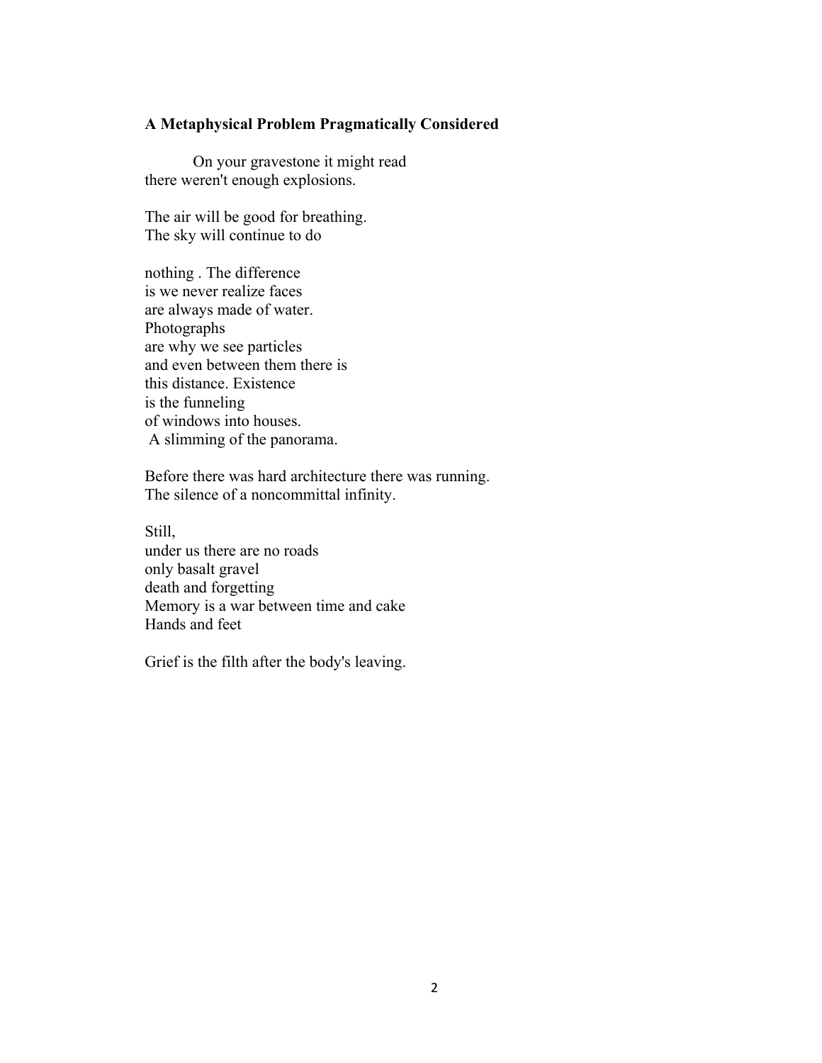**A Metaphysical Problem Pragmatically Considered**

On your gravestone it might read
there weren't enough explosions.

The air will be good for breathing.
The sky will continue to do

nothing . The difference
is we never realize faces
are always made of water.
Photographs
are why we see particles
and even between them there is
this distance. Existence
is the funneling
of windows into houses.
A slimming of the panorama.

Before there was hard architecture there was running.
The silence of a noncommittal infinity.

Still,
under us there are no roads
only basalt gravel
death and forgetting
Memory is a war between time and cake
Hands and feet

Grief is the filth after the body's leaving.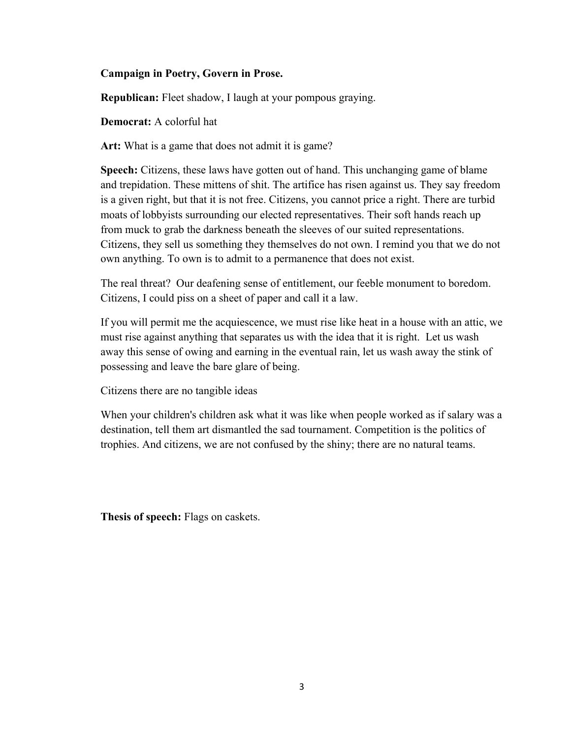**Campaign in Poetry, Govern in Prose.**

**Republican:** Fleet shadow, I laugh at your pompous graying.

**Democrat:** A colorful hat

**Art:** What is a game that does not admit it is game?

**Speech:** Citizens, these laws have gotten out of hand. This unchanging game of blame and trepidation. These mittens of shit. The artifice has risen against us. They say freedom is a given right, but that it is not free. Citizens, you cannot price a right. There are turbid moats of lobbyists surrounding our elected representatives. Their soft hands reach up from muck to grab the darkness beneath the sleeves of our suited representations. Citizens, they sell us something they themselves do not own. I remind you that we do not own anything. To own is to admit to a permanence that does not exist.

The real threat?  Our deafening sense of entitlement, our feeble monument to boredom. Citizens, I could piss on a sheet of paper and call it a law.

If you will permit me the acquiescence, we must rise like heat in a house with an attic, we must rise against anything that separates us with the idea that it is right.  Let us wash away this sense of owing and earning in the eventual rain, let us wash away the stink of possessing and leave the bare glare of being.

Citizens there are no tangible ideas

When your children's children ask what it was like when people worked as if salary was a destination, tell them art dismantled the sad tournament. Competition is the politics of trophies. And citizens, we are not confused by the shiny; there are no natural teams.

**Thesis of speech:** Flags on caskets.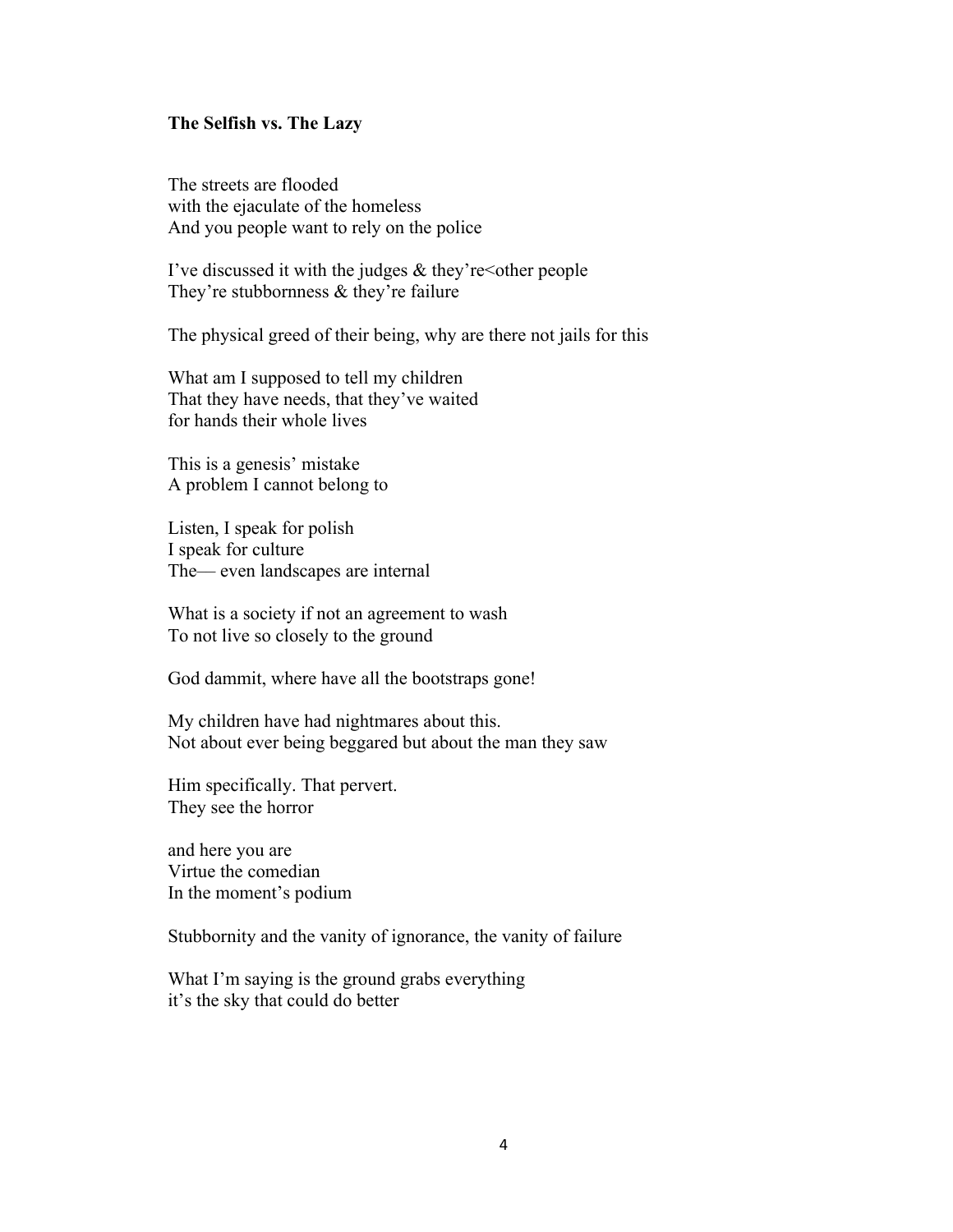**The Selfish vs. The Lazy**

The streets are flooded  
with the ejaculate of the homeless  
And you people want to rely on the police

I've discussed it with the judges & they're<other people  
They're stubbornness & they're failure

The physical greed of their being, why are there not jails for this

What am I supposed to tell my children  
That they have needs, that they've waited  
for hands their whole lives

This is a genesis' mistake  
A problem I cannot belong to

Listen, I speak for polish  
I speak for culture  
The— even landscapes are internal

What is a society if not an agreement to wash  
To not live so closely to the ground

God dammit, where have all the bootstraps gone!

My children have had nightmares about this.  
Not about ever being beggared but about the man they saw

Him specifically. That pervert.  
They see the horror

and here you are  
Virtue the comedian  
In the moment's podium

Stubbornity and the vanity of ignorance, the vanity of failure

What I'm saying is the ground grabs everything  
it's the sky that could do better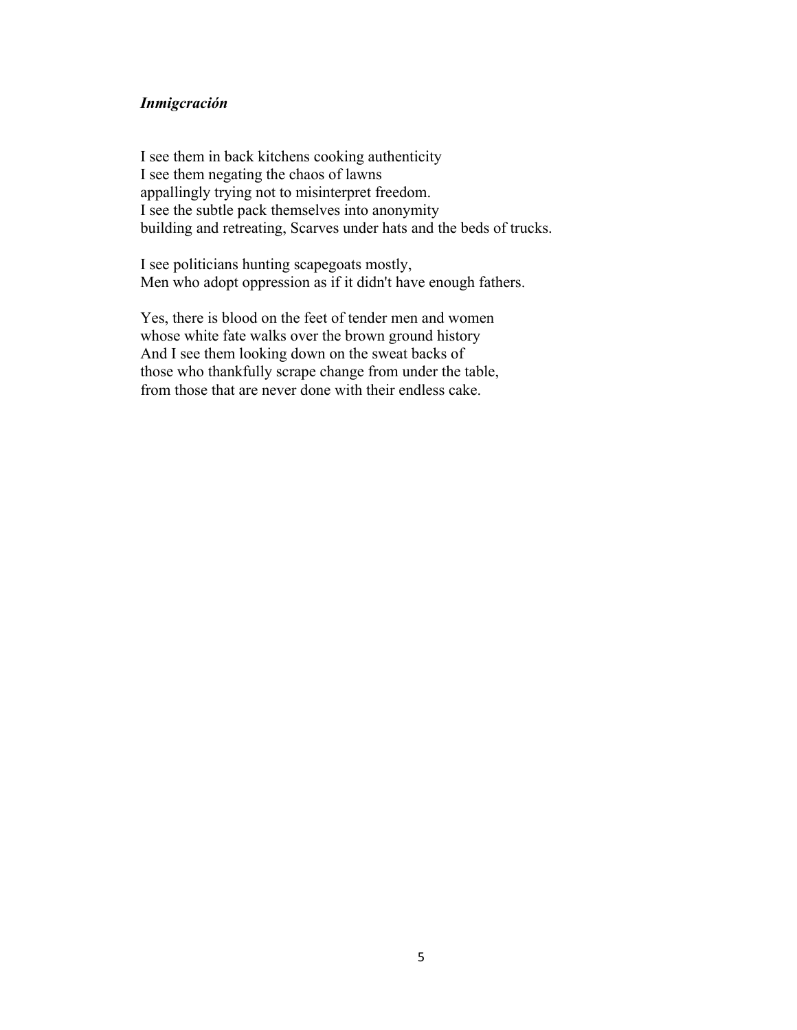***Inmigcración***

I see them in back kitchens cooking authenticity  
I see them negating the chaos of lawns  
appallingly trying not to misinterpret freedom.  
I see the subtle pack themselves into anonymity  
building and retreating, Scarves under hats and the beds of trucks.

I see politicians hunting scapegoats mostly,  
Men who adopt oppression as if it didn't have enough fathers.

Yes, there is blood on the feet of tender men and women  
whose white fate walks over the brown ground history  
And I see them looking down on the sweat backs of  
those who thankfully scrape change from under the table,  
from those that are never done with their endless cake.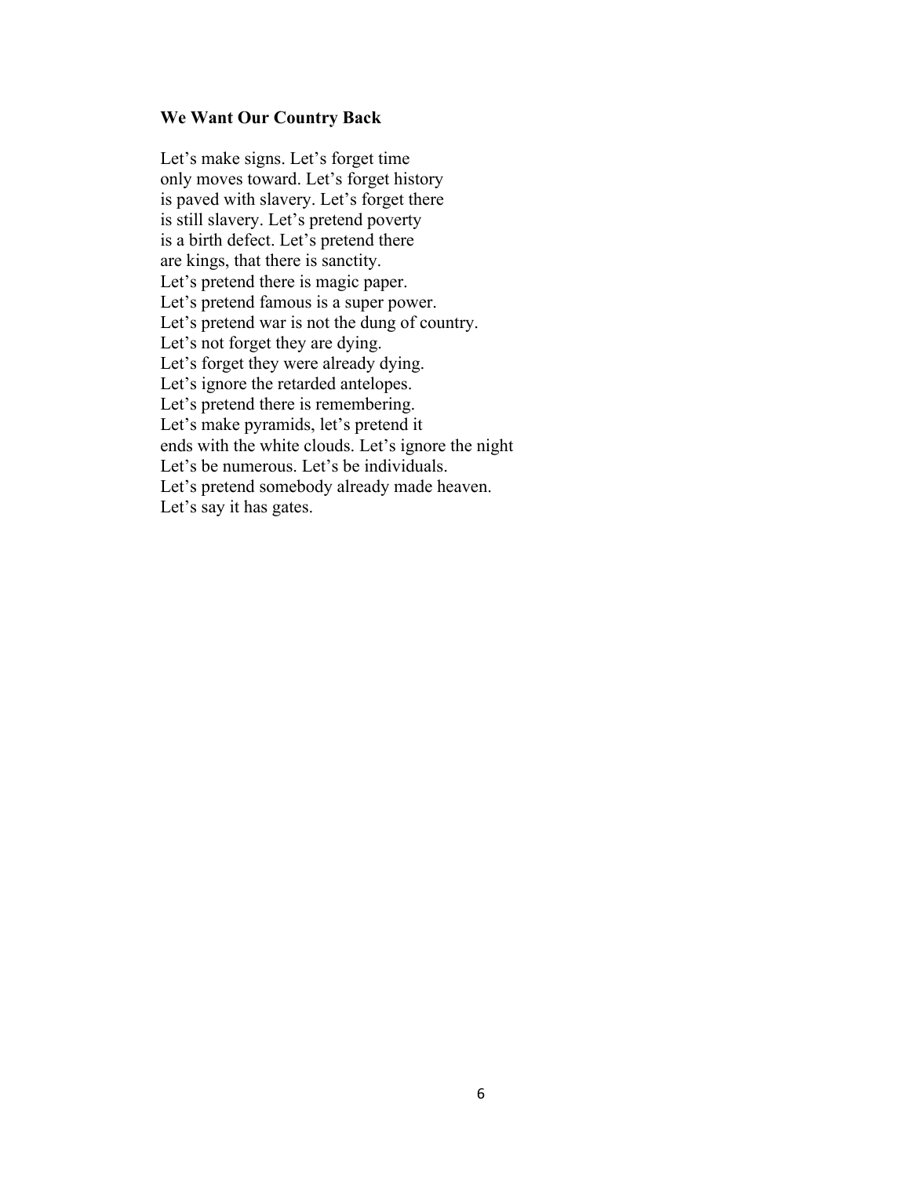**We Want Our Country Back**

Let's make signs. Let's forget time  
only moves toward. Let's forget history  
is paved with slavery. Let's forget there  
is still slavery. Let's pretend poverty  
is a birth defect. Let's pretend there  
are kings, that there is sanctity.  
Let's pretend there is magic paper.  
Let's pretend famous is a super power.  
Let's pretend war is not the dung of country.  
Let's not forget they are dying.  
Let's forget they were already dying.  
Let's ignore the retarded antelopes.  
Let's pretend there is remembering.  
Let's make pyramids, let's pretend it  
ends with the white clouds. Let's ignore the night  
Let's be numerous. Let's be individuals.  
Let's pretend somebody already made heaven.  
Let's say it has gates.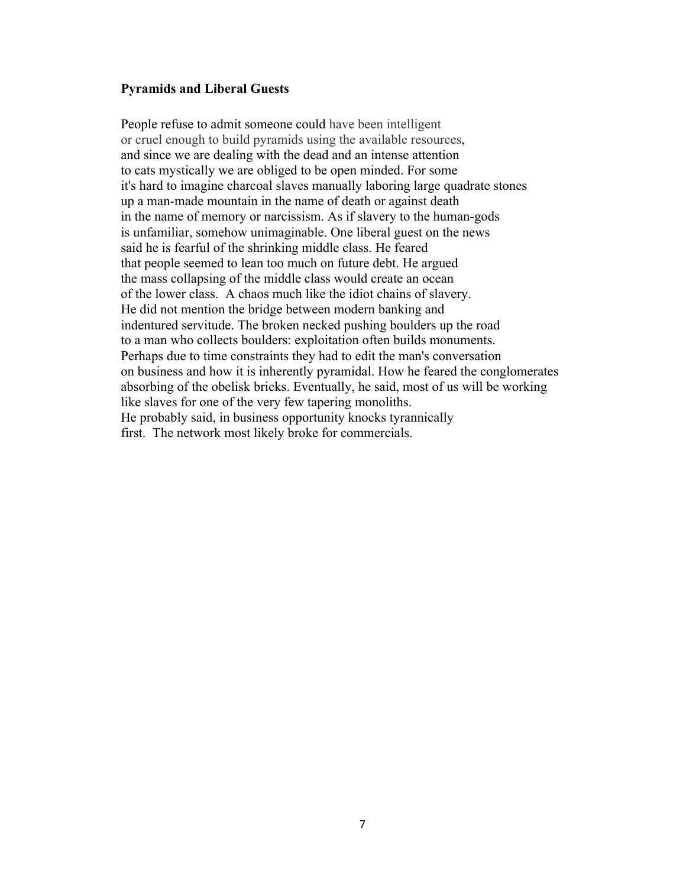**Pyramids and Liberal Guests**

People refuse to admit someone could have been intelligent
or cruel enough to build pyramids using the available resources,
and since we are dealing with the dead and an intense attention
to cats mystically we are obliged to be open minded. For some
it's hard to imagine charcoal slaves manually laboring large quadrate stones
up a man-made mountain in the name of death or against death
in the name of memory or narcissism. As if slavery to the human-gods
is unfamiliar, somehow unimaginable. One liberal guest on the news
said he is fearful of the shrinking middle class. He feared
that people seemed to lean too much on future debt. He argued
the mass collapsing of the middle class would create an ocean
of the lower class. A chaos much like the idiot chains of slavery.
He did not mention the bridge between modern banking and
indentured servitude. The broken necked pushing boulders up the road
to a man who collects boulders: exploitation often builds monuments.
Perhaps due to time constraints they had to edit the man's conversation
on business and how it is inherently pyramidal. How he feared the conglomerates
absorbing of the obelisk bricks. Eventually, he said, most of us will be working
like slaves for one of the very few tapering monoliths.
He probably said, in business opportunity knocks tyrannically
first. The network most likely broke for commercials.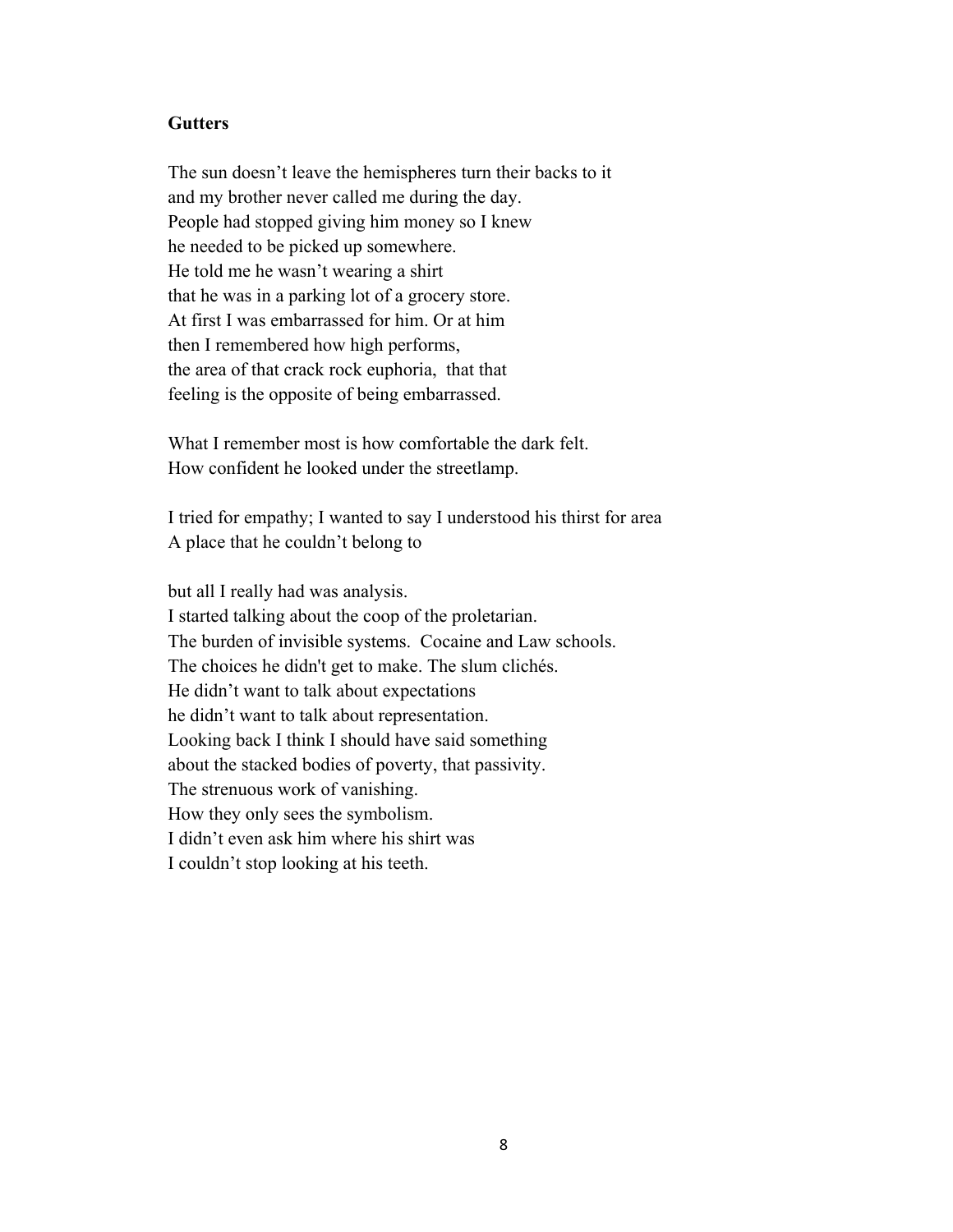**Gutters**

The sun doesn't leave the hemispheres turn their backs to it
and my brother never called me during the day.
People had stopped giving him money so I knew
he needed to be picked up somewhere.
He told me he wasn't wearing a shirt
that he was in a parking lot of a grocery store.
At first I was embarrassed for him. Or at him
then I remembered how high performs,
the area of that crack rock euphoria, that that
feeling is the opposite of being embarrassed.

What I remember most is how comfortable the dark felt.
How confident he looked under the streetlamp.

I tried for empathy; I wanted to say I understood his thirst for area
A place that he couldn't belong to

but all I really had was analysis.
I started talking about the coop of the proletarian.
The burden of invisible systems. Cocaine and Law schools.
The choices he didn't get to make. The slum clichés.
He didn't want to talk about expectations
he didn't want to talk about representation.
Looking back I think I should have said something
about the stacked bodies of poverty, that passivity.
The strenuous work of vanishing.
How they only sees the symbolism.
I didn't even ask him where his shirt was
I couldn't stop looking at his teeth.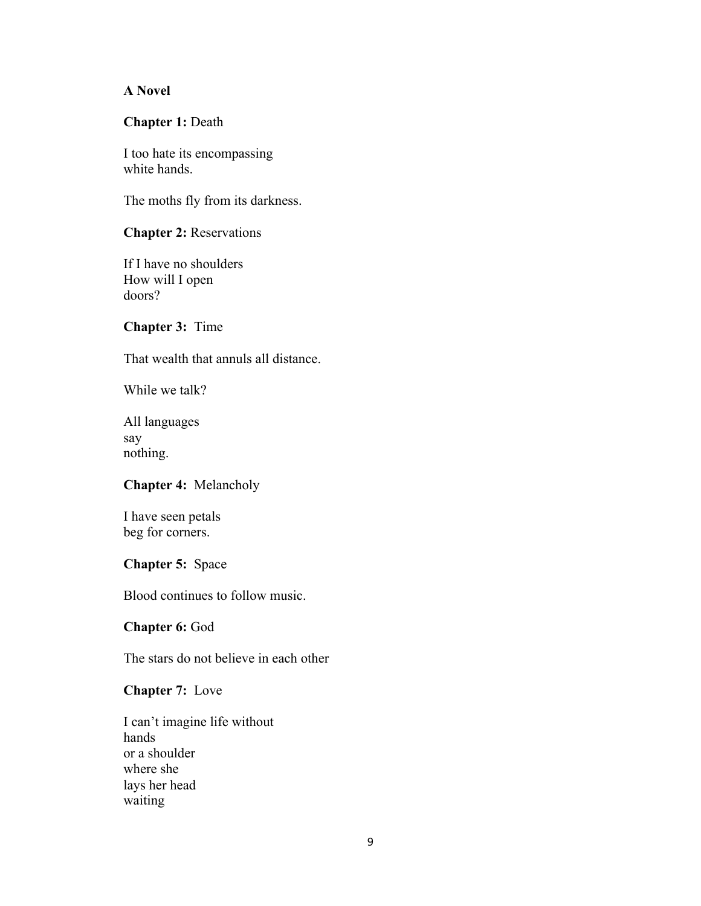**A Novel**

**Chapter 1:** Death

I too hate its encompassing  
white hands.

The moths fly from its darkness.

**Chapter 2:** Reservations

If I have no shoulders  
How will I open  
doors?

**Chapter 3:** Time

That wealth that annuls all distance.

While we talk?

All languages  
say  
nothing.

**Chapter 4:** Melancholy

I have seen petals  
beg for corners.

**Chapter 5:** Space

Blood continues to follow music.

**Chapter 6:** God

The stars do not believe in each other

**Chapter 7:** Love

I can't imagine life without  
hands  
or a shoulder  
where she  
lays her head  
waiting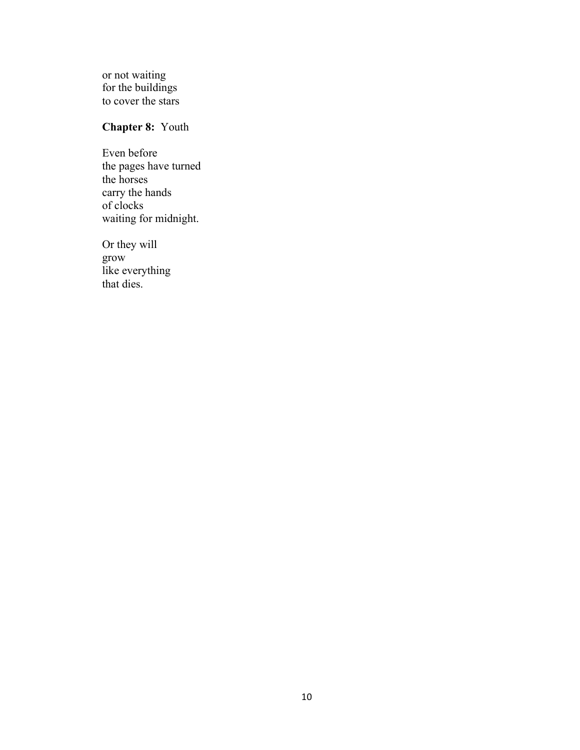or not waiting  
for the buildings  
to cover the stars

**Chapter 8:** Youth

Even before  
the pages have turned  
the horses  
carry the hands  
of clocks  
waiting for midnight.

Or they will  
grow  
like everything  
that dies.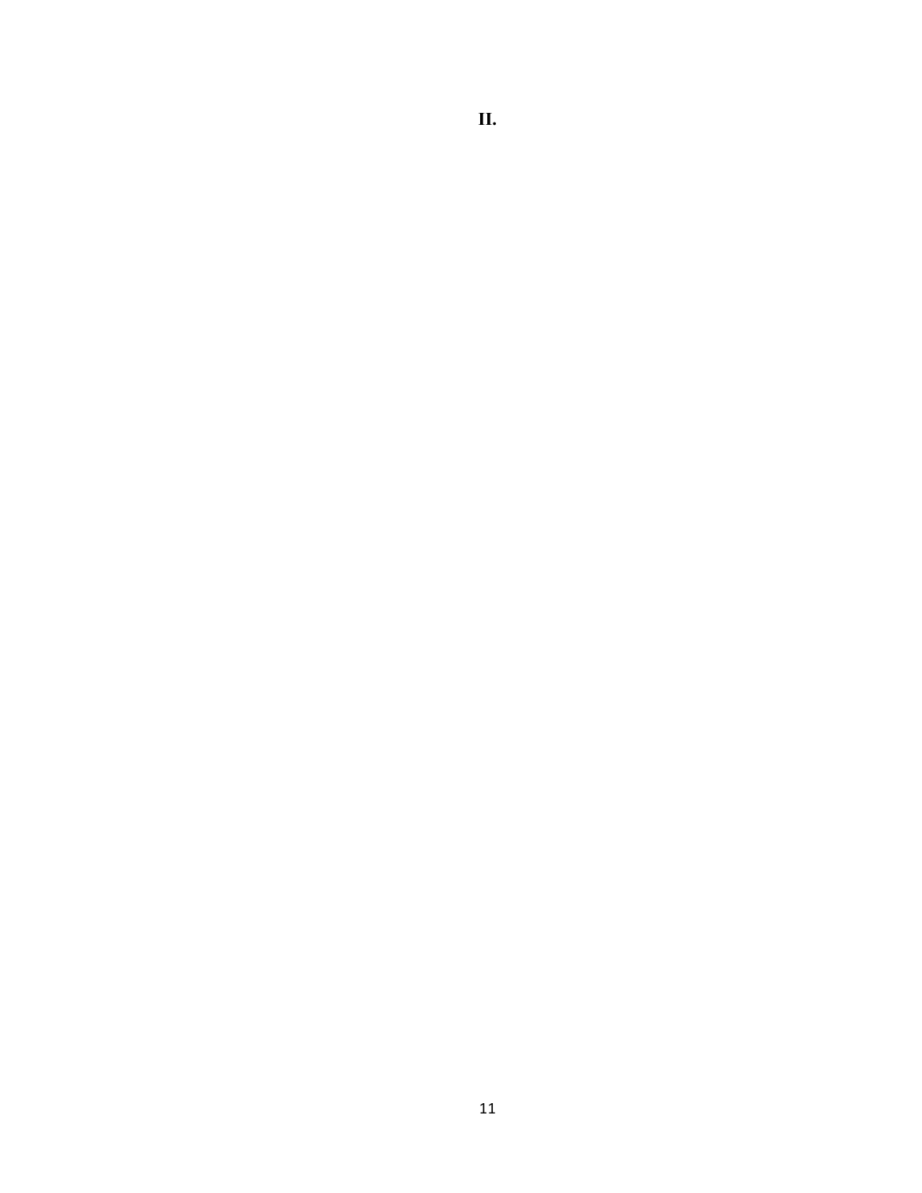**II.**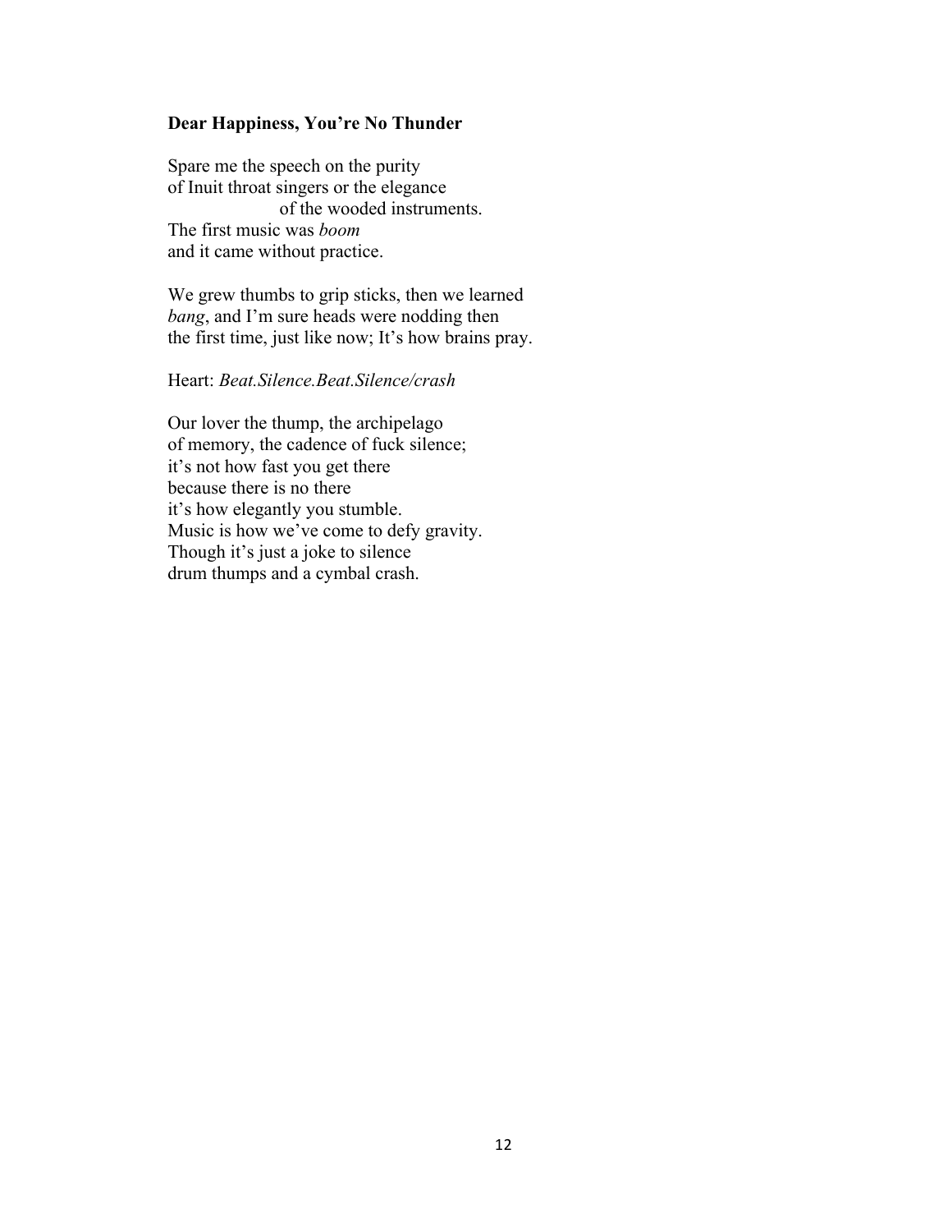**Dear Happiness, You're No Thunder**

Spare me the speech on the purity  
of Inuit throat singers or the elegance  
                    of the wooded instruments.  
The first music was *boom*  
and it came without practice.

We grew thumbs to grip sticks, then we learned  
*bang*, and I'm sure heads were nodding then  
the first time, just like now; It's how brains pray.

Heart: *Beat.Silence.Beat.Silence/crash*

Our lover the thump, the archipelago  
of memory, the cadence of fuck silence;  
it's not how fast you get there  
because there is no there  
it's how elegantly you stumble.  
Music is how we've come to defy gravity.  
Though it's just a joke to silence  
drum thumps and a cymbal crash.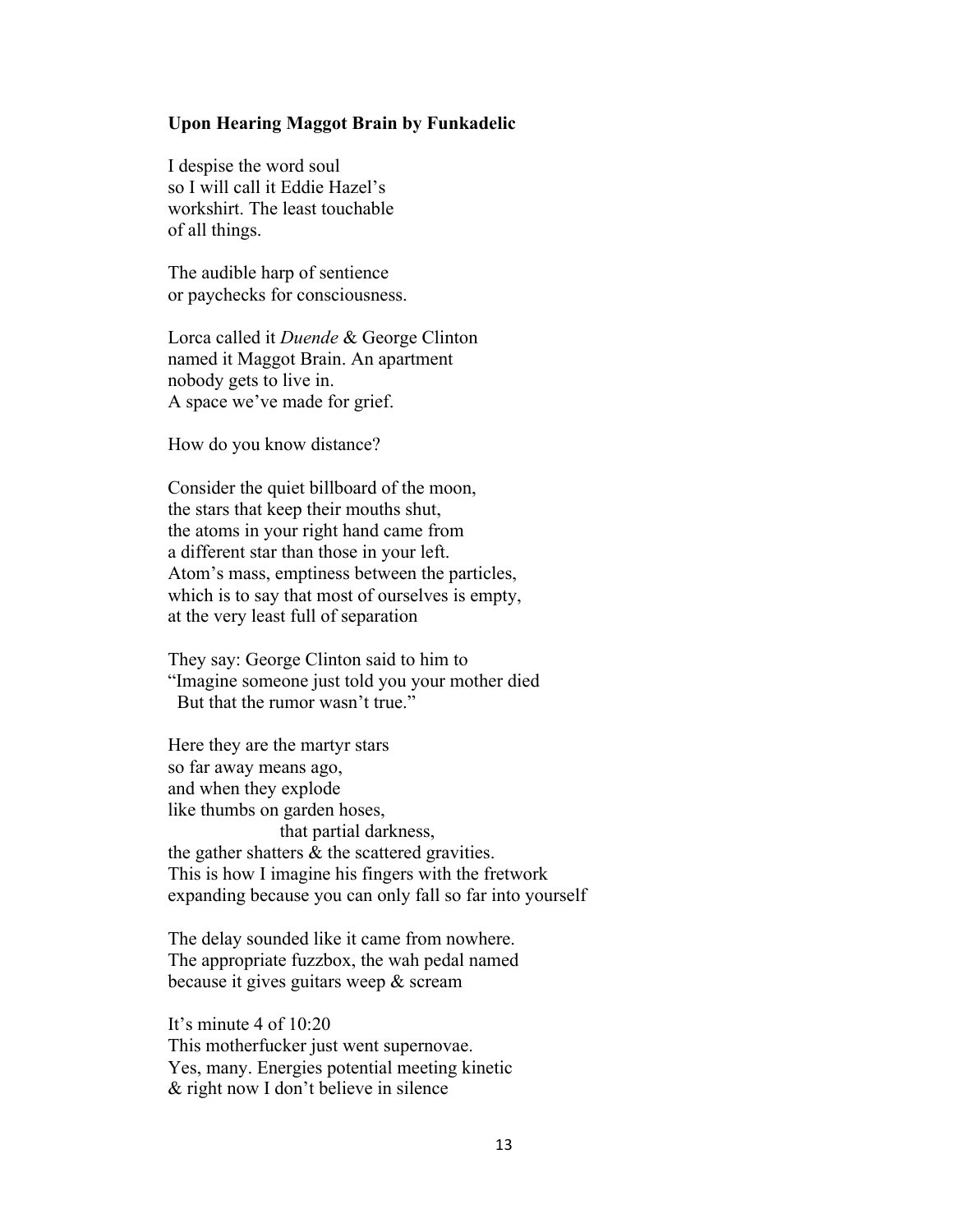**Upon Hearing Maggot Brain by Funkadelic**

I despise the word soul  
so I will call it Eddie Hazel's  
workshirt. The least touchable  
of all things.

The audible harp of sentience  
or paychecks for consciousness.

Lorca called it *Duende* & George Clinton  
named it Maggot Brain. An apartment  
nobody gets to live in.  
A space we've made for grief.

How do you know distance?

Consider the quiet billboard of the moon,  
the stars that keep their mouths shut,  
the atoms in your right hand came from  
a different star than those in your left.  
Atom's mass, emptiness between the particles,  
which is to say that most of ourselves is empty,  
at the very least full of separation

They say: George Clinton said to him to  
"Imagine someone just told you your mother died  
&nbsp;&nbsp;But that the rumor wasn't true."

Here they are the martyr stars  
so far away means ago,  
and when they explode  
like thumbs on garden hoses,  
&nbsp;&nbsp;&nbsp;&nbsp;&nbsp;&nbsp;&nbsp;&nbsp;&nbsp;&nbsp;&nbsp;&nbsp;&nbsp;&nbsp;&nbsp;&nbsp;&nbsp;&nbsp;that partial darkness,  
the gather shatters & the scattered gravities.  
This is how I imagine his fingers with the fretwork  
expanding because you can only fall so far into yourself

The delay sounded like it came from nowhere.  
The appropriate fuzzbox, the wah pedal named  
because it gives guitars weep & scream

It's minute 4 of 10:20  
This motherfucker just went supernovae.  
Yes, many. Energies potential meeting kinetic  
& right now I don't believe in silence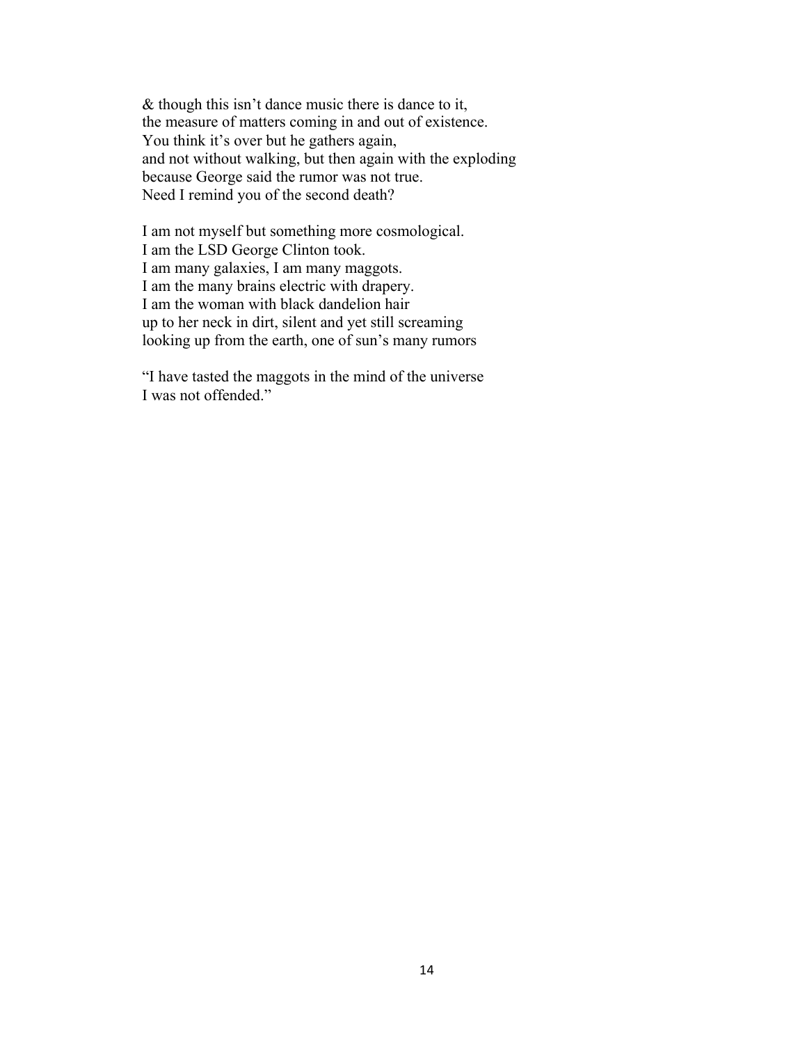& though this isn't dance music there is dance to it,  
the measure of matters coming in and out of existence.  
You think it's over but he gathers again,  
and not without walking, but then again with the exploding  
because George said the rumor was not true.  
Need I remind you of the second death?

I am not myself but something more cosmological.  
I am the LSD George Clinton took.  
I am many galaxies, I am many maggots.  
I am the many brains electric with drapery.  
I am the woman with black dandelion hair  
up to her neck in dirt, silent and yet still screaming  
looking up from the earth, one of sun's many rumors

"I have tasted the maggots in the mind of the universe  
I was not offended."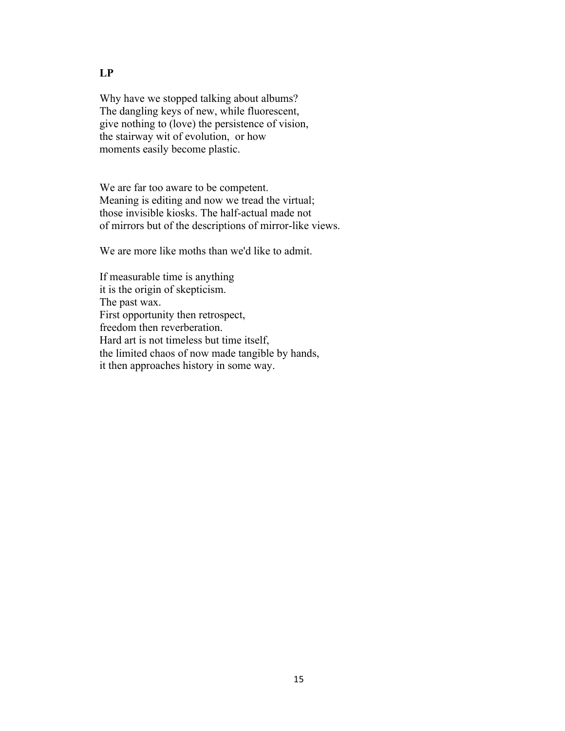**LP**

Why have we stopped talking about albums?
The dangling keys of new, while fluorescent,
give nothing to (love) the persistence of vision,
the stairway wit of evolution, or how
moments easily become plastic.

We are far too aware to be competent.
Meaning is editing and now we tread the virtual;
those invisible kiosks. The half-actual made not
of mirrors but of the descriptions of mirror-like views.

We are more like moths than we'd like to admit.

If measurable time is anything
it is the origin of skepticism.
The past wax.
First opportunity then retrospect,
freedom then reverberation.
Hard art is not timeless but time itself,
the limited chaos of now made tangible by hands,
it then approaches history in some way.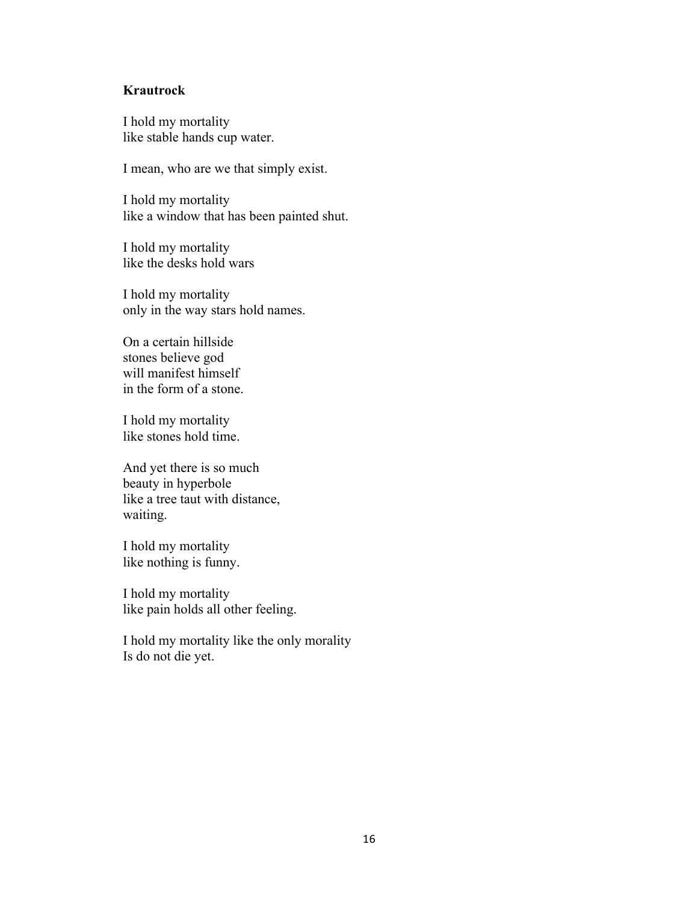**Krautrock**

I hold my mortality  
like stable hands cup water.

I mean, who are we that simply exist.

I hold my mortality  
like a window that has been painted shut.

I hold my mortality  
like the desks hold wars

I hold my mortality  
only in the way stars hold names.

On a certain hillside  
stones believe god  
will manifest himself  
in the form of a stone.

I hold my mortality  
like stones hold time.

And yet there is so much  
beauty in hyperbole  
like a tree taut with distance,  
waiting.

I hold my mortality  
like nothing is funny.

I hold my mortality  
like pain holds all other feeling.

I hold my mortality like the only morality  
Is do not die yet.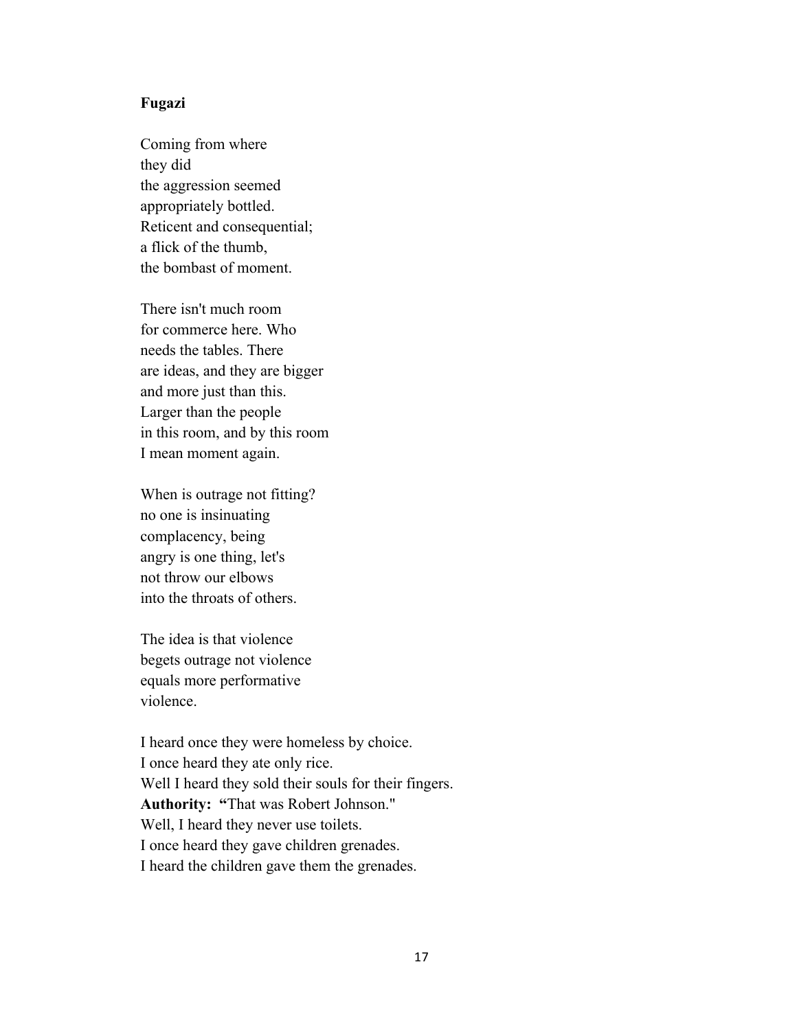**Fugazi**

Coming from where  
they did  
the aggression seemed  
appropriately bottled.  
Reticent and consequential;  
a flick of the thumb,  
the bombast of moment.

There isn't much room  
for commerce here. Who  
needs the tables. There  
are ideas, and they are bigger  
and more just than this.  
Larger than the people  
in this room, and by this room  
I mean moment again.

When is outrage not fitting?  
no one is insinuating  
complacency, being  
angry is one thing, let's  
not throw our elbows  
into the throats of others.

The idea is that violence  
begets outrage not violence  
equals more performative  
violence.

I heard once they were homeless by choice.  
I once heard they ate only rice.  
Well I heard they sold their souls for their fingers.  
**Authority: "**That was Robert Johnson."  
Well, I heard they never use toilets.  
I once heard they gave children grenades.  
I heard the children gave them the grenades.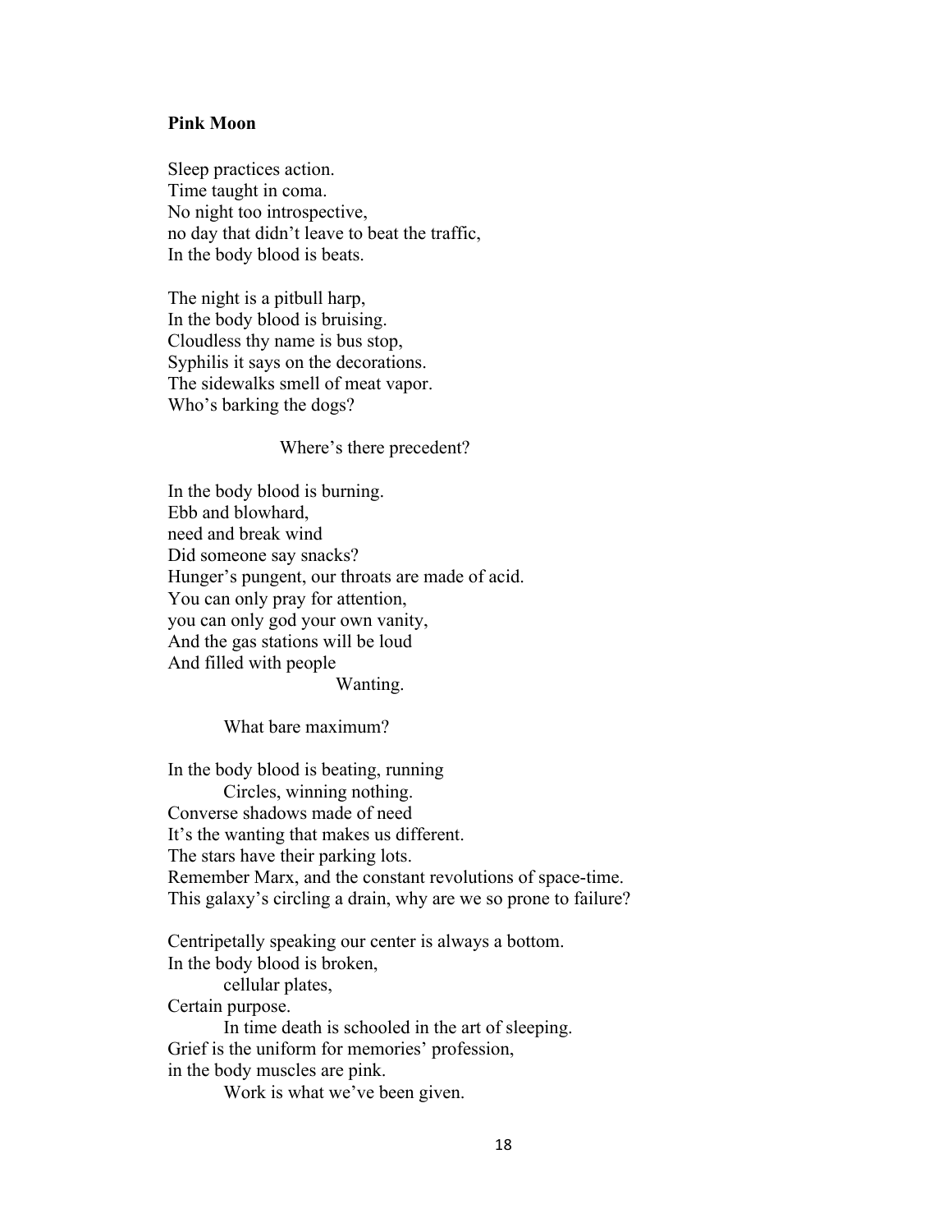**Pink Moon**

Sleep practices action.  
Time taught in coma.  
No night too introspective,  
no day that didn't leave to beat the traffic,  
In the body blood is beats.

The night is a pitbull harp,  
In the body blood is bruising.  
Cloudless thy name is bus stop,  
Syphilis it says on the decorations.  
The sidewalks smell of meat vapor.  
Who's barking the dogs?

Where's there precedent?

In the body blood is burning.  
Ebb and blowhard,  
need and break wind  
Did someone say snacks?  
Hunger's pungent, our throats are made of acid.  
You can only pray for attention,  
you can only god your own vanity,  
And the gas stations will be loud  
And filled with people  
Wanting.

What bare maximum?

In the body blood is beating, running  
Circles, winning nothing.  
Converse shadows made of need  
It's the wanting that makes us different.  
The stars have their parking lots.  
Remember Marx, and the constant revolutions of space-time.  
This galaxy's circling a drain, why are we so prone to failure?

Centripetally speaking our center is always a bottom.  
In the body blood is broken,  
cellular plates,  
Certain purpose.  
In time death is schooled in the art of sleeping.  
Grief is the uniform for memories' profession,  
in the body muscles are pink.  
Work is what we've been given.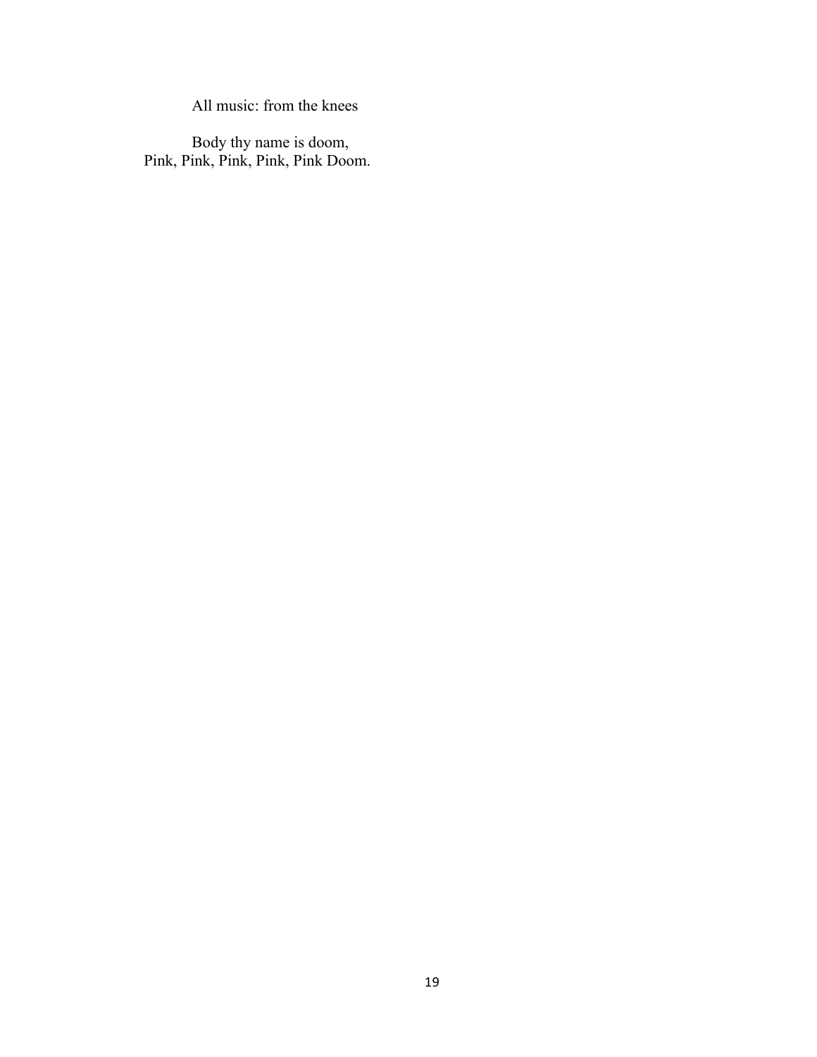All music: from the knees

Body thy name is doom,
Pink, Pink, Pink, Pink, Pink Doom.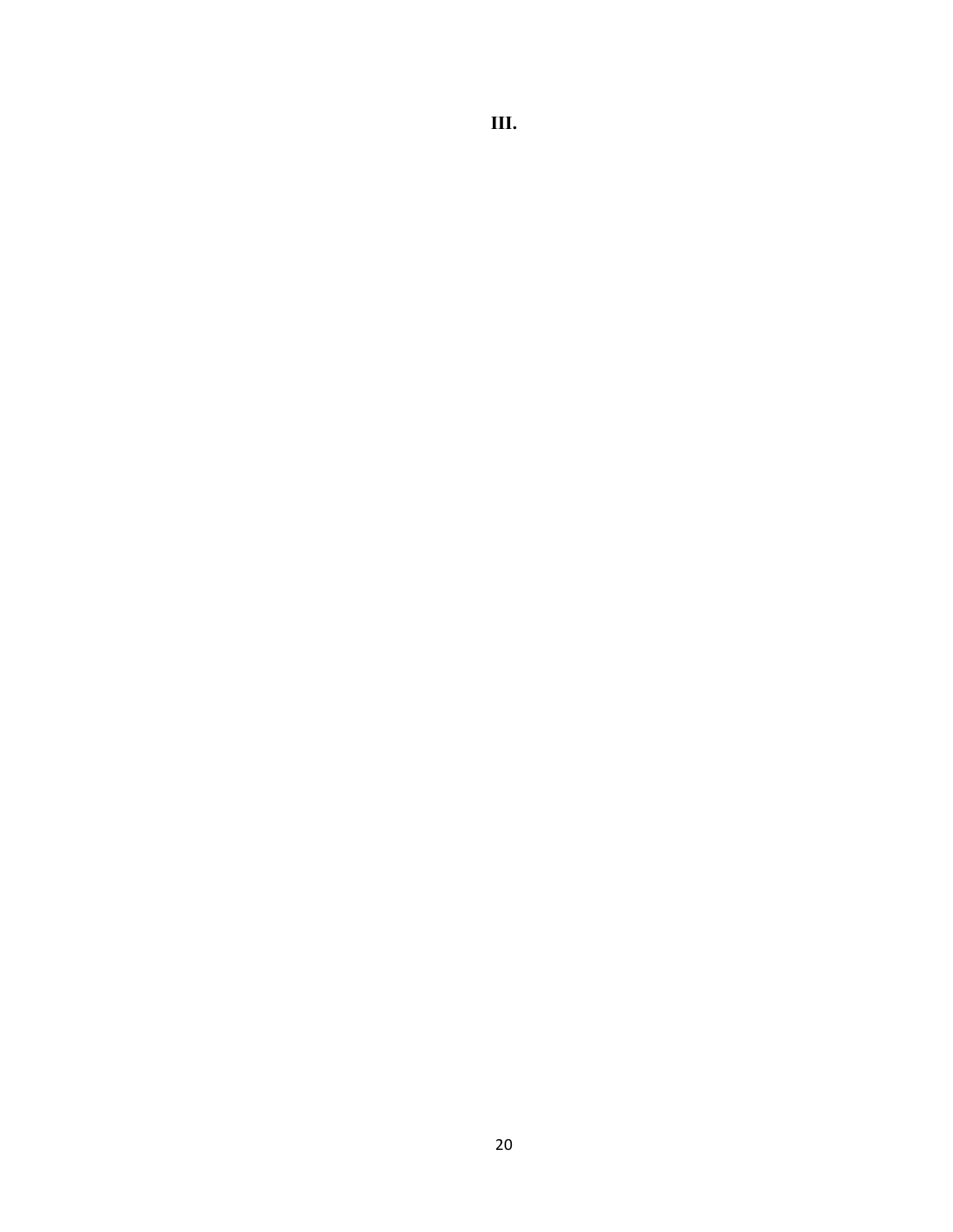# III.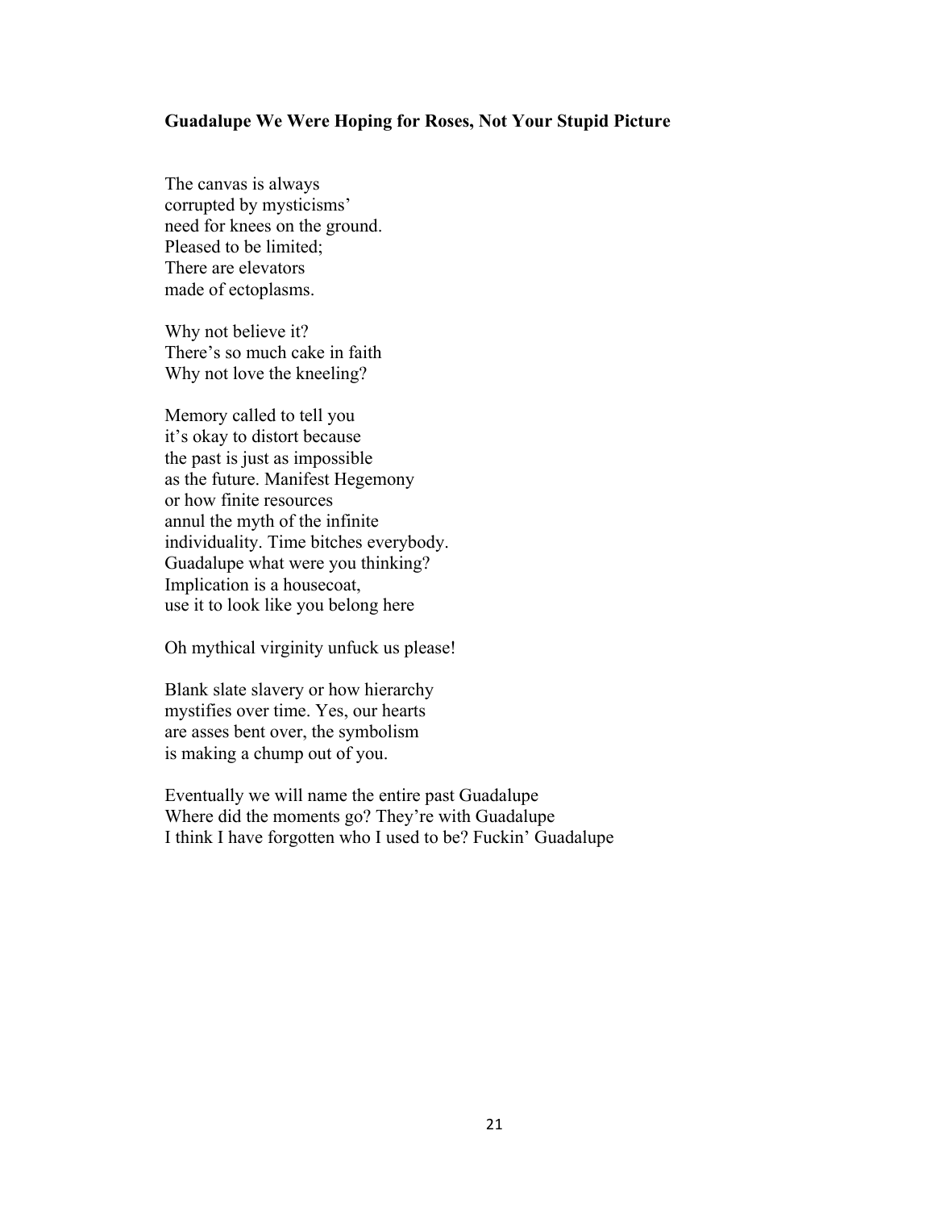**Guadalupe We Were Hoping for Roses, Not Your Stupid Picture**

The canvas is always  
corrupted by mysticisms'  
need for knees on the ground.  
Pleased to be limited;  
There are elevators  
made of ectoplasms.

Why not believe it?  
There's so much cake in faith  
Why not love the kneeling?

Memory called to tell you  
it's okay to distort because  
the past is just as impossible  
as the future. Manifest Hegemony  
or how finite resources  
annul the myth of the infinite  
individuality. Time bitches everybody.  
Guadalupe what were you thinking?  
Implication is a housecoat,  
use it to look like you belong here

Oh mythical virginity unfuck us please!

Blank slate slavery or how hierarchy  
mystifies over time. Yes, our hearts  
are asses bent over, the symbolism  
is making a chump out of you.

Eventually we will name the entire past Guadalupe  
Where did the moments go? They're with Guadalupe  
I think I have forgotten who I used to be? Fuckin' Guadalupe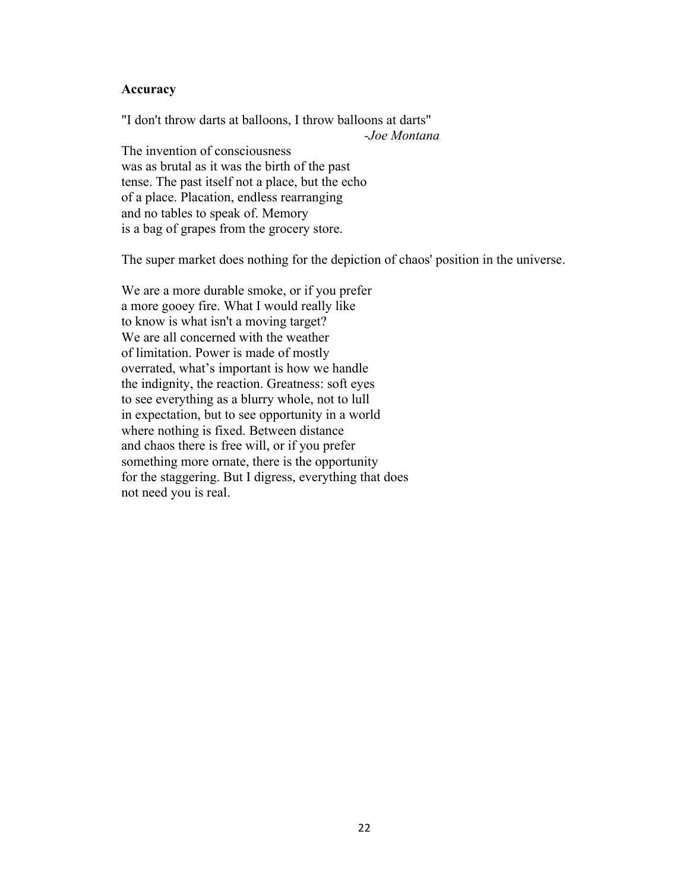**Accuracy**

"I don't throw darts at balloons, I throw balloons at darts"
*-Joe Montana*

The invention of consciousness
was as brutal as it was the birth of the past
tense. The past itself not a place, but the echo
of a place. Placation, endless rearranging
and no tables to speak of. Memory
is a bag of grapes from the grocery store.

The super market does nothing for the depiction of chaos' position in the universe.

We are a more durable smoke, or if you prefer
a more gooey fire. What I would really like
to know is what isn't a moving target?
We are all concerned with the weather
of limitation. Power is made of mostly
overrated, what's important is how we handle
the indignity, the reaction. Greatness: soft eyes
to see everything as a blurry whole, not to lull
in expectation, but to see opportunity in a world
where nothing is fixed. Between distance
and chaos there is free will, or if you prefer
something more ornate, there is the opportunity
for the staggering. But I digress, everything that does
not need you is real.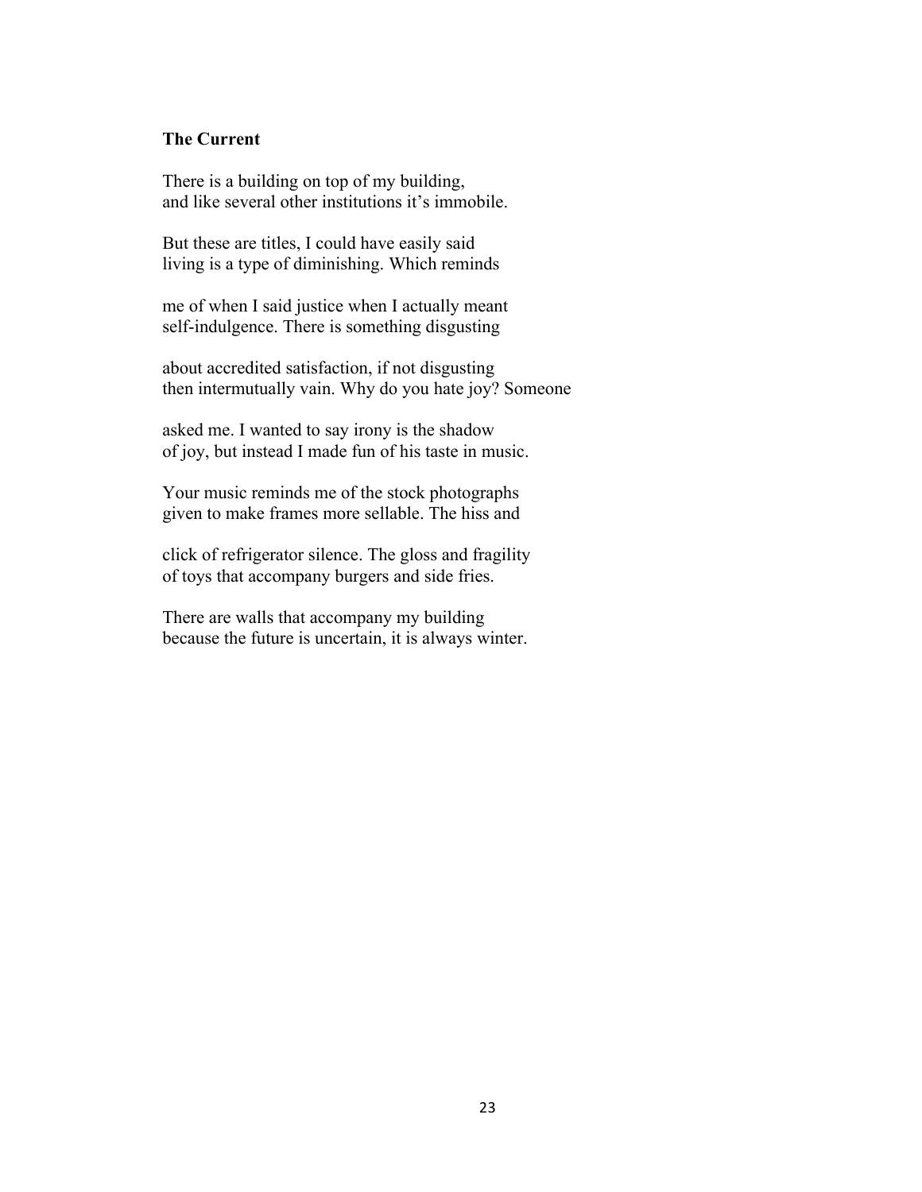**The Current**

There is a building on top of my building,
and like several other institutions it's immobile.

But these are titles, I could have easily said
living is a type of diminishing. Which reminds

me of when I said justice when I actually meant
self-indulgence. There is something disgusting

about accredited satisfaction, if not disgusting
then intermutually vain. Why do you hate joy? Someone

asked me. I wanted to say irony is the shadow
of joy, but instead I made fun of his taste in music.

Your music reminds me of the stock photographs
given to make frames more sellable. The hiss and

click of refrigerator silence. The gloss and fragility
of toys that accompany burgers and side fries.

There are walls that accompany my building
because the future is uncertain, it is always winter.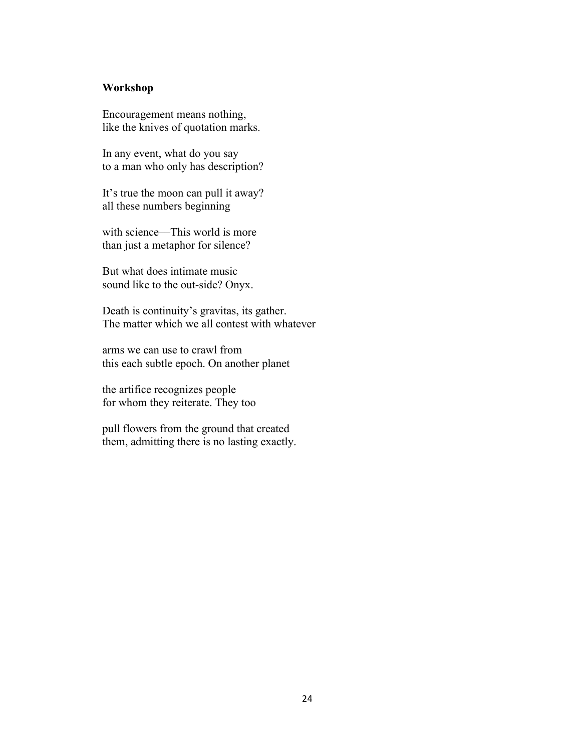**Workshop**

Encouragement means nothing,
like the knives of quotation marks.

In any event, what do you say
to a man who only has description?

It's true the moon can pull it away?
all these numbers beginning

with science—This world is more
than just a metaphor for silence?

But what does intimate music
sound like to the out-side? Onyx.

Death is continuity's gravitas, its gather.
The matter which we all contest with whatever

arms we can use to crawl from
this each subtle epoch. On another planet

the artifice recognizes people
for whom they reiterate. They too

pull flowers from the ground that created
them, admitting there is no lasting exactly.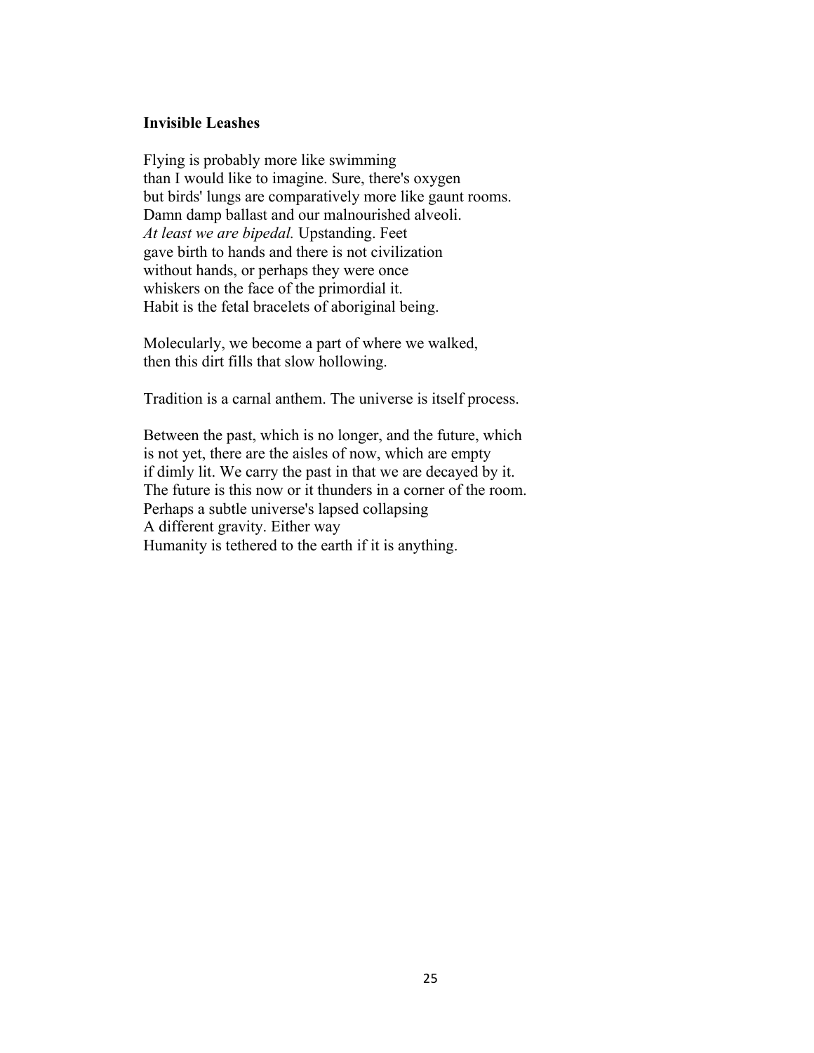**Invisible Leashes**

Flying is probably more like swimming  
than I would like to imagine. Sure, there's oxygen  
but birds' lungs are comparatively more like gaunt rooms.  
Damn damp ballast and our malnourished alveoli.  
*At least we are bipedal.* Upstanding. Feet  
gave birth to hands and there is not civilization  
without hands, or perhaps they were once  
whiskers on the face of the primordial it.  
Habit is the fetal bracelets of aboriginal being.

Molecularly, we become a part of where we walked,  
then this dirt fills that slow hollowing.

Tradition is a carnal anthem. The universe is itself process.

Between the past, which is no longer, and the future, which  
is not yet, there are the aisles of now, which are empty  
if dimly lit. We carry the past in that we are decayed by it.  
The future is this now or it thunders in a corner of the room.  
Perhaps a subtle universe's lapsed collapsing  
A different gravity. Either way  
Humanity is tethered to the earth if it is anything.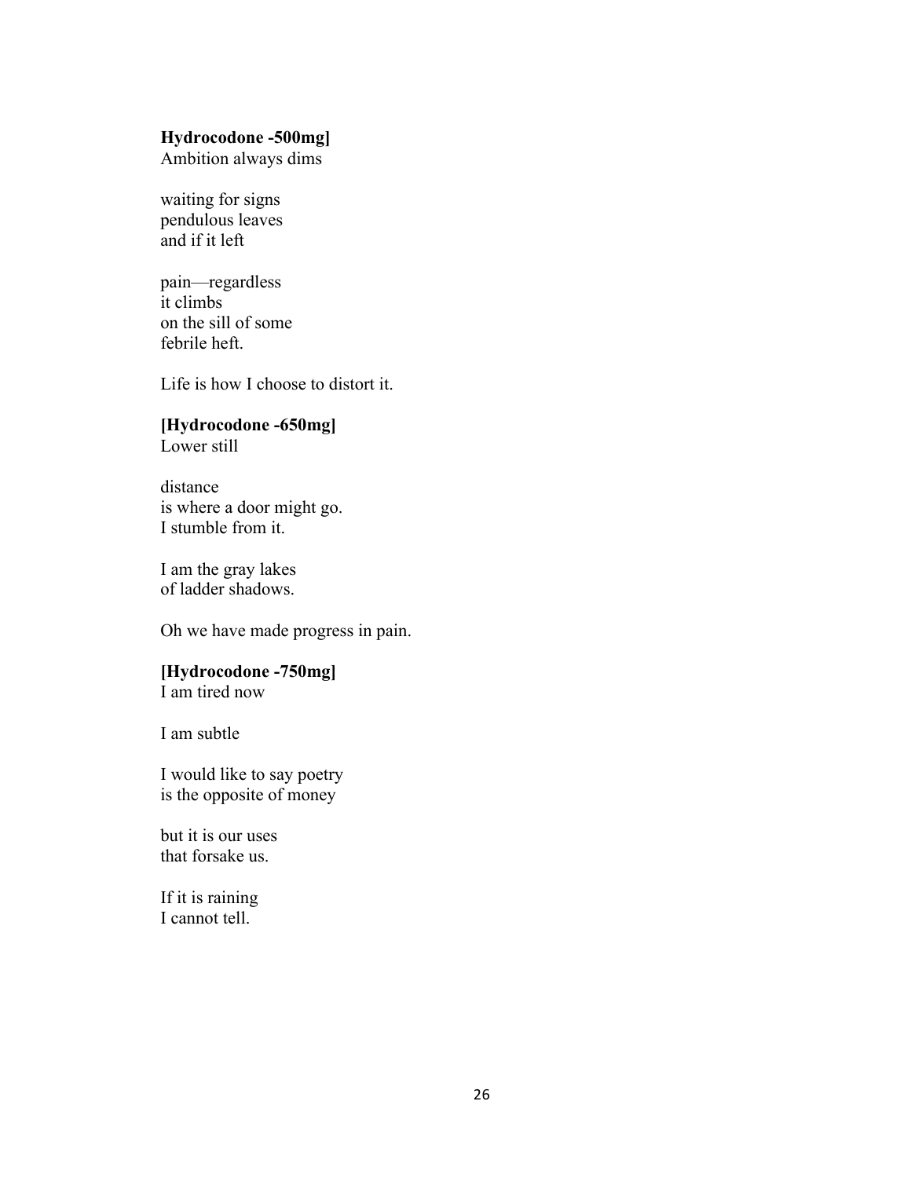**Hydrocodone -500mg]**
Ambition always dims

waiting for signs
pendulous leaves
and if it left

pain—regardless
it climbs
on the sill of some
febrile heft.

Life is how I choose to distort it.

**[Hydrocodone -650mg]**
Lower still

distance
is where a door might go.
I stumble from it.

I am the gray lakes
of ladder shadows.

Oh we have made progress in pain.

**[Hydrocodone -750mg]**
I am tired now

I am subtle

I would like to say poetry
is the opposite of money

but it is our uses
that forsake us.

If it is raining
I cannot tell.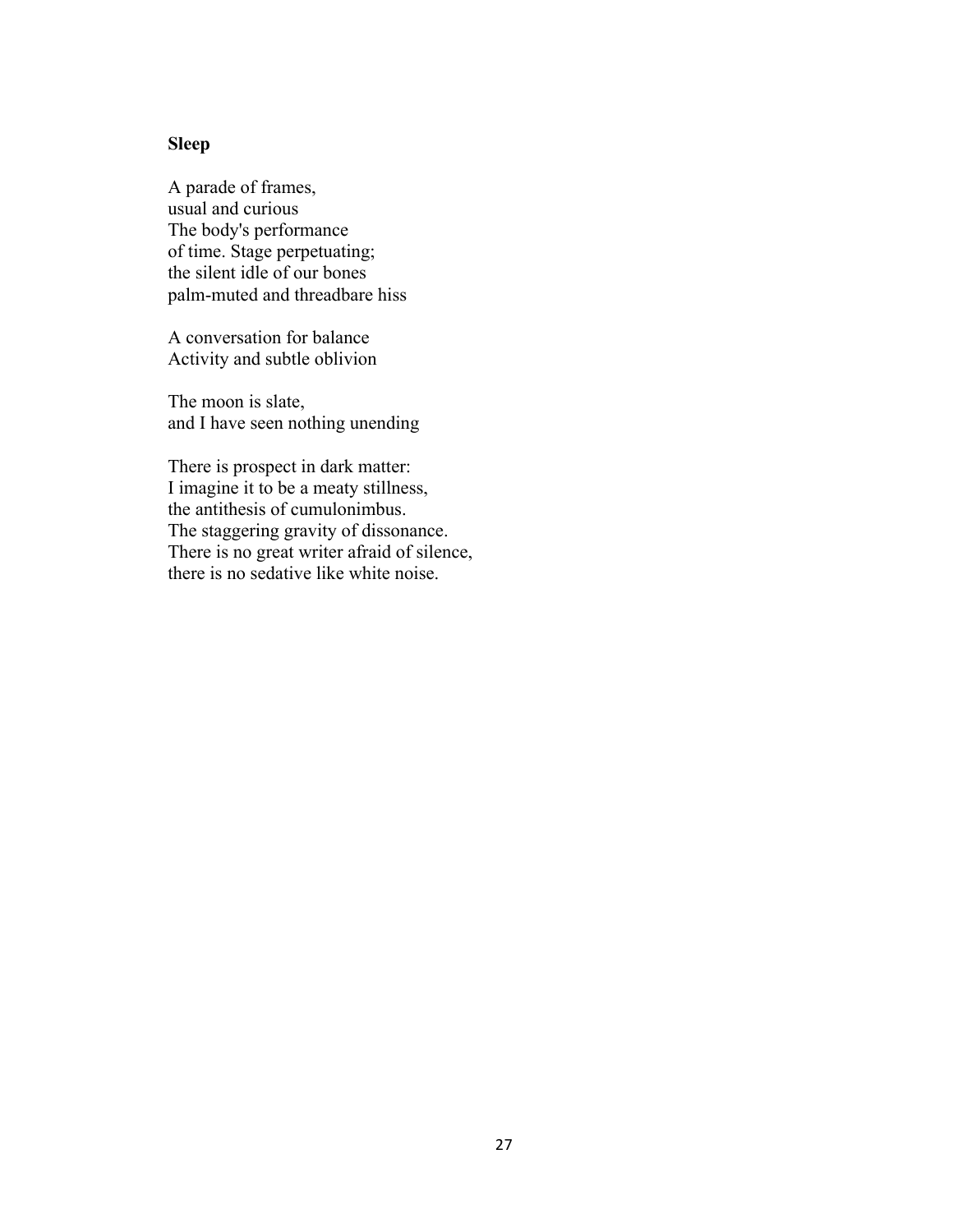**Sleep**

A parade of frames,  
usual and curious  
The body's performance  
of time. Stage perpetuating;  
the silent idle of our bones  
palm-muted and threadbare hiss

A conversation for balance  
Activity and subtle oblivion

The moon is slate,  
and I have seen nothing unending

There is prospect in dark matter:  
I imagine it to be a meaty stillness,  
the antithesis of cumulonimbus.  
The staggering gravity of dissonance.  
There is no great writer afraid of silence,  
there is no sedative like white noise.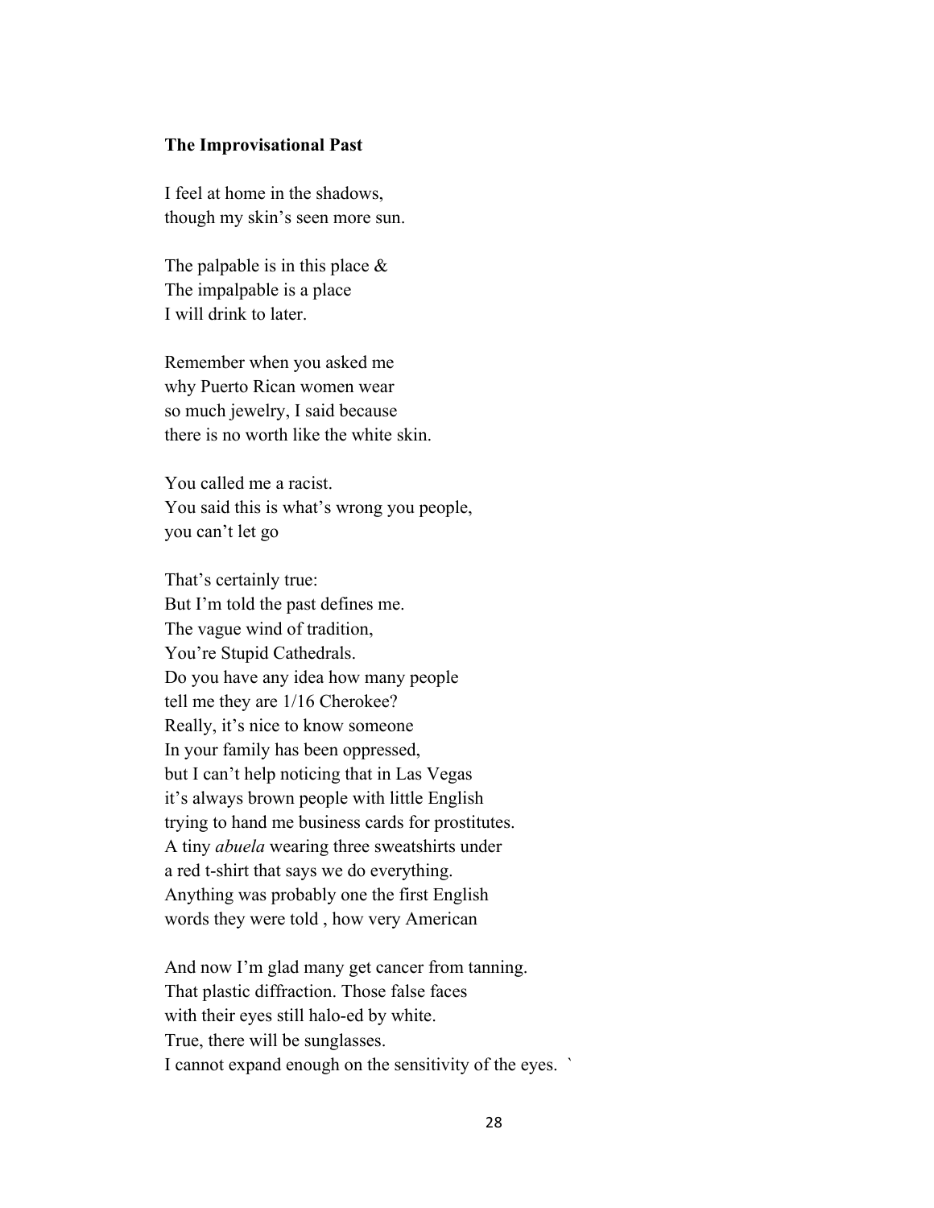**The Improvisational Past**

I feel at home in the shadows,
though my skin's seen more sun.

The palpable is in this place &
The impalpable is a place
I will drink to later.

Remember when you asked me
why Puerto Rican women wear
so much jewelry, I said because
there is no worth like the white skin.

You called me a racist.
You said this is what's wrong you people,
you can't let go

That's certainly true:
But I'm told the past defines me.
The vague wind of tradition,
You're Stupid Cathedrals.
Do you have any idea how many people
tell me they are 1/16 Cherokee?
Really, it's nice to know someone
In your family has been oppressed,
but I can't help noticing that in Las Vegas
it's always brown people with little English
trying to hand me business cards for prostitutes.
A tiny *abuela* wearing three sweatshirts under
a red t-shirt that says we do everything.
Anything was probably one the first English
words they were told , how very American

And now I'm glad many get cancer from tanning.
That plastic diffraction. Those false faces
with their eyes still halo-ed by white.
True, there will be sunglasses.
I cannot expand enough on the sensitivity of the eyes. `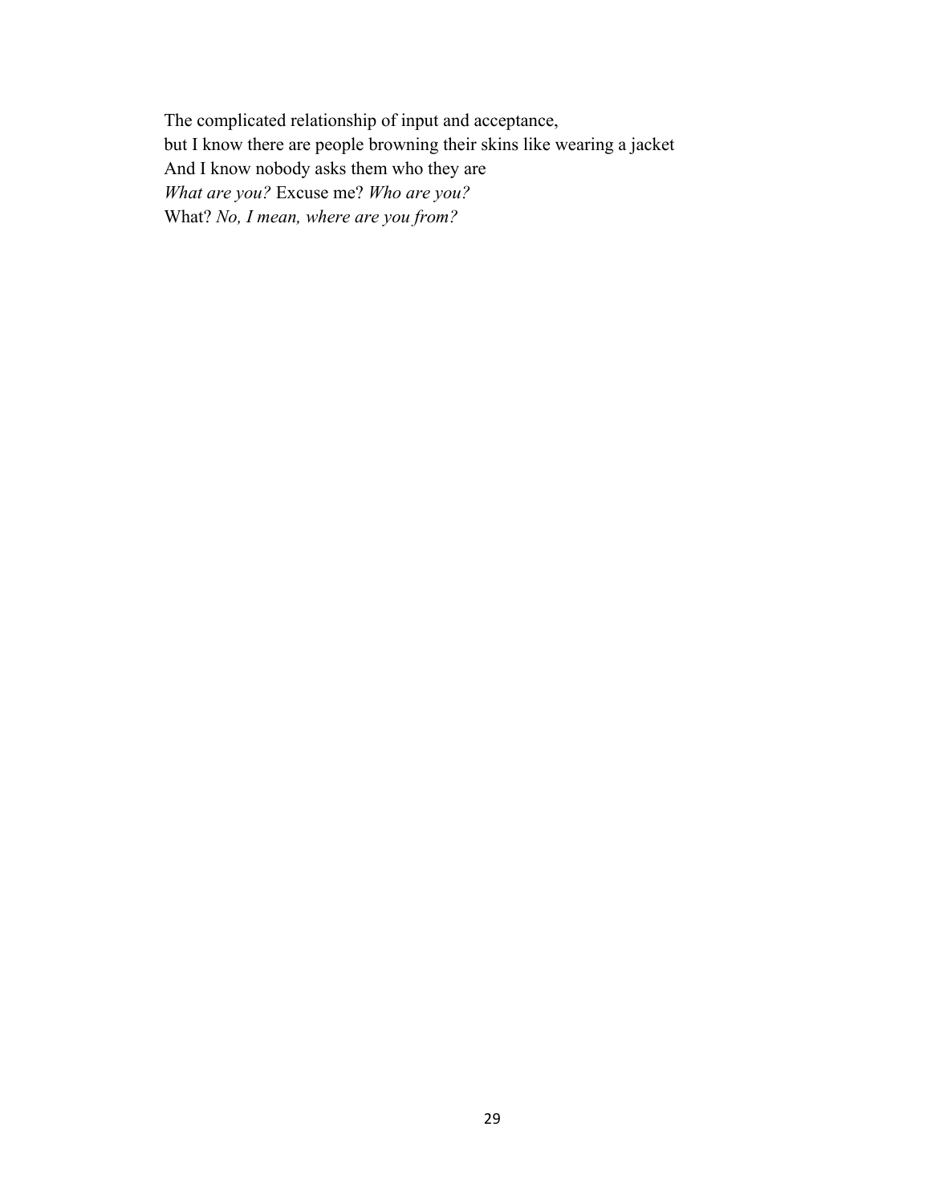The complicated relationship of input and acceptance,  
but I know there are people browning their skins like wearing a jacket  
And I know nobody asks them who they are  
*What are you?* Excuse me? *Who are you?*  
What? *No, I mean, where are you from?*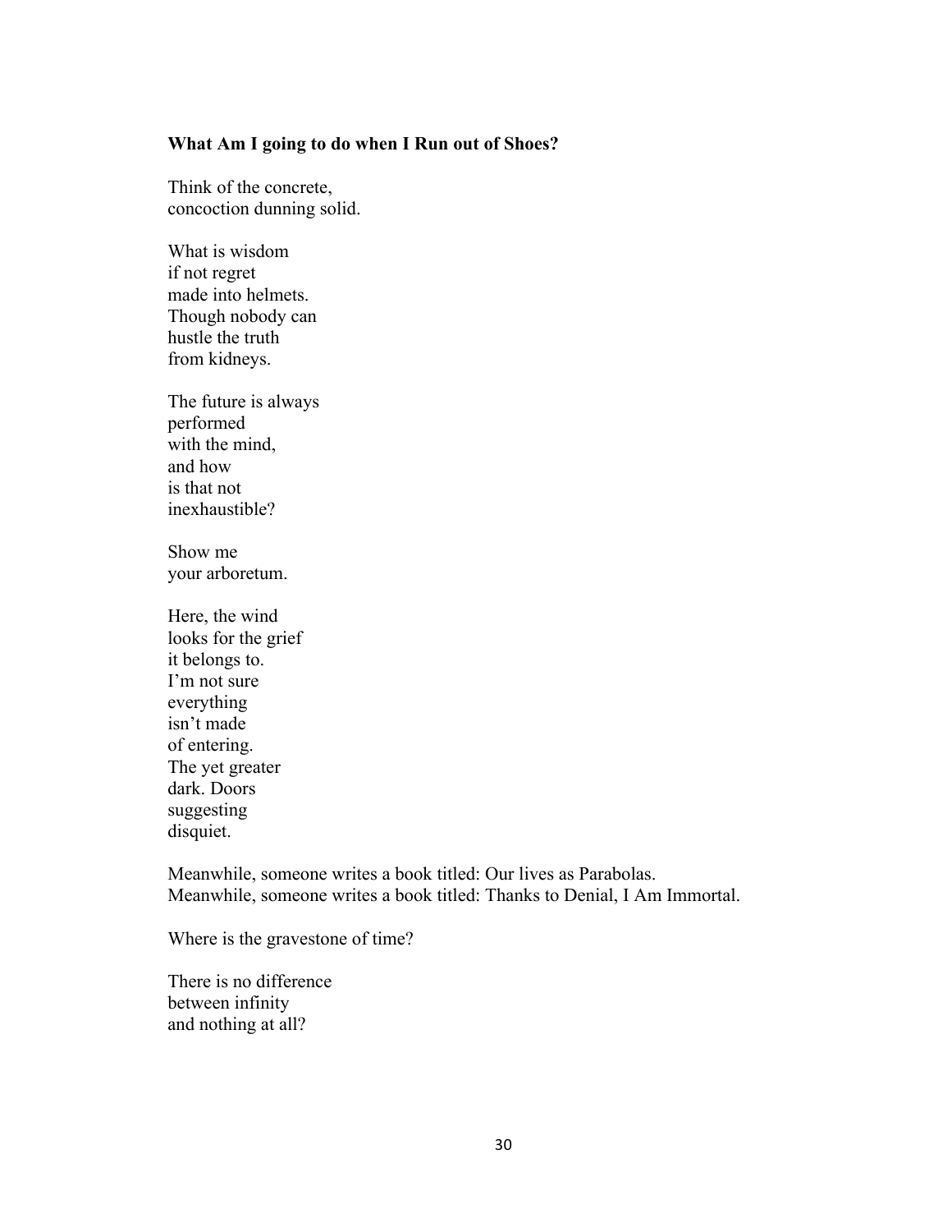**What Am I going to do when I Run out of Shoes?**

Think of the concrete,  
concoction dunning solid.

What is wisdom  
if not regret  
made into helmets.  
Though nobody can  
hustle the truth  
from kidneys.

The future is always  
performed  
with the mind,  
and how  
is that not  
inexhaustible?

Show me  
your arboretum.

Here, the wind  
looks for the grief  
it belongs to.  
I'm not sure  
everything  
isn't made  
of entering.  
The yet greater  
dark. Doors  
suggesting  
disquiet.

Meanwhile, someone writes a book titled: Our lives as Parabolas.  
Meanwhile, someone writes a book titled: Thanks to Denial, I Am Immortal.

Where is the gravestone of time?

There is no difference  
between infinity  
and nothing at all?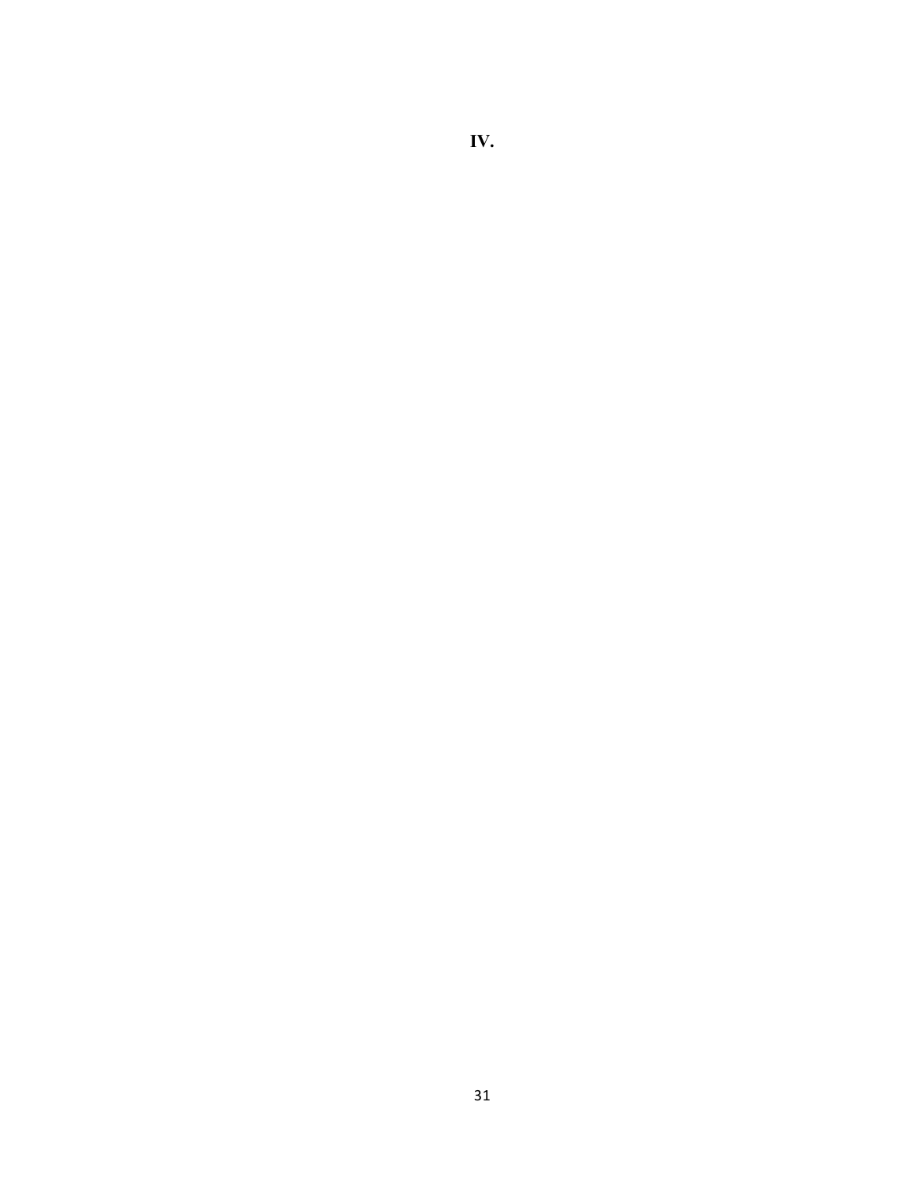# IV.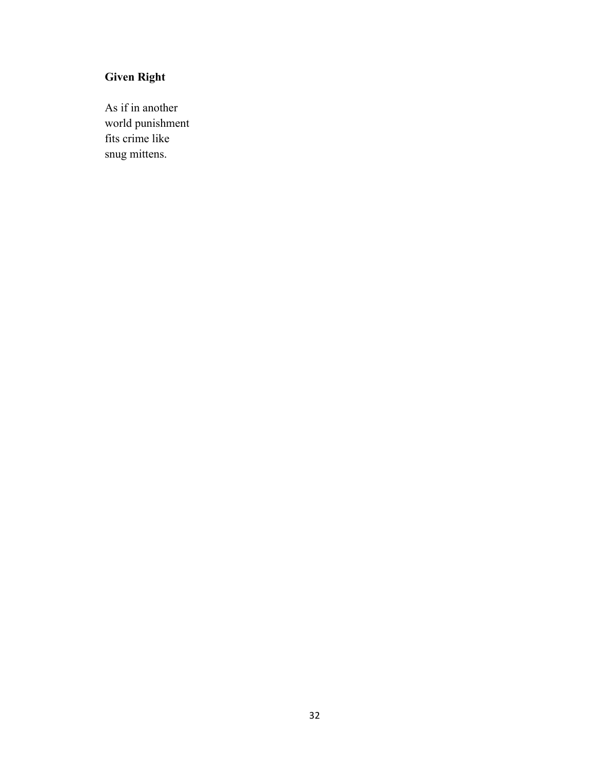**Given Right**

As if in another
world punishment
fits crime like
snug mittens.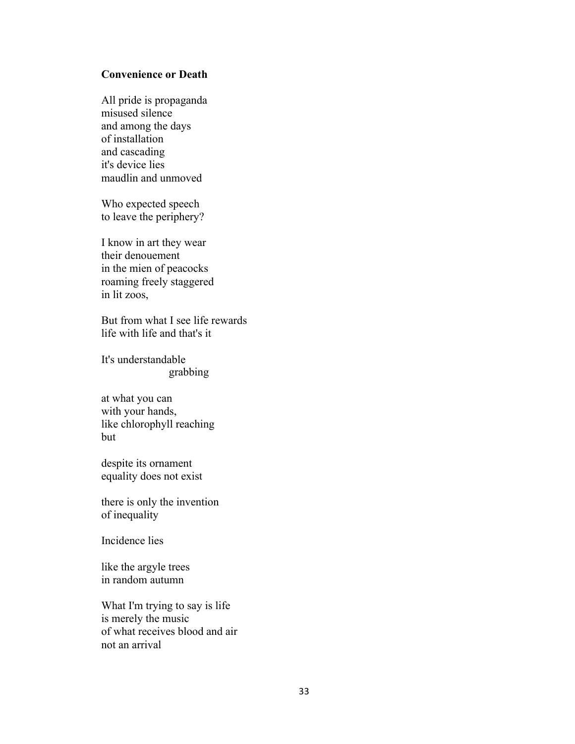**Convenience or Death**

All pride is propaganda  
misused silence  
and among the days  
of installation  
and cascading  
it's device lies  
maudlin and unmoved

Who expected speech  
to leave the periphery?

I know in art they wear  
their denouement  
in the mien of peacocks  
roaming freely staggered  
in lit zoos,

But from what I see life rewards  
life with life and that's it

It's understandable  
&nbsp;&nbsp;&nbsp;&nbsp;&nbsp;&nbsp;&nbsp;&nbsp;&nbsp;&nbsp;&nbsp;&nbsp;&nbsp;&nbsp;&nbsp;&nbsp;&nbsp;&nbsp;&nbsp;&nbsp;grabbing

at what you can  
with your hands,  
like chlorophyll reaching  
but

despite its ornament  
equality does not exist

there is only the invention  
of inequality

Incidence lies

like the argyle trees  
in random autumn

What I'm trying to say is life  
is merely the music  
of what receives blood and air  
not an arrival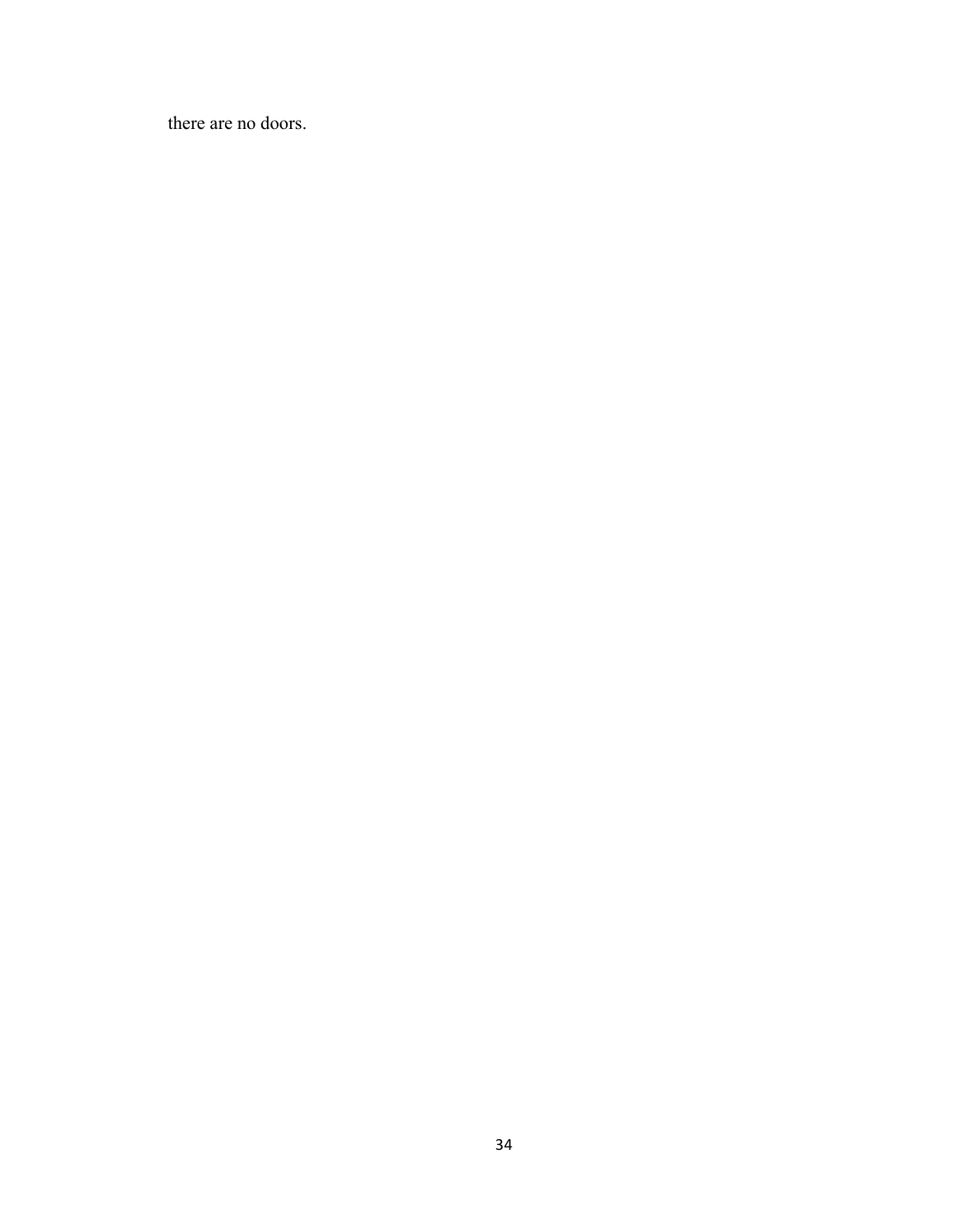there are no doors.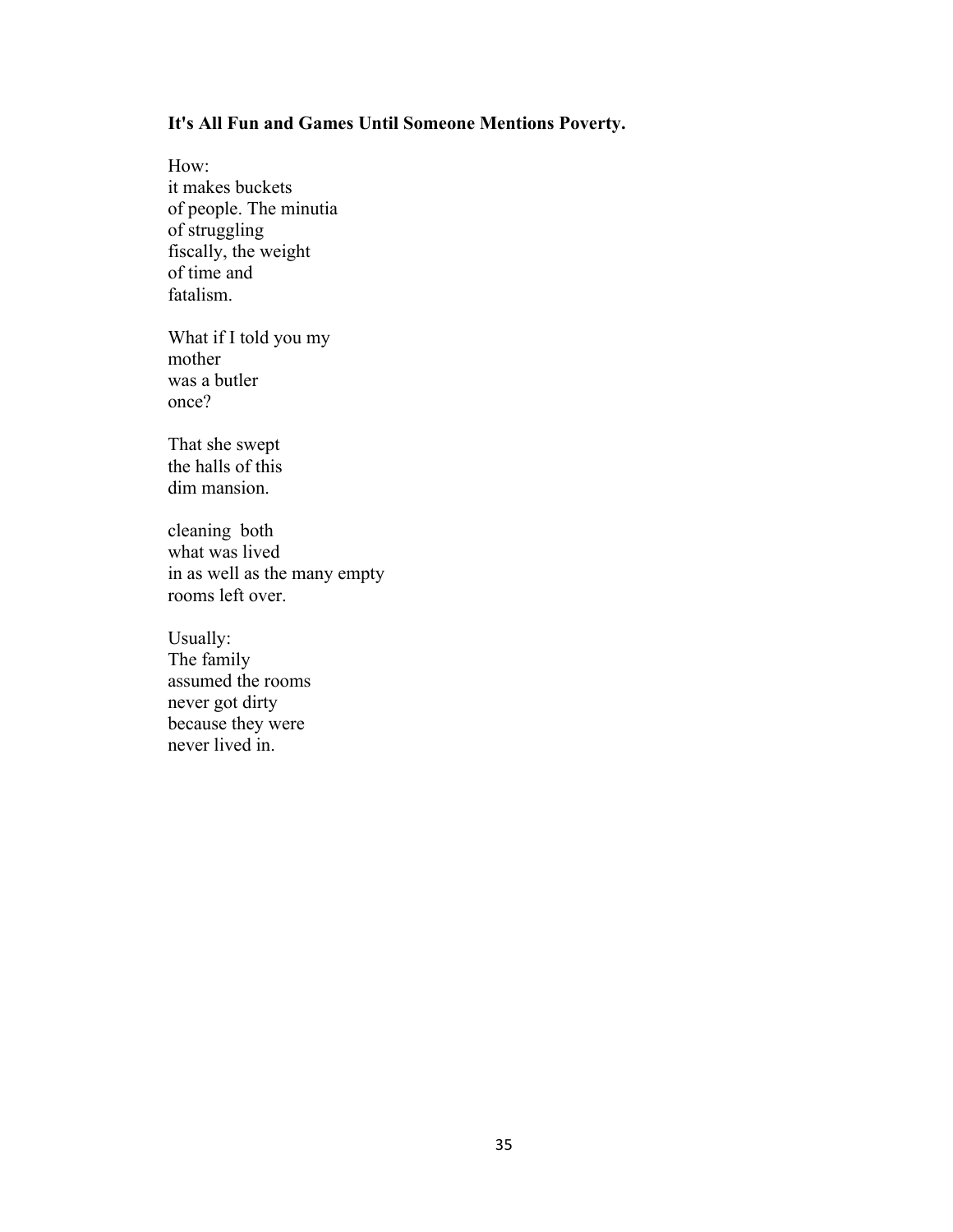**It's All Fun and Games Until Someone Mentions Poverty.**

How:  
it makes buckets  
of people. The minutia  
of struggling  
fiscally, the weight  
of time and  
fatalism.

What if I told you my  
mother  
was a butler  
once?

That she swept  
the halls of this  
dim mansion.

cleaning  both  
what was lived  
in as well as the many empty  
rooms left over.

Usually:  
The family  
assumed the rooms  
never got dirty  
because they were  
never lived in.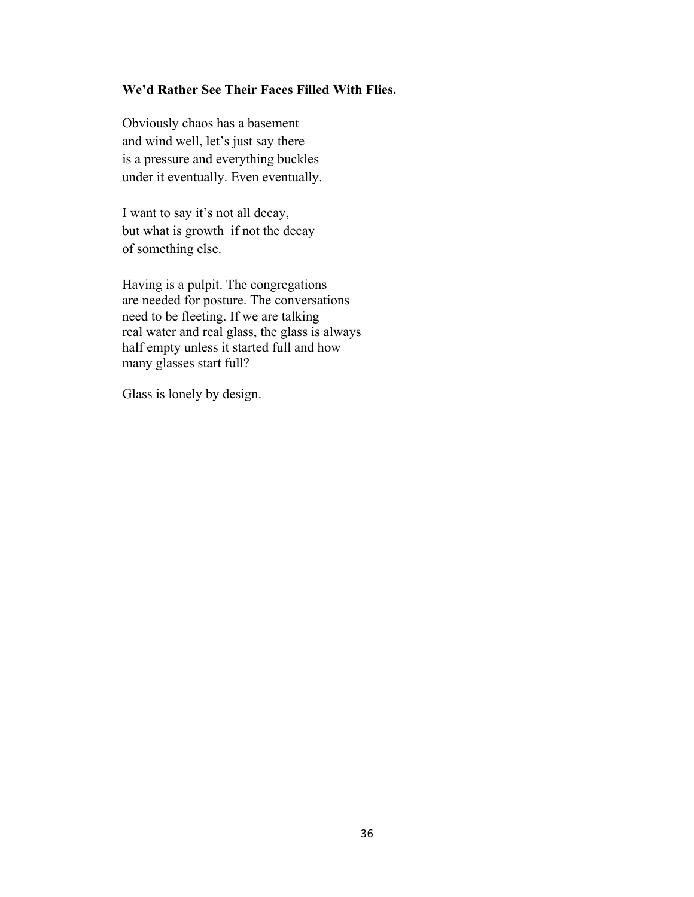**We'd Rather See Their Faces Filled With Flies.**

Obviously chaos has a basement  
and wind well, let's just say there  
is a pressure and everything buckles  
under it eventually. Even eventually.

I want to say it's not all decay,  
but what is growth  if not the decay  
of something else.

Having is a pulpit. The congregations  
are needed for posture. The conversations  
need to be fleeting. If we are talking  
real water and real glass, the glass is always  
half empty unless it started full and how  
many glasses start full?

Glass is lonely by design.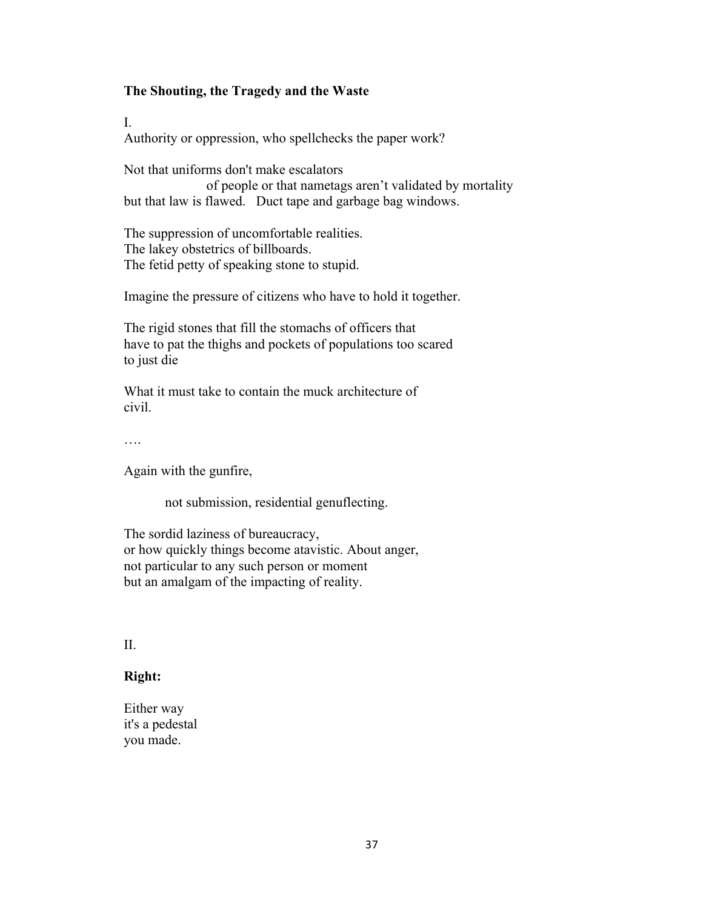**The Shouting, the Tragedy and the Waste**

I.
Authority or oppression, who spellchecks the paper work?

Not that uniforms don't make escalators
    of people or that nametags aren't validated by mortality
but that law is flawed.   Duct tape and garbage bag windows.

The suppression of uncomfortable realities.
The lakey obstetrics of billboards.
The fetid petty of speaking stone to stupid.

Imagine the pressure of citizens who have to hold it together.

The rigid stones that fill the stomachs of officers that
have to pat the thighs and pockets of populations too scared
to just die

What it must take to contain the muck architecture of
civil.

….

Again with the gunfire,

    not submission, residential genuflecting.

The sordid laziness of bureaucracy,
or how quickly things become atavistic. About anger,
not particular to any such person or moment
but an amalgam of the impacting of reality.

II.

**Right:**

Either way
it's a pedestal
you made.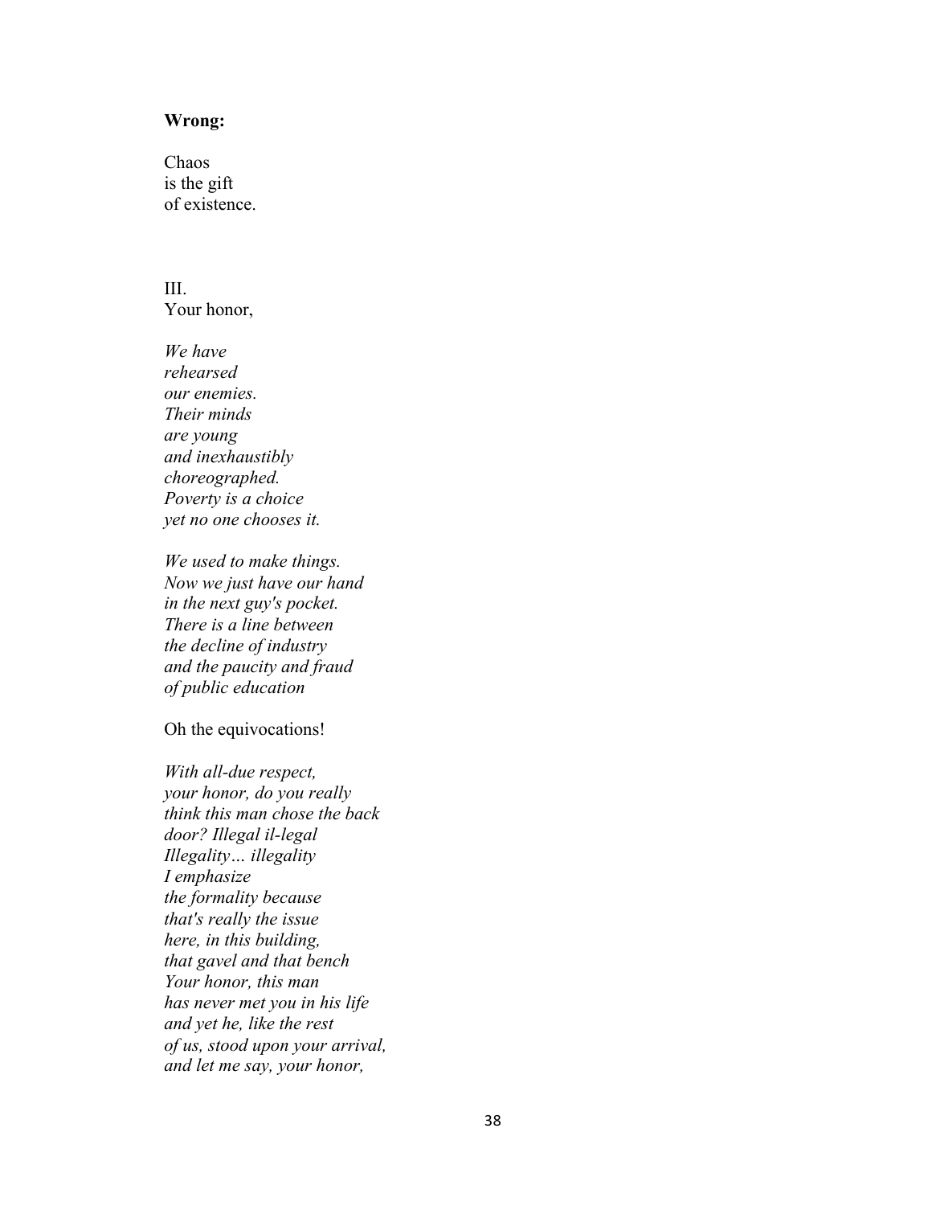**Wrong:**

Chaos  
is the gift  
of existence.

III.  
Your honor,

*We have*  
*rehearsed*  
*our enemies.*  
*Their minds*  
*are young*  
*and inexhaustibly*  
*choreographed.*  
*Poverty is a choice*  
*yet no one chooses it.*

*We used to make things.*  
*Now we just have our hand*  
*in the next guy's pocket.*  
*There is a line between*  
*the decline of industry*  
*and the paucity and fraud*  
*of public education*

Oh the equivocations!

*With all-due respect,*  
*your honor, do you really*  
*think this man chose the back*  
*door? Illegal il-legal*  
*Illegality… illegality*  
*I emphasize*  
*the formality because*  
*that's really the issue*  
*here, in this building,*  
*that gavel and that bench*  
*Your honor, this man*  
*has never met you in his life*  
*and yet he, like the rest*  
*of us, stood upon your arrival,*  
*and let me say, your honor,*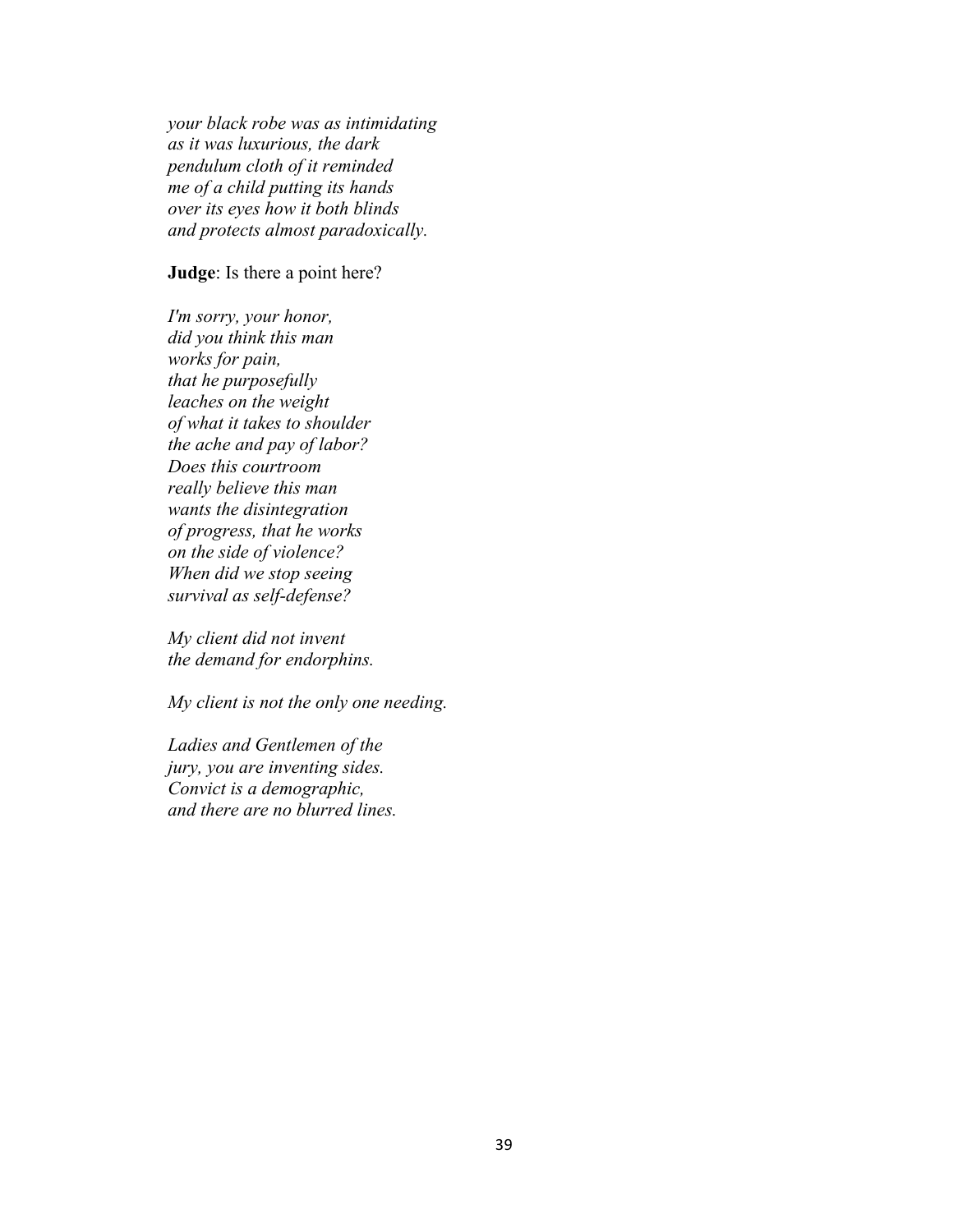*your black robe was as intimidating*
*as it was luxurious, the dark*
*pendulum cloth of it reminded*
*me of a child putting its hands*
*over its eyes how it both blinds*
*and protects almost paradoxically.*

**Judge**: Is there a point here?

*I'm sorry, your honor,*
*did you think this man*
*works for pain,*
*that he purposefully*
*leaches on the weight*
*of what it takes to shoulder*
*the ache and pay of labor?*
*Does this courtroom*
*really believe this man*
*wants the disintegration*
*of progress, that he works*
*on the side of violence?*
*When did we stop seeing*
*survival as self-defense?*

*My client did not invent*
*the demand for endorphins.*

*My client is not the only one needing.*

*Ladies and Gentlemen of the*
*jury, you are inventing sides.*
*Convict is a demographic,*
*and there are no blurred lines.*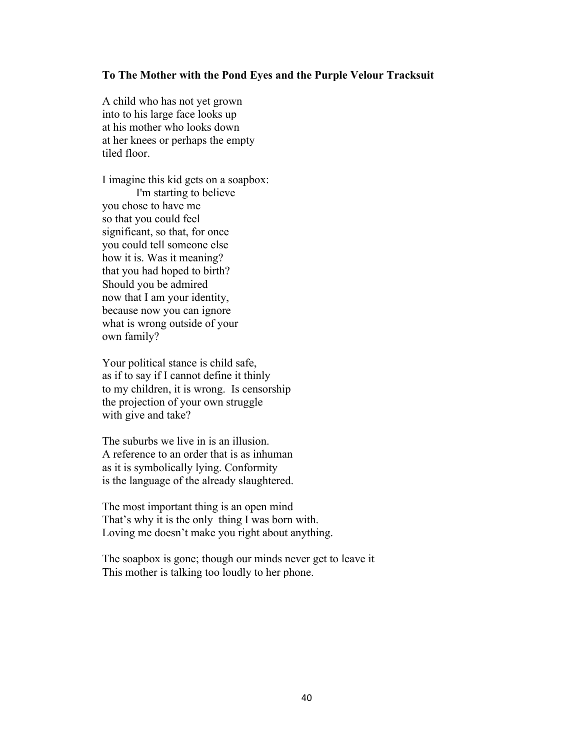**To The Mother with the Pond Eyes and the Purple Velour Tracksuit**

A child who has not yet grown  
into to his large face looks up  
at his mother who looks down  
at her knees or perhaps the empty  
tiled floor.

I imagine this kid gets on a soapbox:  
          I'm starting to believe  
you chose to have me  
so that you could feel  
significant, so that, for once  
you could tell someone else  
how it is. Was it meaning?  
that you had hoped to birth?  
Should you be admired  
now that I am your identity,  
because now you can ignore  
what is wrong outside of your  
own family?

Your political stance is child safe,  
as if to say if I cannot define it thinly  
to my children, it is wrong.  Is censorship  
the projection of your own struggle  
with give and take?

The suburbs we live in is an illusion.  
A reference to an order that is as inhuman  
as it is symbolically lying. Conformity  
is the language of the already slaughtered.

The most important thing is an open mind  
That’s why it is the only  thing I was born with.  
Loving me doesn’t make you right about anything.

The soapbox is gone; though our minds never get to leave it  
This mother is talking too loudly to her phone.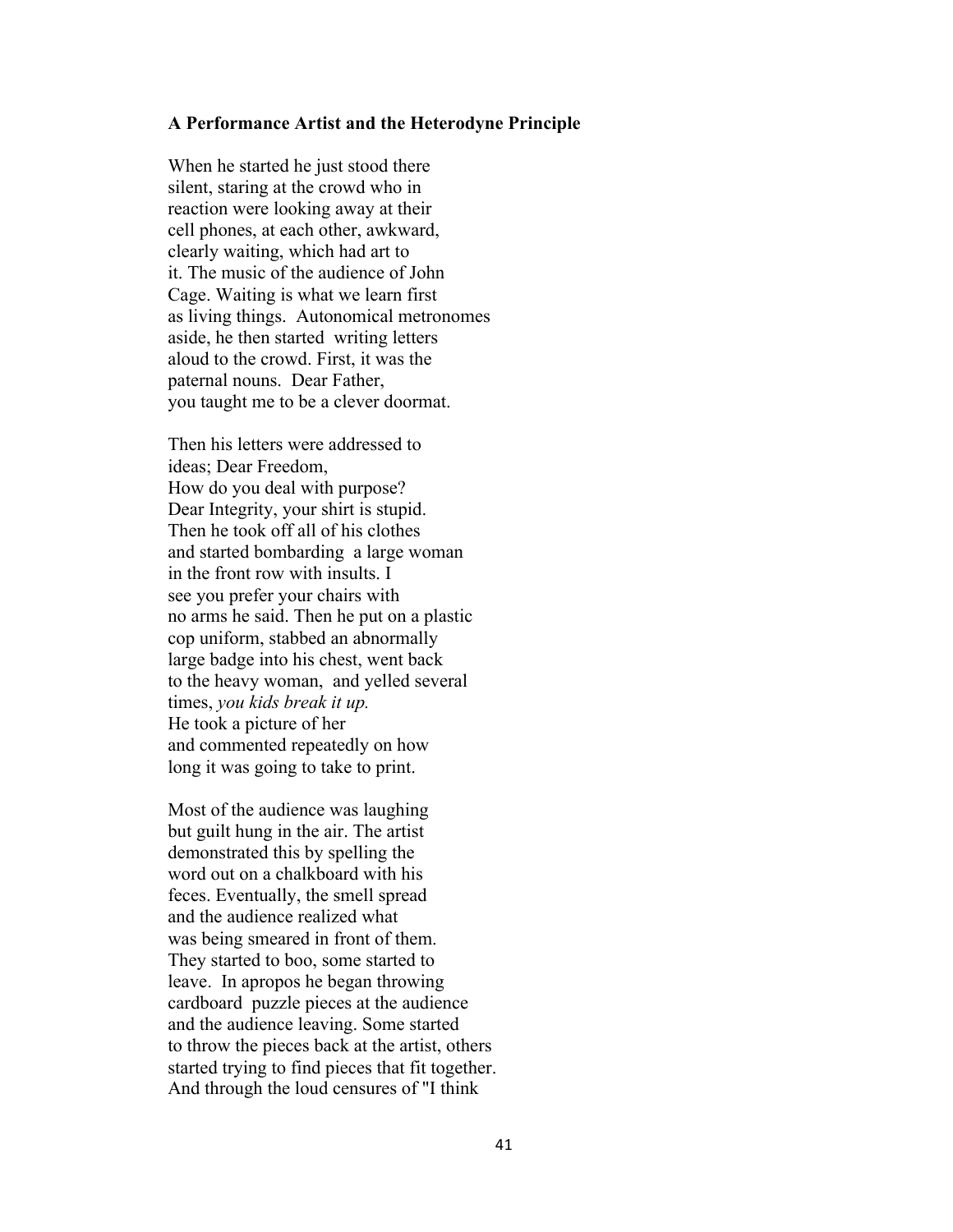**A Performance Artist and the Heterodyne Principle**

When he started he just stood there
silent, staring at the crowd who in
reaction were looking away at their
cell phones, at each other, awkward,
clearly waiting, which had art to
it. The music of the audience of John
Cage. Waiting is what we learn first
as living things. Autonomical metronomes
aside, he then started writing letters
aloud to the crowd. First, it was the
paternal nouns. Dear Father,
you taught me to be a clever doormat.

Then his letters were addressed to
ideas; Dear Freedom,
How do you deal with purpose?
Dear Integrity, your shirt is stupid.
Then he took off all of his clothes
and started bombarding a large woman
in the front row with insults. I
see you prefer your chairs with
no arms he said. Then he put on a plastic
cop uniform, stabbed an abnormally
large badge into his chest, went back
to the heavy woman, and yelled several
times, *you kids break it up.*
He took a picture of her
and commented repeatedly on how
long it was going to take to print.

Most of the audience was laughing
but guilt hung in the air. The artist
demonstrated this by spelling the
word out on a chalkboard with his
feces. Eventually, the smell spread
and the audience realized what
was being smeared in front of them.
They started to boo, some started to
leave. In apropos he began throwing
cardboard puzzle pieces at the audience
and the audience leaving. Some started
to throw the pieces back at the artist, others
started trying to find pieces that fit together.
And through the loud censures of "I think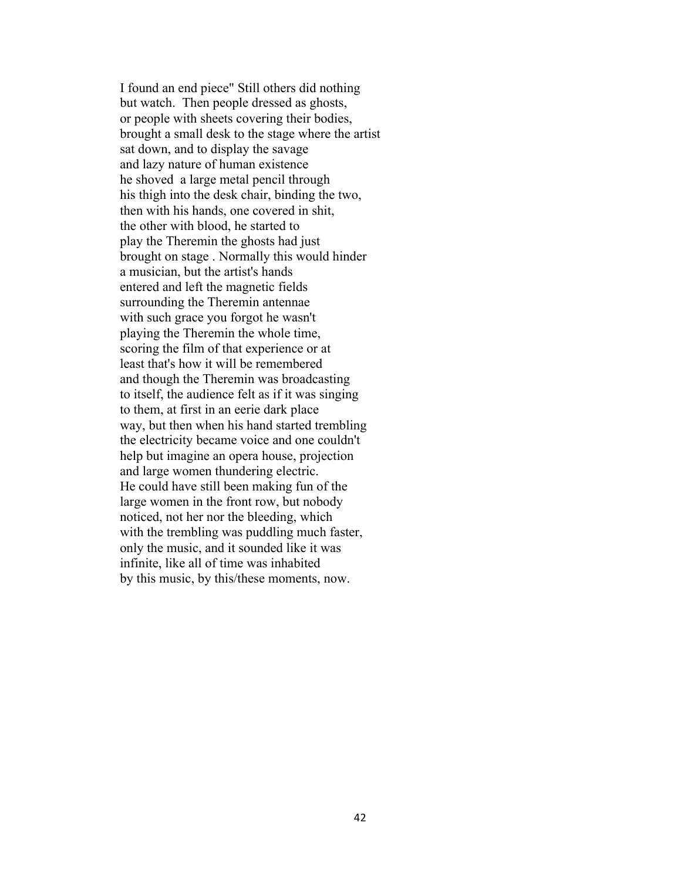I found an end piece" Still others did nothing  
but watch.  Then people dressed as ghosts,  
or people with sheets covering their bodies,  
brought a small desk to the stage where the artist  
sat down, and to display the savage  
and lazy nature of human existence  
he shoved  a large metal pencil through  
his thigh into the desk chair, binding the two,  
then with his hands, one covered in shit,  
the other with blood, he started to  
play the Theremin the ghosts had just  
brought on stage . Normally this would hinder  
a musician, but the artist's hands  
entered and left the magnetic fields  
surrounding the Theremin antennae  
with such grace you forgot he wasn't  
playing the Theremin the whole time,  
scoring the film of that experience or at  
least that's how it will be remembered  
and though the Theremin was broadcasting  
to itself, the audience felt as if it was singing  
to them, at first in an eerie dark place  
way, but then when his hand started trembling  
the electricity became voice and one couldn't  
help but imagine an opera house, projection  
and large women thundering electric.  
He could have still been making fun of the  
large women in the front row, but nobody  
noticed, not her nor the bleeding, which  
with the trembling was puddling much faster,  
only the music, and it sounded like it was  
infinite, like all of time was inhabited  
by this music, by this/these moments, now.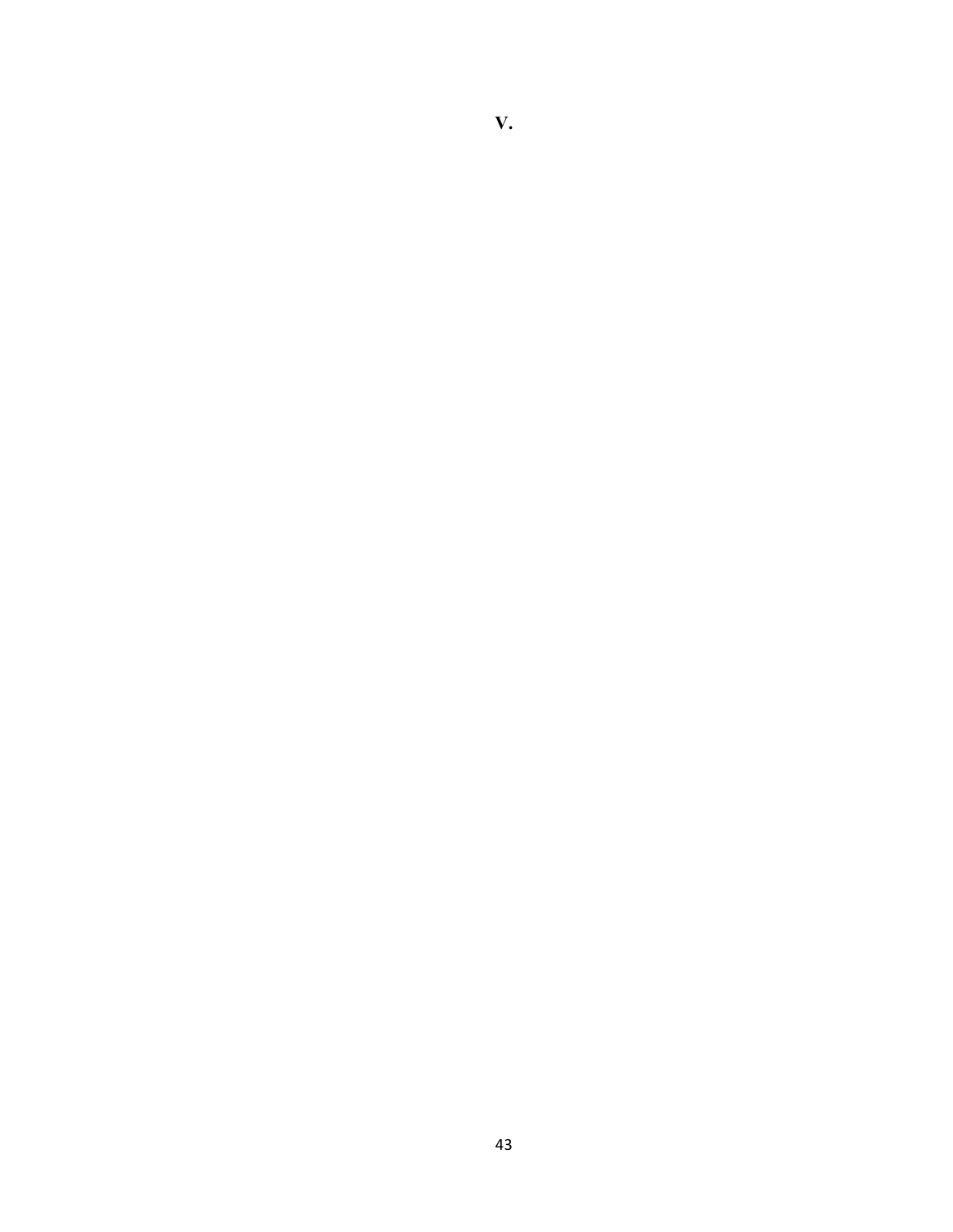**V.**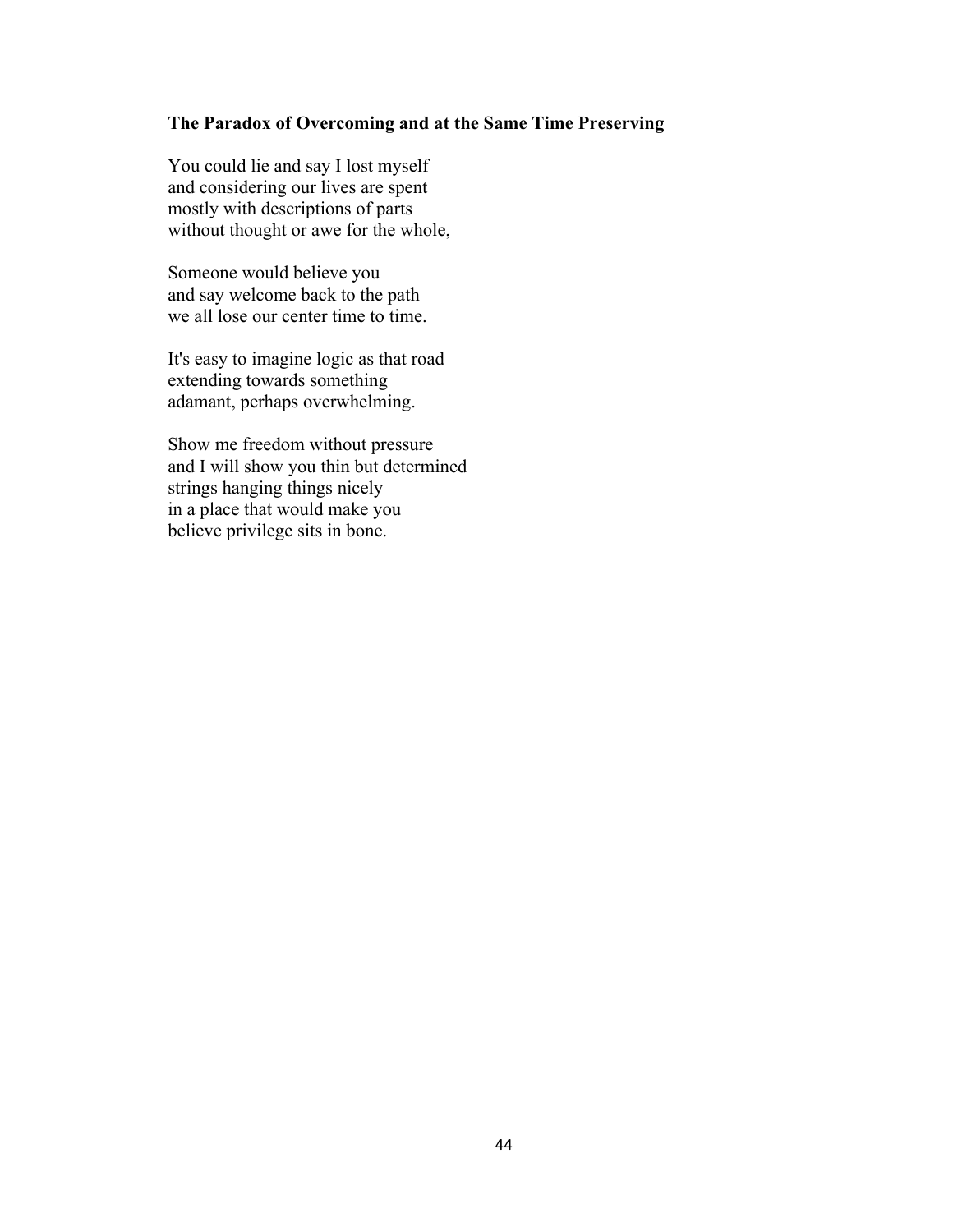**The Paradox of Overcoming and at the Same Time Preserving**

You could lie and say I lost myself
and considering our lives are spent
mostly with descriptions of parts
without thought or awe for the whole,

Someone would believe you
and say welcome back to the path
we all lose our center time to time.

It's easy to imagine logic as that road
extending towards something
adamant, perhaps overwhelming.

Show me freedom without pressure
and I will show you thin but determined
strings hanging things nicely
in a place that would make you
believe privilege sits in bone.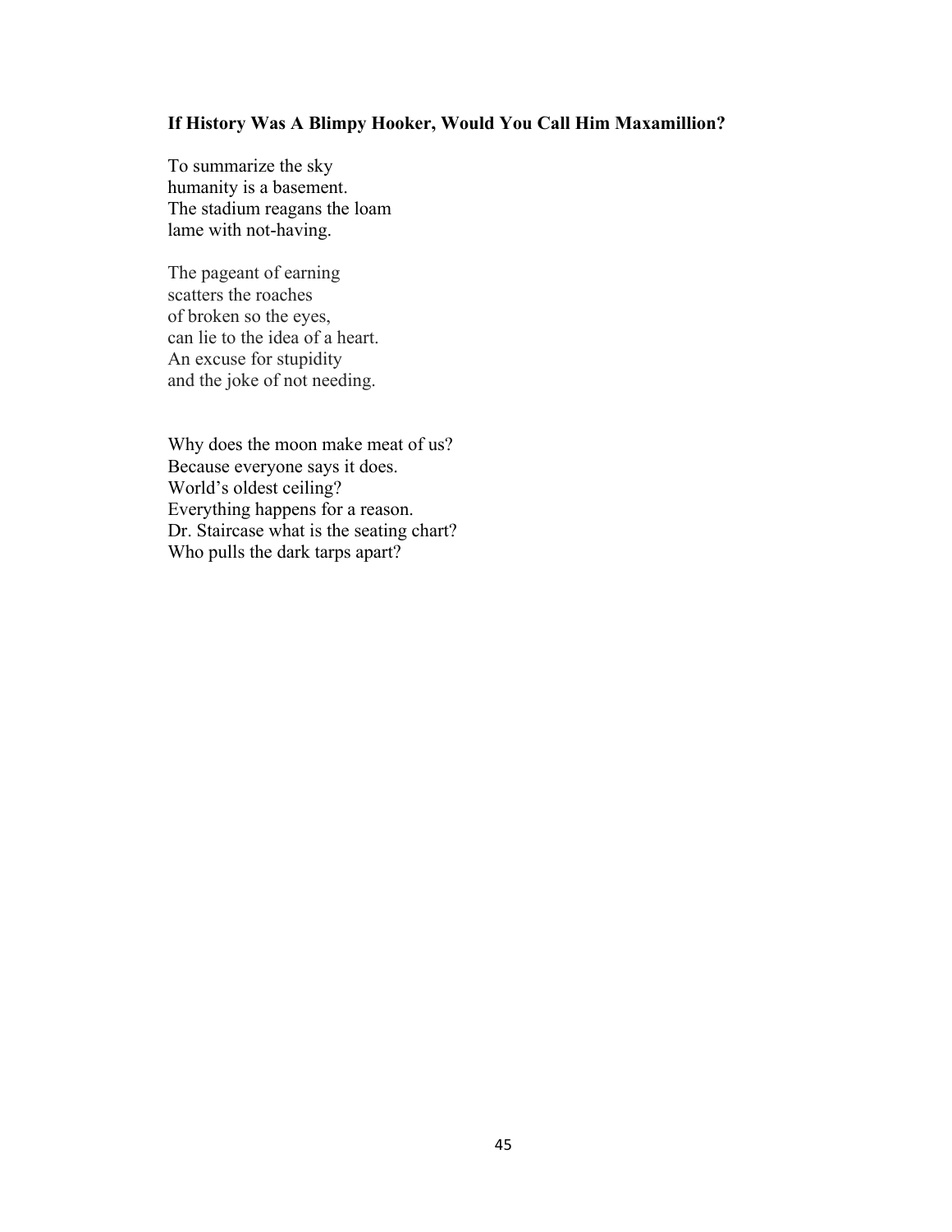**If History Was A Blimpy Hooker, Would You Call Him Maxamillion?**

To summarize the sky  
humanity is a basement.  
The stadium reagans the loam  
lame with not-having.

The pageant of earning  
scatters the roaches  
of broken so the eyes,  
can lie to the idea of a heart.  
An excuse for stupidity  
and the joke of not needing.

Why does the moon make meat of us?  
Because everyone says it does.  
World's oldest ceiling?  
Everything happens for a reason.  
Dr. Staircase what is the seating chart?  
Who pulls the dark tarps apart?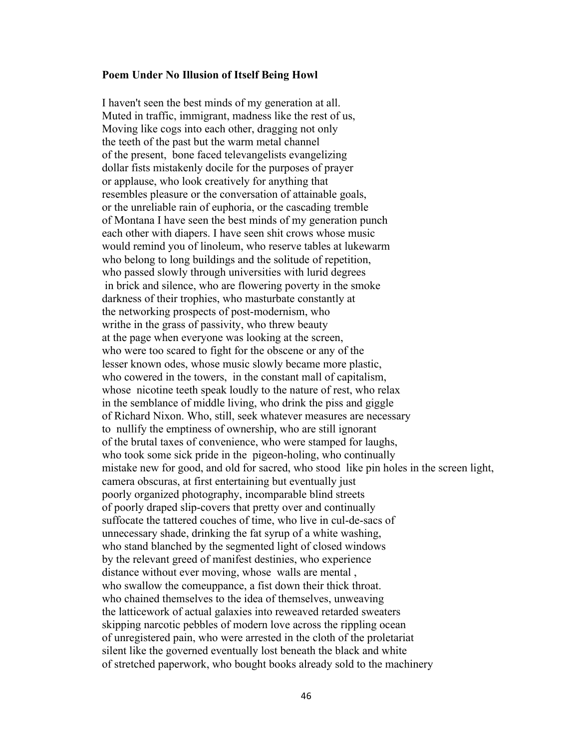**Poem Under No Illusion of Itself Being Howl**

I haven't seen the best minds of my generation at all.
Muted in traffic, immigrant, madness like the rest of us,
Moving like cogs into each other, dragging not only
the teeth of the past but the warm metal channel
of the present, bone faced televangelists evangelizing
dollar fists mistakenly docile for the purposes of prayer
or applause, who look creatively for anything that
resembles pleasure or the conversation of attainable goals,
or the unreliable rain of euphoria, or the cascading tremble
of Montana I have seen the best minds of my generation punch
each other with diapers. I have seen shit crows whose music
would remind you of linoleum, who reserve tables at lukewarm
who belong to long buildings and the solitude of repetition,
who passed slowly through universities with lurid degrees
in brick and silence, who are flowering poverty in the smoke
darkness of their trophies, who masturbate constantly at
the networking prospects of post-modernism, who
writhe in the grass of passivity, who threw beauty
at the page when everyone was looking at the screen,
who were too scared to fight for the obscene or any of the
lesser known odes, whose music slowly became more plastic,
who cowered in the towers, in the constant mall of capitalism,
whose nicotine teeth speak loudly to the nature of rest, who relax
in the semblance of middle living, who drink the piss and giggle
of Richard Nixon. Who, still, seek whatever measures are necessary
to nullify the emptiness of ownership, who are still ignorant
of the brutal taxes of convenience, who were stamped for laughs,
who took some sick pride in the pigeon-holing, who continually
mistake new for good, and old for sacred, who stood like pin holes in the screen light,
camera obscuras, at first entertaining but eventually just
poorly organized photography, incomparable blind streets
of poorly draped slip-covers that pretty over and continually
suffocate the tattered couches of time, who live in cul-de-sacs of
unnecessary shade, drinking the fat syrup of a white washing,
who stand blanched by the segmented light of closed windows
by the relevant greed of manifest destinies, who experience
distance without ever moving, whose walls are mental ,
who swallow the comeuppance, a fist down their thick throat.
who chained themselves to the idea of themselves, unweaving
the latticework of actual galaxies into reweaved retarded sweaters
skipping narcotic pebbles of modern love across the rippling ocean
of unregistered pain, who were arrested in the cloth of the proletariat
silent like the governed eventually lost beneath the black and white
of stretched paperwork, who bought books already sold to the machinery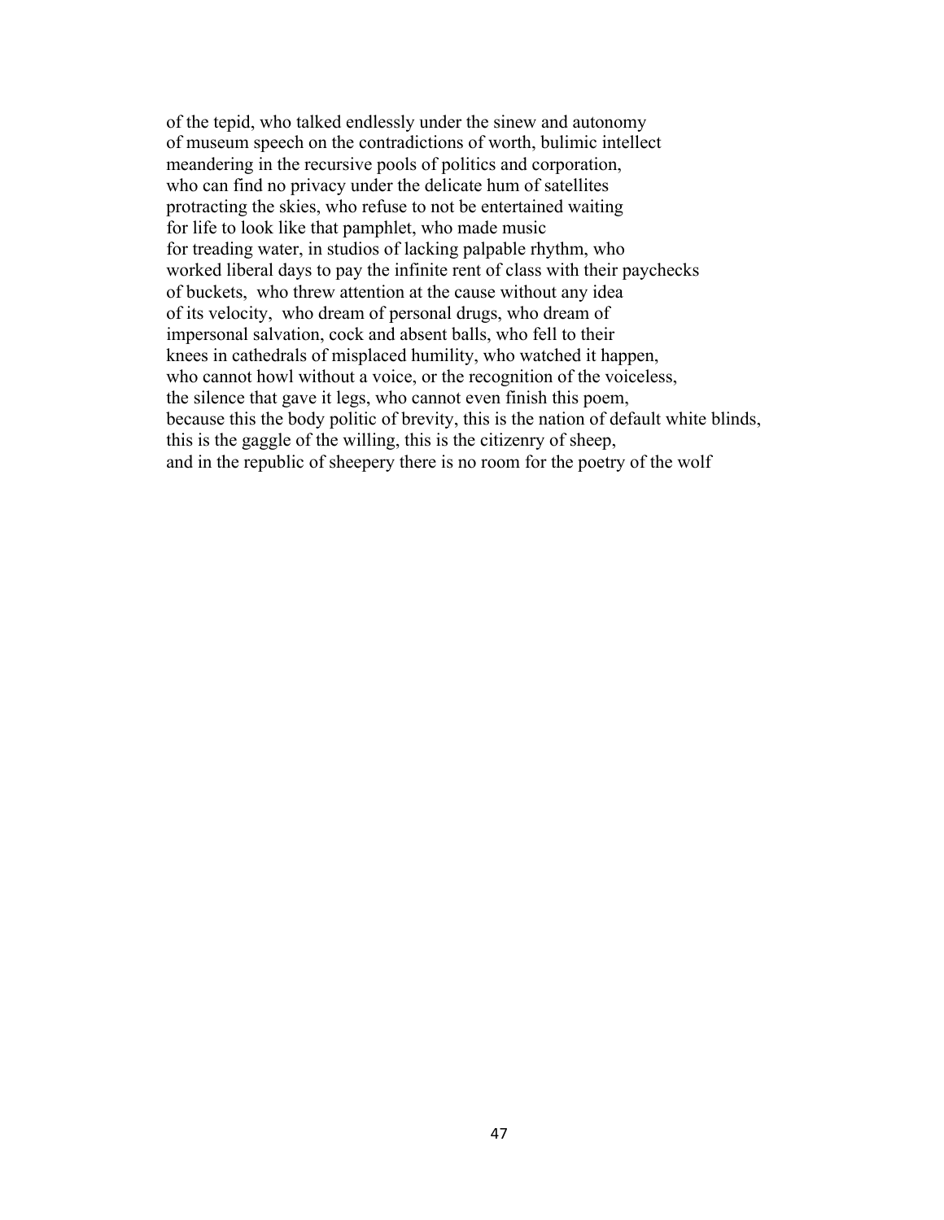of the tepid, who talked endlessly under the sinew and autonomy  
of museum speech on the contradictions of worth, bulimic intellect  
meandering in the recursive pools of politics and corporation,  
who can find no privacy under the delicate hum of satellites  
protracting the skies, who refuse to not be entertained waiting  
for life to look like that pamphlet, who made music  
for treading water, in studios of lacking palpable rhythm, who  
worked liberal days to pay the infinite rent of class with their paychecks  
of buckets,  who threw attention at the cause without any idea  
of its velocity,  who dream of personal drugs, who dream of  
impersonal salvation, cock and absent balls, who fell to their  
knees in cathedrals of misplaced humility, who watched it happen,  
who cannot howl without a voice, or the recognition of the voiceless,  
the silence that gave it legs, who cannot even finish this poem,  
because this the body politic of brevity, this is the nation of default white blinds,  
this is the gaggle of the willing, this is the citizenry of sheep,  
and in the republic of sheepery there is no room for the poetry of the wolf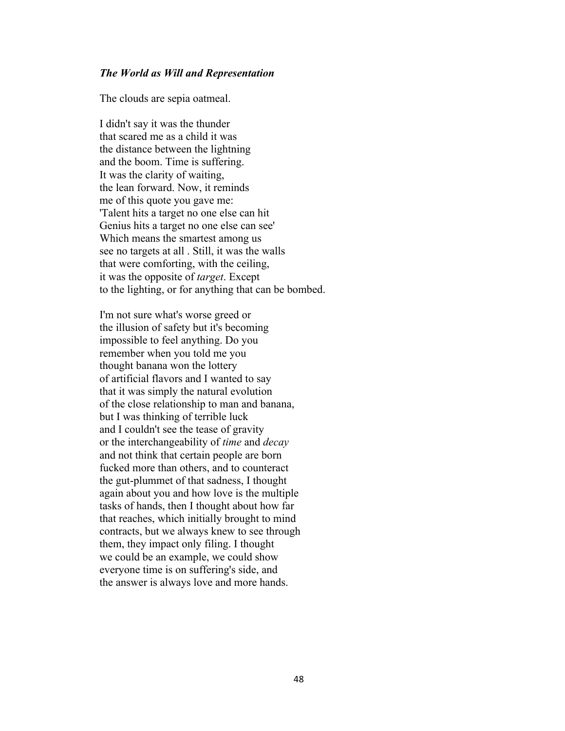***The World as Will and Representation***

The clouds are sepia oatmeal.

I didn't say it was the thunder
that scared me as a child it was
the distance between the lightning
and the boom. Time is suffering.
It was the clarity of waiting,
the lean forward. Now, it reminds
me of this quote you gave me:
'Talent hits a target no one else can hit
Genius hits a target no one else can see'
Which means the smartest among us
see no targets at all . Still, it was the walls
that were comforting, with the ceiling,
it was the opposite of *target*. Except
to the lighting, or for anything that can be bombed.

I'm not sure what's worse greed or
the illusion of safety but it's becoming
impossible to feel anything. Do you
remember when you told me you
thought banana won the lottery
of artificial flavors and I wanted to say
that it was simply the natural evolution
of the close relationship to man and banana,
but I was thinking of terrible luck
and I couldn't see the tease of gravity
or the interchangeability of *time* and *decay*
and not think that certain people are born
fucked more than others, and to counteract
the gut-plummet of that sadness, I thought
again about you and how love is the multiple
tasks of hands, then I thought about how far
that reaches, which initially brought to mind
contracts, but we always knew to see through
them, they impact only filing. I thought
we could be an example, we could show
everyone time is on suffering's side, and
the answer is always love and more hands.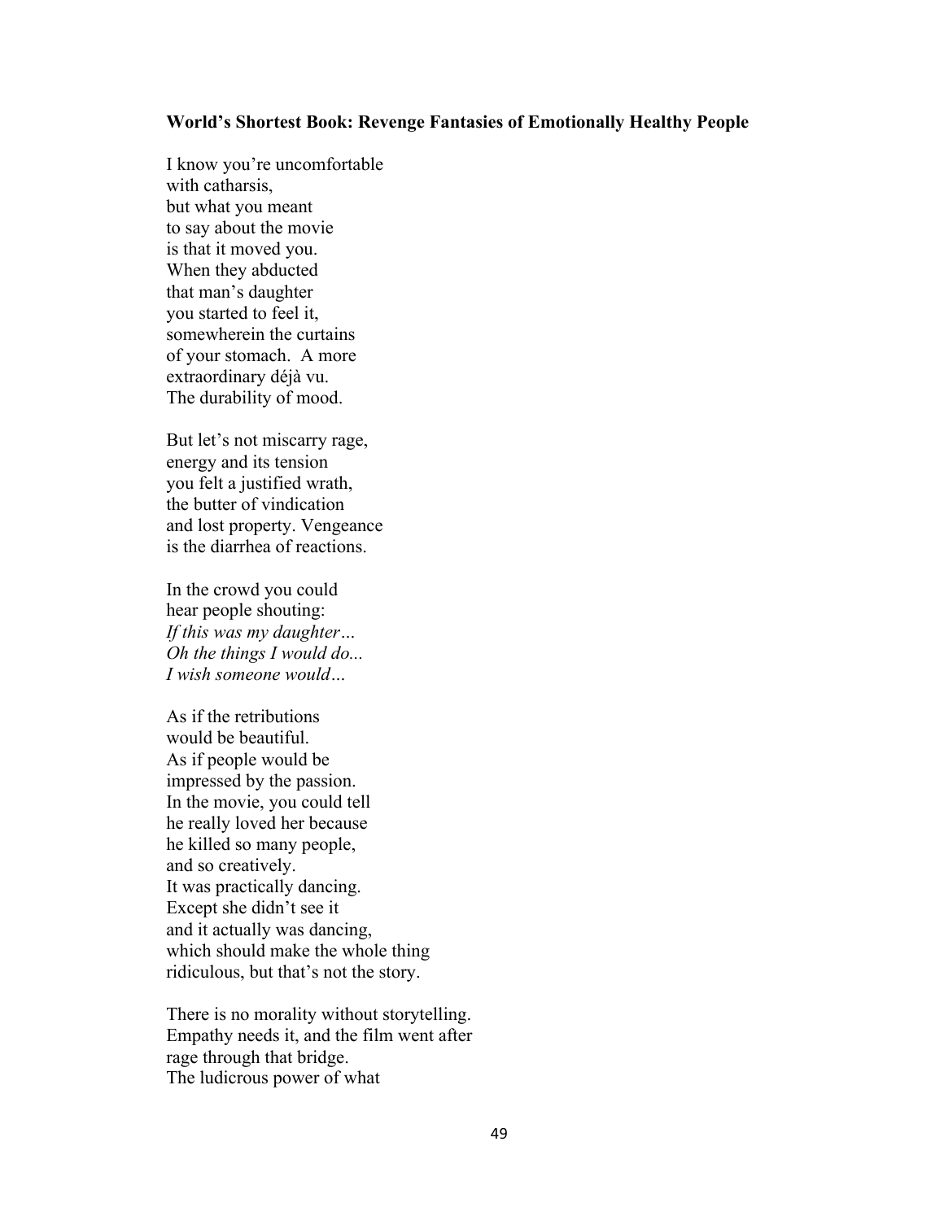**World's Shortest Book: Revenge Fantasies of Emotionally Healthy People**

I know you're uncomfortable  
with catharsis,  
but what you meant  
to say about the movie  
is that it moved you.  
When they abducted  
that man's daughter  
you started to feel it,  
somewherein the curtains  
of your stomach.  A more  
extraordinary déjà vu.  
The durability of mood.

But let's not miscarry rage,  
energy and its tension  
you felt a justified wrath,  
the butter of vindication  
and lost property. Vengeance  
is the diarrhea of reactions.

In the crowd you could  
hear people shouting:  
*If this was my daughter…*  
*Oh the things I would do...*  
*I wish someone would…*

As if the retributions  
would be beautiful.  
As if people would be  
impressed by the passion.  
In the movie, you could tell  
he really loved her because  
he killed so many people,  
and so creatively.  
It was practically dancing.  
Except she didn't see it  
and it actually was dancing,  
which should make the whole thing  
ridiculous, but that's not the story.

There is no morality without storytelling.  
Empathy needs it, and the film went after  
rage through that bridge.  
The ludicrous power of what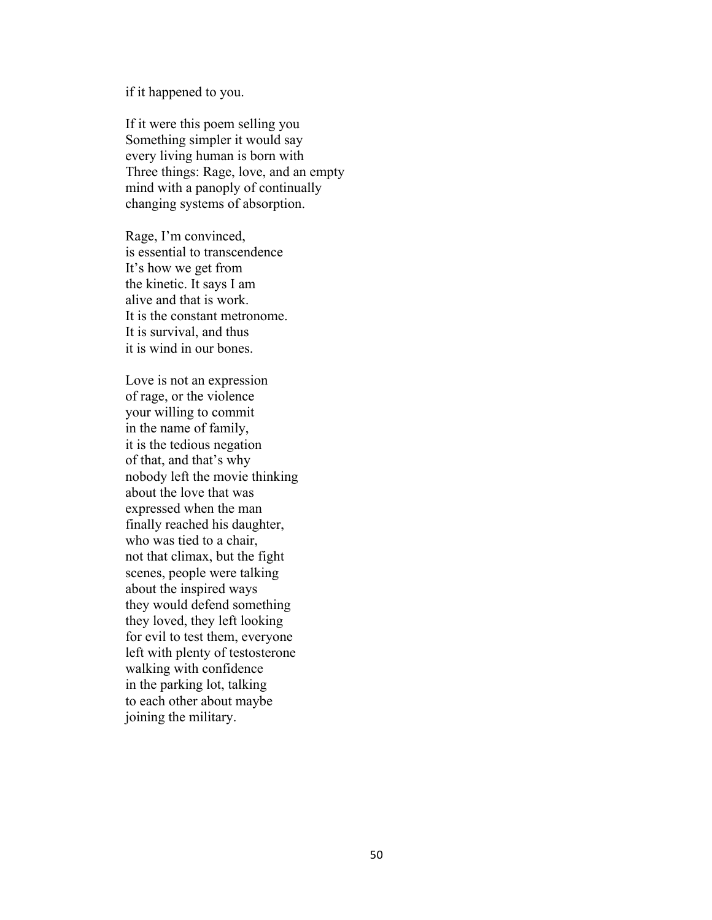if it happened to you.

If it were this poem selling you  
Something simpler it would say  
every living human is born with  
Three things: Rage, love, and an empty  
mind with a panoply of continually  
changing systems of absorption.

Rage, I'm convinced,  
is essential to transcendence  
It's how we get from  
the kinetic. It says I am  
alive and that is work.  
It is the constant metronome.  
It is survival, and thus  
it is wind in our bones.

Love is not an expression  
of rage, or the violence  
your willing to commit  
in the name of family,  
it is the tedious negation  
of that, and that's why  
nobody left the movie thinking  
about the love that was  
expressed when the man  
finally reached his daughter,  
who was tied to a chair,  
not that climax, but the fight  
scenes, people were talking  
about the inspired ways  
they would defend something  
they loved, they left looking  
for evil to test them, everyone  
left with plenty of testosterone  
walking with confidence  
in the parking lot, talking  
to each other about maybe  
joining the military.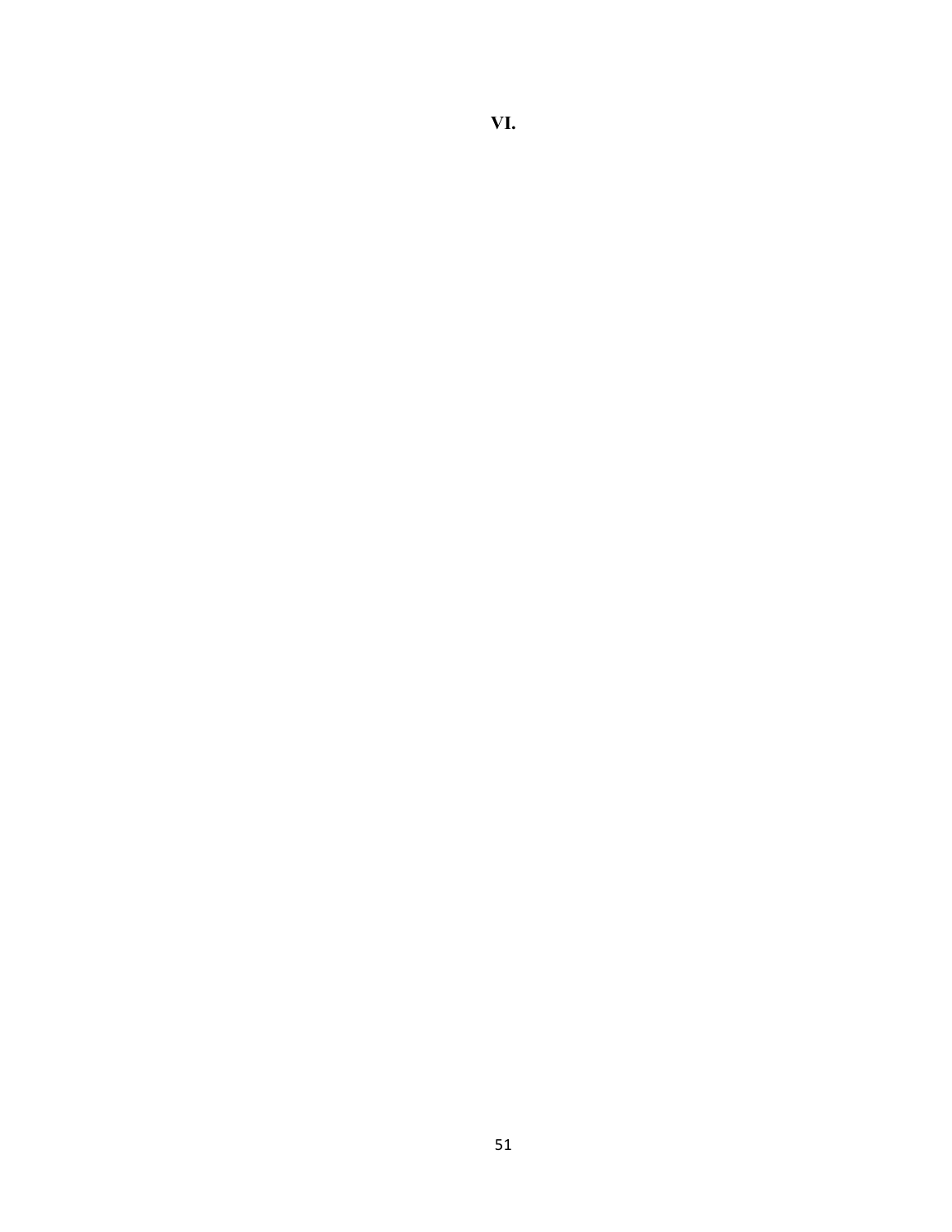# VI.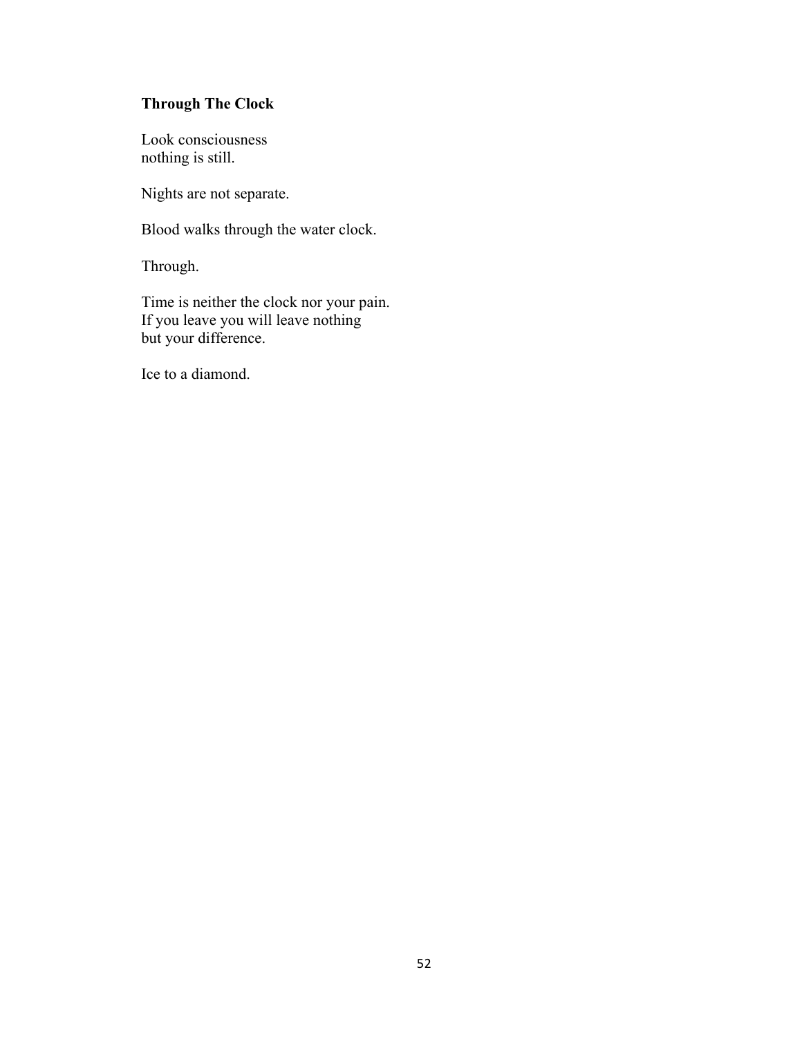**Through The Clock**

Look consciousness
nothing is still.

Nights are not separate.

Blood walks through the water clock.

Through.

Time is neither the clock nor your pain.
If you leave you will leave nothing
but your difference.

Ice to a diamond.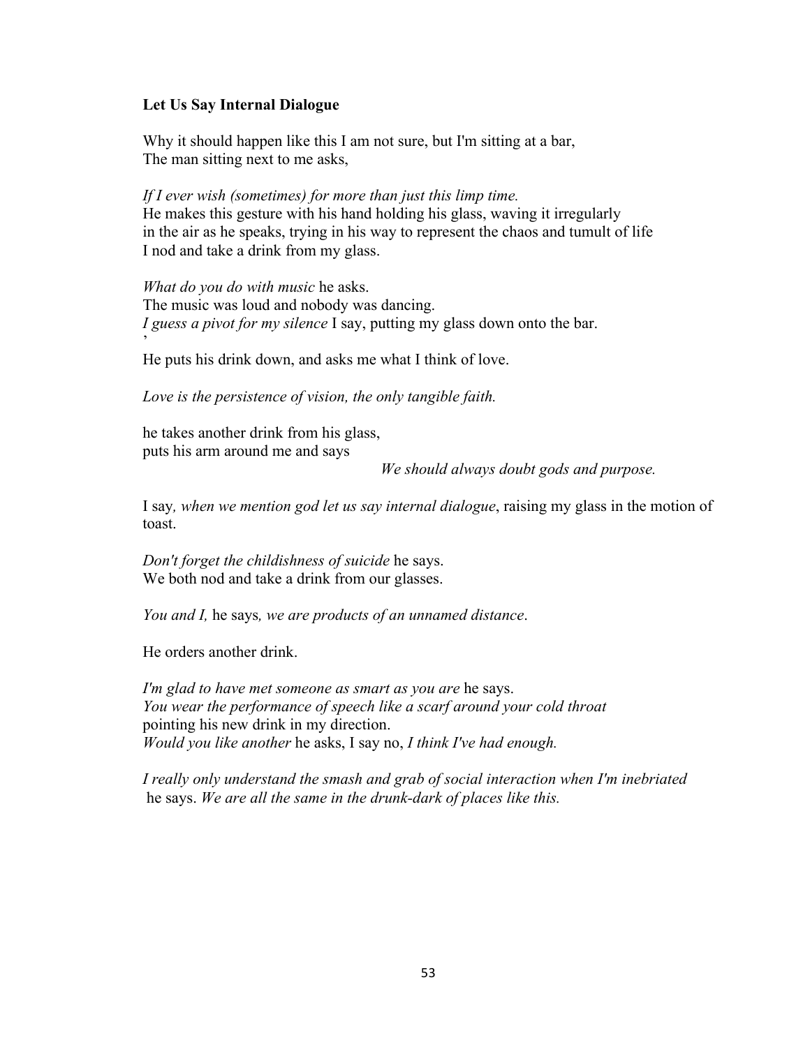**Let Us Say Internal Dialogue**

Why it should happen like this I am not sure, but I'm sitting at a bar,
The man sitting next to me asks,

*If I ever wish (sometimes) for more than just this limp time.*
He makes this gesture with his hand holding his glass, waving it irregularly
in the air as he speaks, trying in his way to represent the chaos and tumult of life
I nod and take a drink from my glass.

*What do you do with music* he asks.
The music was loud and nobody was dancing.
*I guess a pivot for my silence* I say, putting my glass down onto the bar.
'
He puts his drink down, and asks me what I think of love.

*Love is the persistence of vision, the only tangible faith.*

he takes another drink from his glass,
puts his arm around me and says

*We should always doubt gods and purpose.*

I say*, when we mention god let us say internal dialogue*, raising my glass in the motion of toast.

*Don't forget the childishness of suicide* he says.
We both nod and take a drink from our glasses.

*You and I,* he says*, we are products of an unnamed distance*.

He orders another drink.

*I'm glad to have met someone as smart as you are* he says.
*You wear the performance of speech like a scarf around your cold throat*
pointing his new drink in my direction.
*Would you like another* he asks, I say no, *I think I've had enough.*

*I really only understand the smash and grab of social interaction when I'm inebriated*
he says. *We are all the same in the drunk-dark of places like this.*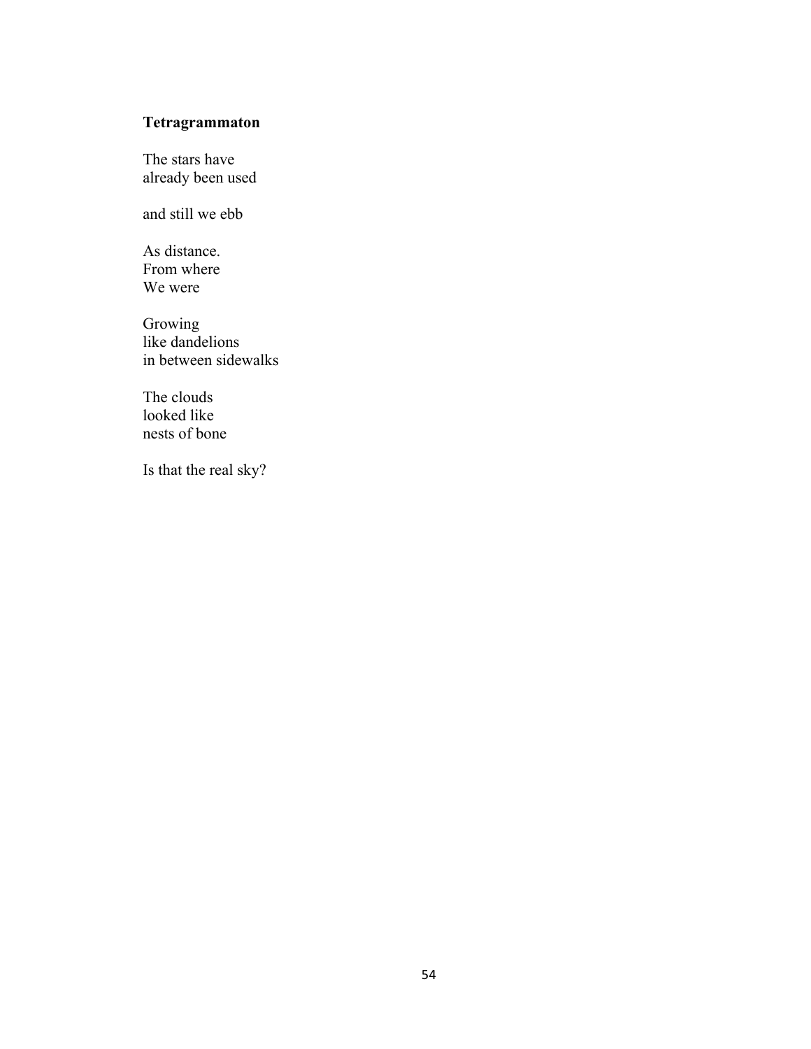**Tetragrammaton**

The stars have  
already been used

and still we ebb

As distance.  
From where  
We were

Growing  
like dandelions  
in between sidewalks

The clouds  
looked like  
nests of bone

Is that the real sky?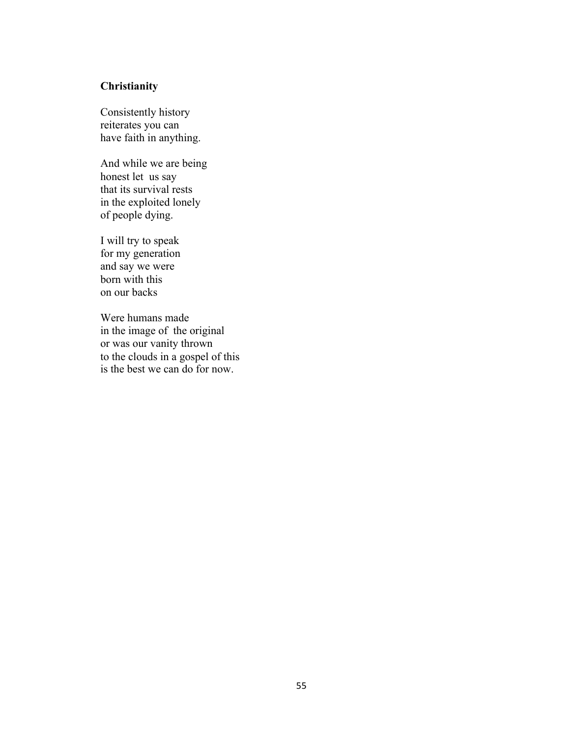**Christianity**

Consistently history  
reiterates you can  
have faith in anything.

And while we are being  
honest let us say  
that its survival rests  
in the exploited lonely  
of people dying.

I will try to speak  
for my generation  
and say we were  
born with this  
on our backs

Were humans made  
in the image of the original  
or was our vanity thrown  
to the clouds in a gospel of this  
is the best we can do for now.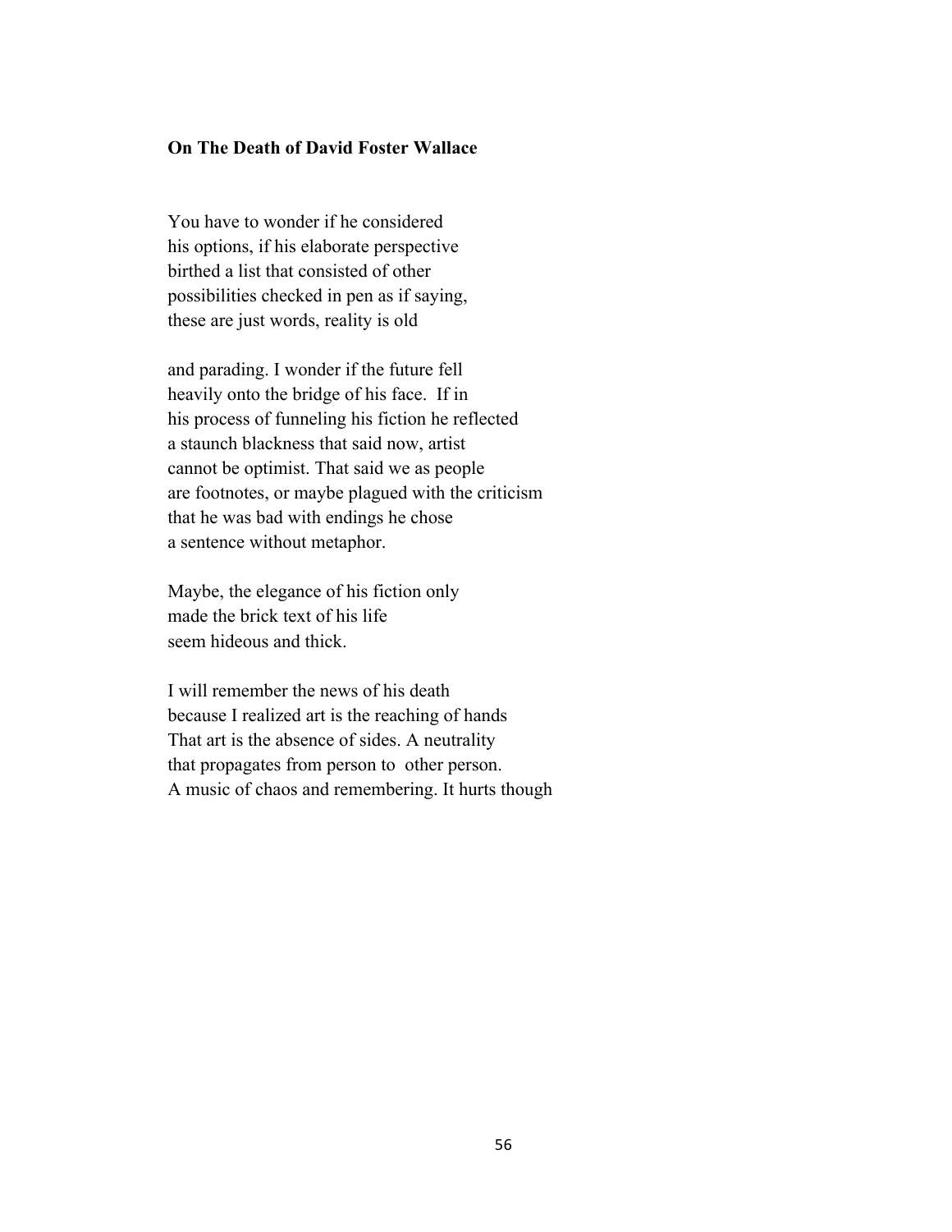**On The Death of David Foster Wallace**

You have to wonder if he considered  
his options, if his elaborate perspective  
birthed a list that consisted of other  
possibilities checked in pen as if saying,  
these are just words, reality is old

and parading. I wonder if the future fell  
heavily onto the bridge of his face.  If in  
his process of funneling his fiction he reflected  
a staunch blackness that said now, artist  
cannot be optimist. That said we as people  
are footnotes, or maybe plagued with the criticism  
that he was bad with endings he chose  
a sentence without metaphor.

Maybe, the elegance of his fiction only  
made the brick text of his life  
seem hideous and thick.

I will remember the news of his death  
because I realized art is the reaching of hands  
That art is the absence of sides. A neutrality  
that propagates from person to  other person.  
A music of chaos and remembering. It hurts though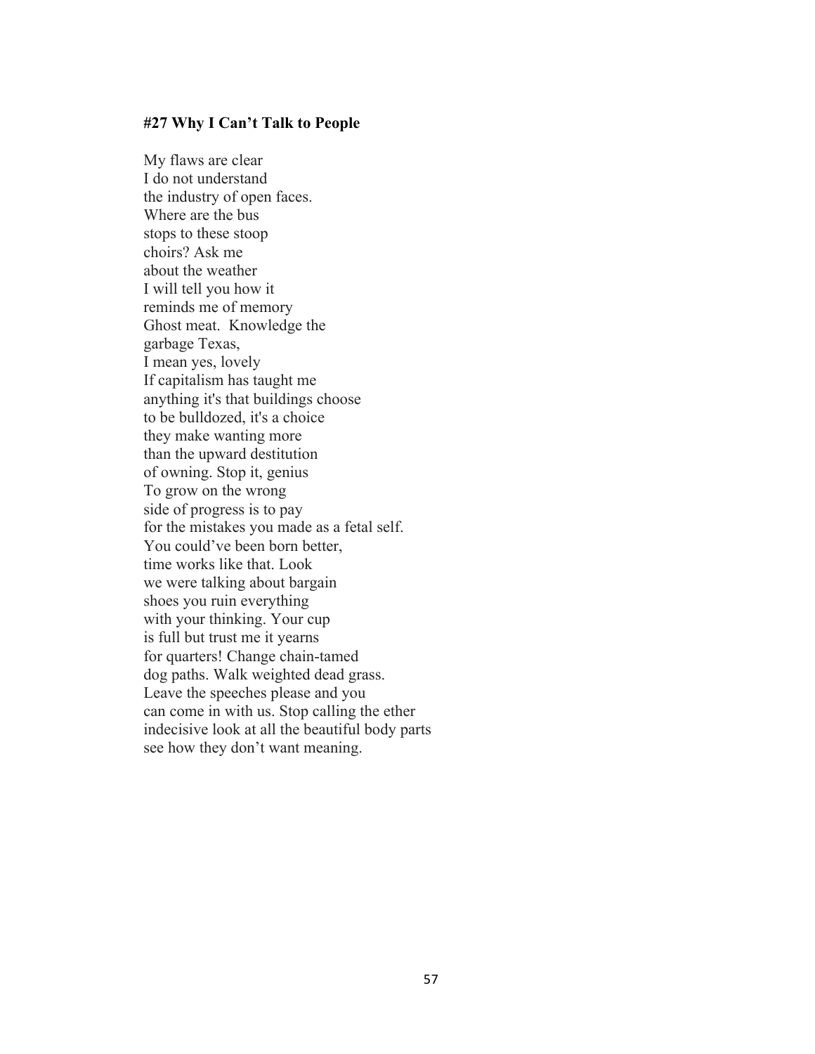**#27 Why I Can't Talk to People**

My flaws are clear  
I do not understand  
the industry of open faces.  
Where are the bus  
stops to these stoop  
choirs? Ask me  
about the weather  
I will tell you how it  
reminds me of memory  
Ghost meat.  Knowledge the  
garbage Texas,  
I mean yes, lovely  
If capitalism has taught me  
anything it's that buildings choose  
to be bulldozed, it's a choice  
they make wanting more  
than the upward destitution  
of owning. Stop it, genius  
To grow on the wrong  
side of progress is to pay  
for the mistakes you made as a fetal self.  
You could've been born better,  
time works like that. Look  
we were talking about bargain  
shoes you ruin everything  
with your thinking. Your cup  
is full but trust me it yearns  
for quarters! Change chain-tamed  
dog paths. Walk weighted dead grass.  
Leave the speeches please and you  
can come in with us. Stop calling the ether  
indecisive look at all the beautiful body parts  
see how they don't want meaning.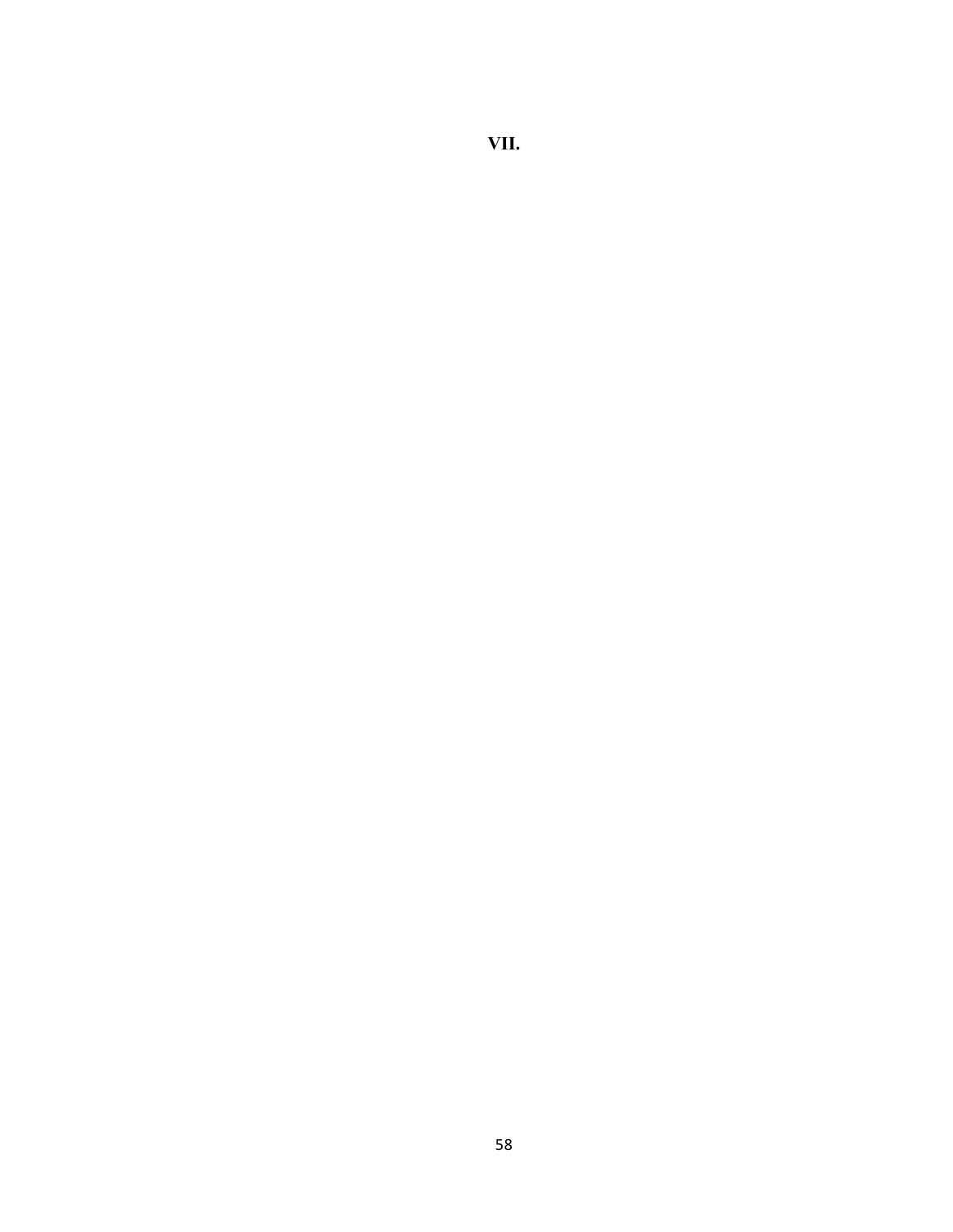**VII.**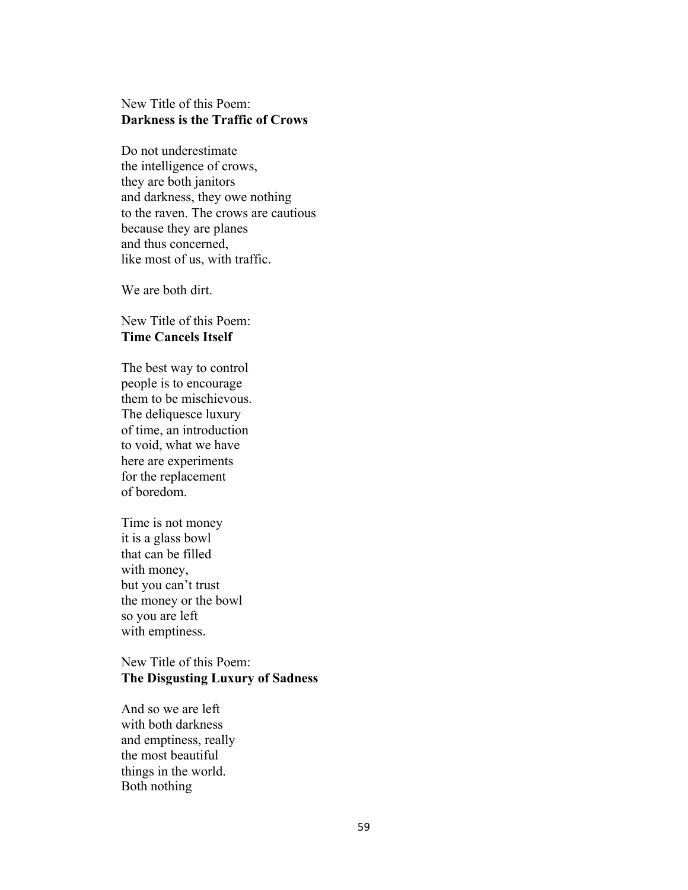New Title of this Poem:
**Darkness is the Traffic of Crows**

Do not underestimate
the intelligence of crows,
they are both janitors
and darkness, they owe nothing
to the raven. The crows are cautious
because they are planes
and thus concerned,
like most of us, with traffic.

We are both dirt.

New Title of this Poem:
**Time Cancels Itself**

The best way to control
people is to encourage
them to be mischievous.
The deliquesce luxury
of time, an introduction
to void, what we have
here are experiments
for the replacement
of boredom.

Time is not money
it is a glass bowl
that can be filled
with money,
but you can't trust
the money or the bowl
so you are left
with emptiness.

New Title of this Poem:
**The Disgusting Luxury of Sadness**

And so we are left
with both darkness
and emptiness, really
the most beautiful
things in the world.
Both nothing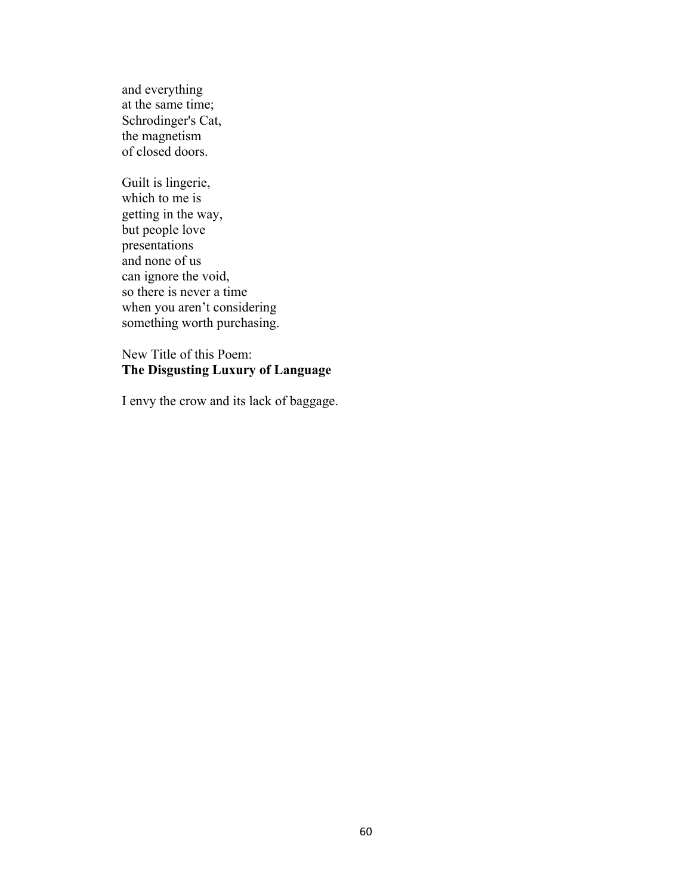and everything  
at the same time;  
Schrodinger's Cat,  
the magnetism  
of closed doors.

Guilt is lingerie,  
which to me is  
getting in the way,  
but people love  
presentations  
and none of us  
can ignore the void,  
so there is never a time  
when you aren't considering  
something worth purchasing.

New Title of this Poem:  
**The Disgusting Luxury of Language**

I envy the crow and its lack of baggage.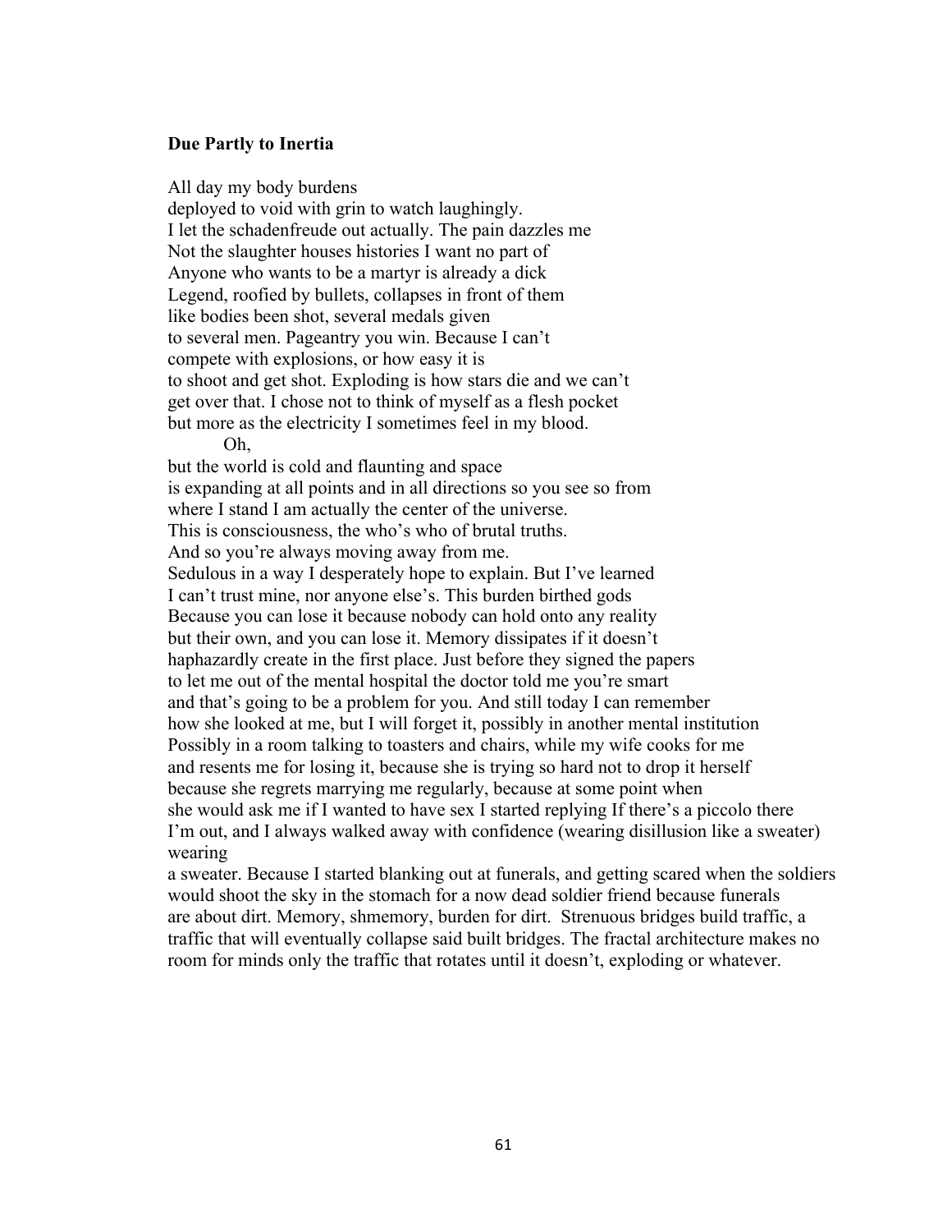**Due Partly to Inertia**

All day my body burdens  
deployed to void with grin to watch laughingly.  
I let the schadenfreude out actually. The pain dazzles me  
Not the slaughter houses histories I want no part of  
Anyone who wants to be a martyr is already a dick  
Legend, roofied by bullets, collapses in front of them  
like bodies been shot, several medals given  
to several men. Pageantry you win. Because I can't  
compete with explosions, or how easy it is  
to shoot and get shot. Exploding is how stars die and we can't  
get over that. I chose not to think of myself as a flesh pocket  
but more as the electricity I sometimes feel in my blood.  
&nbsp;&nbsp;&nbsp;&nbsp;&nbsp;&nbsp;&nbsp;&nbsp;Oh,  
but the world is cold and flaunting and space  
is expanding at all points and in all directions so you see so from  
where I stand I am actually the center of the universe.  
This is consciousness, the who's who of brutal truths.  
And so you're always moving away from me.  
Sedulous in a way I desperately hope to explain. But I've learned  
I can't trust mine, nor anyone else's. This burden birthed gods  
Because you can lose it because nobody can hold onto any reality  
but their own, and you can lose it. Memory dissipates if it doesn't  
haphazardly create in the first place. Just before they signed the papers  
to let me out of the mental hospital the doctor told me you're smart  
and that's going to be a problem for you. And still today I can remember  
how she looked at me, but I will forget it, possibly in another mental institution  
Possibly in a room talking to toasters and chairs, while my wife cooks for me  
and resents me for losing it, because she is trying so hard not to drop it herself  
because she regrets marrying me regularly, because at some point when  
she would ask me if I wanted to have sex I started replying If there's a piccolo there  
I'm out, and I always walked away with confidence (wearing disillusion like a sweater)  
wearing  
a sweater. Because I started blanking out at funerals, and getting scared when the soldiers  
would shoot the sky in the stomach for a now dead soldier friend because funerals  
are about dirt. Memory, shmemory, burden for dirt. Strenuous bridges build traffic, a  
traffic that will eventually collapse said built bridges. The fractal architecture makes no  
room for minds only the traffic that rotates until it doesn't, exploding or whatever.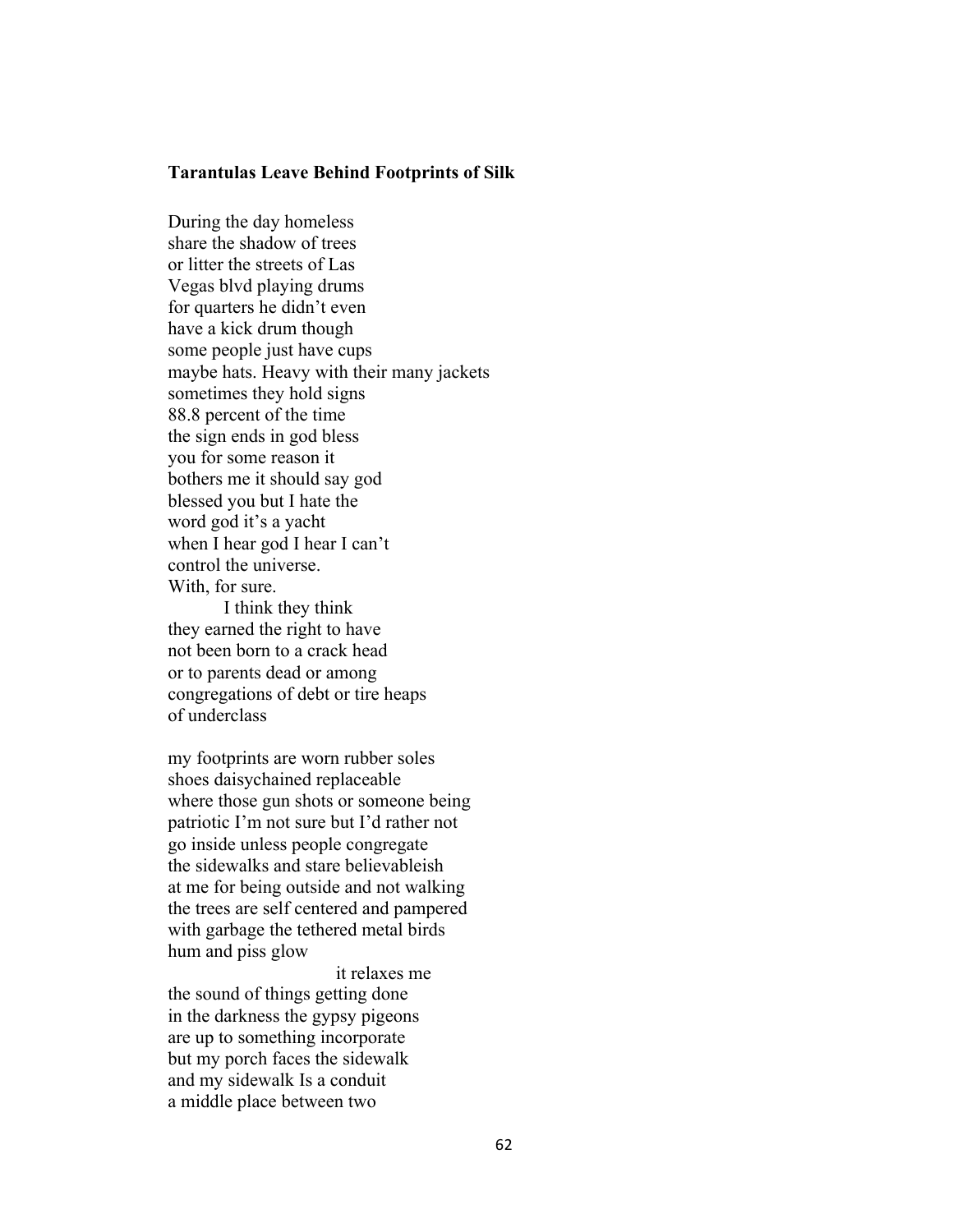**Tarantulas Leave Behind Footprints of Silk**

During the day homeless  
share the shadow of trees  
or litter the streets of Las  
Vegas blvd playing drums  
for quarters he didn't even  
have a kick drum though  
some people just have cups  
maybe hats. Heavy with their many jackets  
sometimes they hold signs  
88.8 percent of the time  
the sign ends in god bless  
you for some reason it  
bothers me it should say god  
blessed you but I hate the  
word god it's a yacht  
when I hear god I hear I can't  
control the universe.  
With, for sure.  
&nbsp;&nbsp;&nbsp;&nbsp;&nbsp;&nbsp;&nbsp;&nbsp;&nbsp;&nbsp;I think they think  
they earned the right to have  
not been born to a crack head  
or to parents dead or among  
congregations of debt or tire heaps  
of underclass

my footprints are worn rubber soles  
shoes daisychained replaceable  
where those gun shots or someone being  
patriotic I'm not sure but I'd rather not  
go inside unless people congregate  
the sidewalks and stare believableish  
at me for being outside and not walking  
the trees are self centered and pampered  
with garbage the tethered metal birds  
hum and piss glow  
&nbsp;&nbsp;&nbsp;&nbsp;&nbsp;&nbsp;&nbsp;&nbsp;&nbsp;&nbsp;&nbsp;&nbsp;&nbsp;&nbsp;&nbsp;&nbsp;&nbsp;&nbsp;&nbsp;&nbsp;&nbsp;&nbsp;&nbsp;&nbsp;&nbsp;&nbsp;&nbsp;&nbsp;&nbsp;&nbsp;&nbsp;&nbsp;&nbsp;&nbsp;&nbsp;&nbsp;&nbsp;&nbsp;&nbsp;&nbsp;it relaxes me  
the sound of things getting done  
in the darkness the gypsy pigeons  
are up to something incorporate  
but my porch faces the sidewalk  
and my sidewalk Is a conduit  
a middle place between two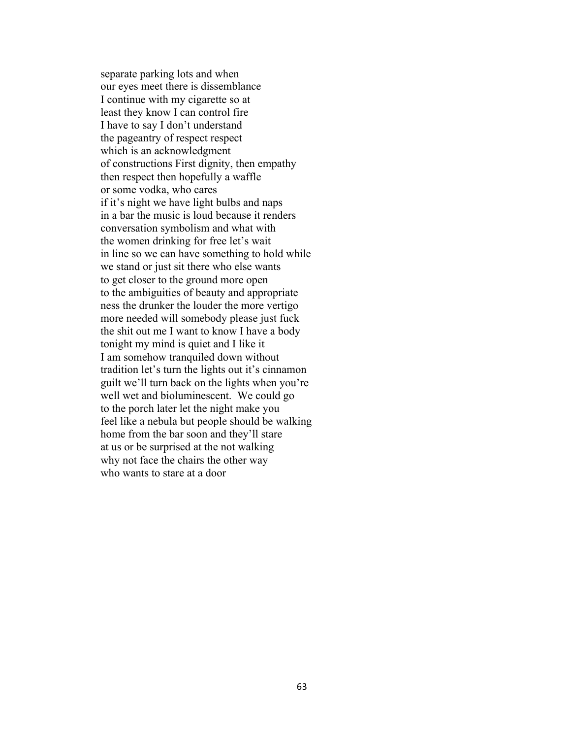separate parking lots and when
our eyes meet there is dissemblance
I continue with my cigarette so at
least they know I can control fire
I have to say I don't understand
the pageantry of respect respect
which is an acknowledgment
of constructions First dignity, then empathy
then respect then hopefully a waffle
or some vodka, who cares
if it's night we have light bulbs and naps
in a bar the music is loud because it renders
conversation symbolism and what with
the women drinking for free let's wait
in line so we can have something to hold while
we stand or just sit there who else wants
to get closer to the ground more open
to the ambiguities of beauty and appropriate
ness the drunker the louder the more vertigo
more needed will somebody please just fuck
the shit out me I want to know I have a body
tonight my mind is quiet and I like it
I am somehow tranquiled down without
tradition let's turn the lights out it's cinnamon
guilt we'll turn back on the lights when you're
well wet and bioluminescent. We could go
to the porch later let the night make you
feel like a nebula but people should be walking
home from the bar soon and they'll stare
at us or be surprised at the not walking
why not face the chairs the other way
who wants to stare at a door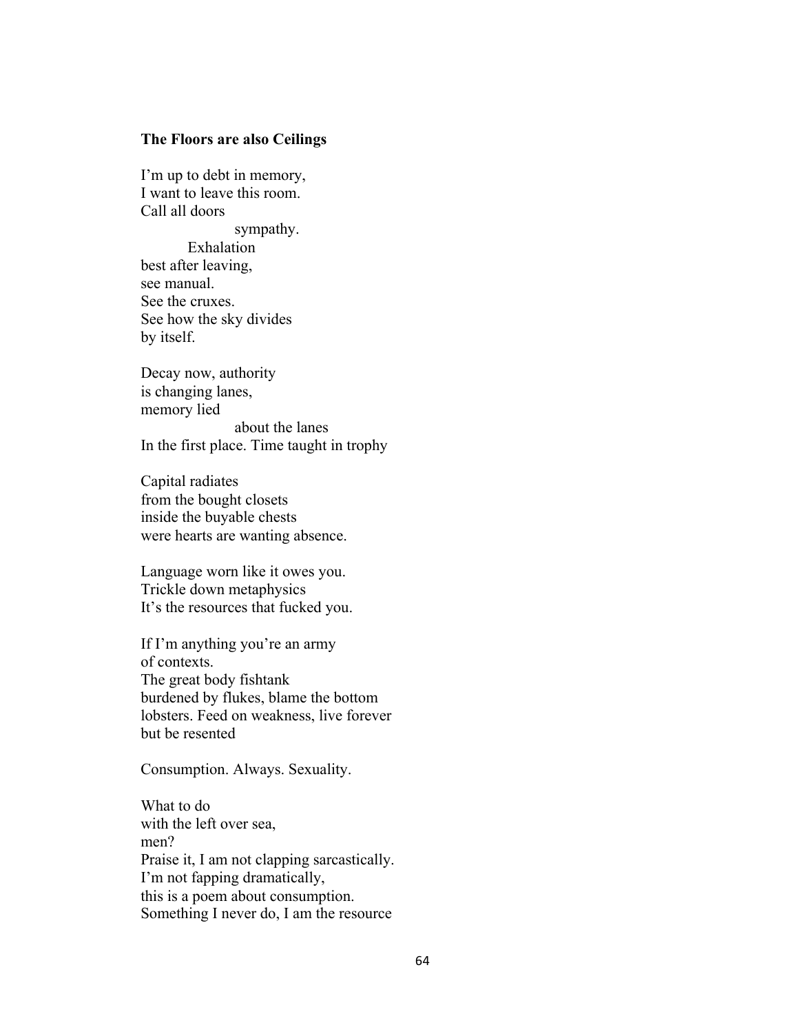**The Floors are also Ceilings**

I'm up to debt in memory,
I want to leave this room.
Call all doors
                    sympathy.
          Exhalation
best after leaving,
see manual.
See the cruxes.
See how the sky divides
by itself.

Decay now, authority
is changing lanes,
memory lied
                    about the lanes
In the first place. Time taught in trophy

Capital radiates
from the bought closets
inside the buyable chests
were hearts are wanting absence.

Language worn like it owes you.
Trickle down metaphysics
It's the resources that fucked you.

If I'm anything you're an army
of contexts.
The great body fishtank
burdened by flukes, blame the bottom
lobsters. Feed on weakness, live forever
but be resented

Consumption. Always. Sexuality.

What to do
with the left over sea,
men?
Praise it, I am not clapping sarcastically.
I'm not fapping dramatically,
this is a poem about consumption.
Something I never do, I am the resource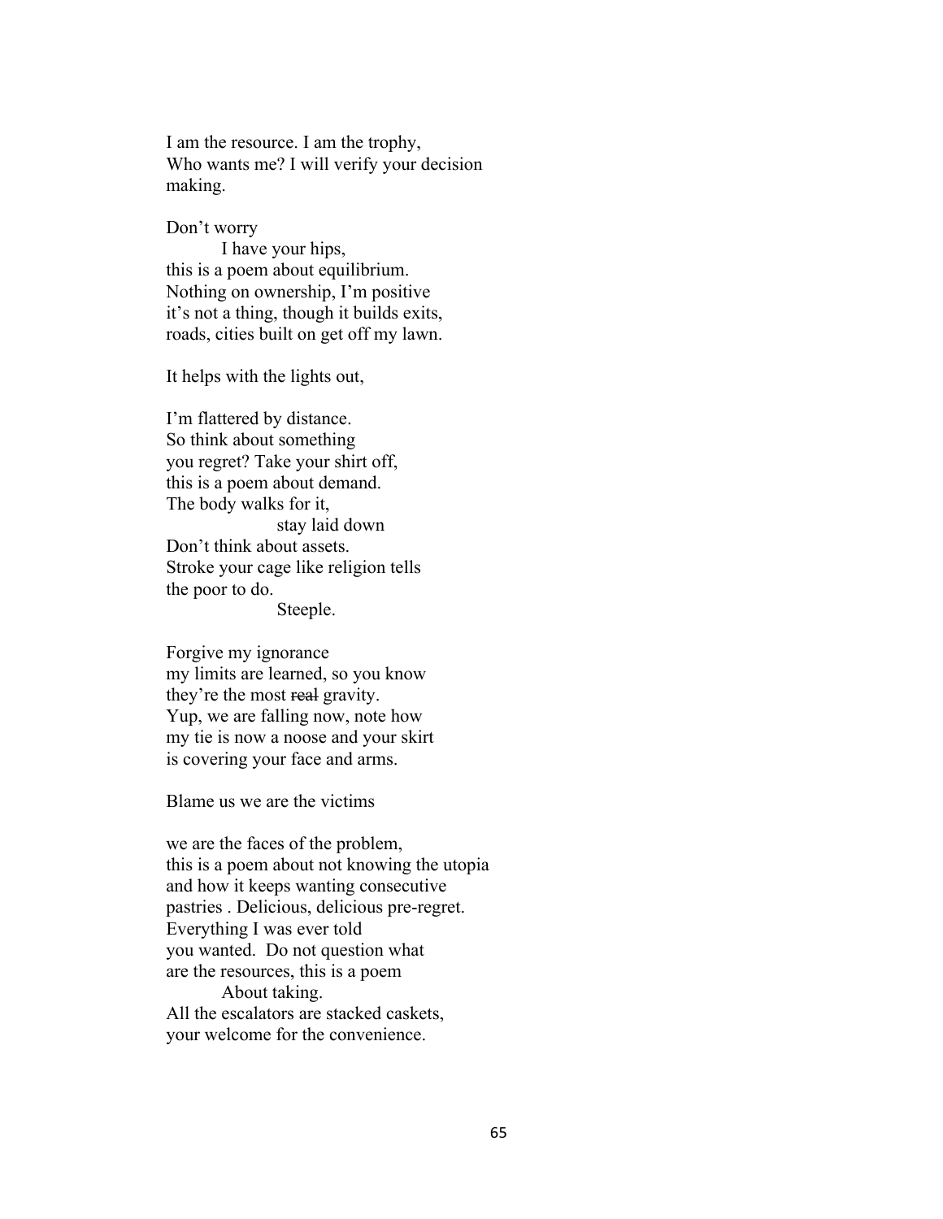I am the resource. I am the trophy,
Who wants me? I will verify your decision
making.

Don't worry
    I have your hips,
this is a poem about equilibrium.
Nothing on ownership, I'm positive
it's not a thing, though it builds exits,
roads, cities built on get off my lawn.

It helps with the lights out,

I'm flattered by distance.
So think about something
you regret? Take your shirt off,
this is a poem about demand.
The body walks for it,
        stay laid down
Don't think about assets.
Stroke your cage like religion tells
the poor to do.
        Steeple.

Forgive my ignorance
my limits are learned, so you know
they're the most ~~real~~ gravity.
Yup, we are falling now, note how
my tie is now a noose and your skirt
is covering your face and arms.

Blame us we are the victims

we are the faces of the problem,
this is a poem about not knowing the utopia
and how it keeps wanting consecutive
pastries . Delicious, delicious pre-regret.
Everything I was ever told
you wanted.  Do not question what
are the resources, this is a poem
    About taking.
All the escalators are stacked caskets,
your welcome for the convenience.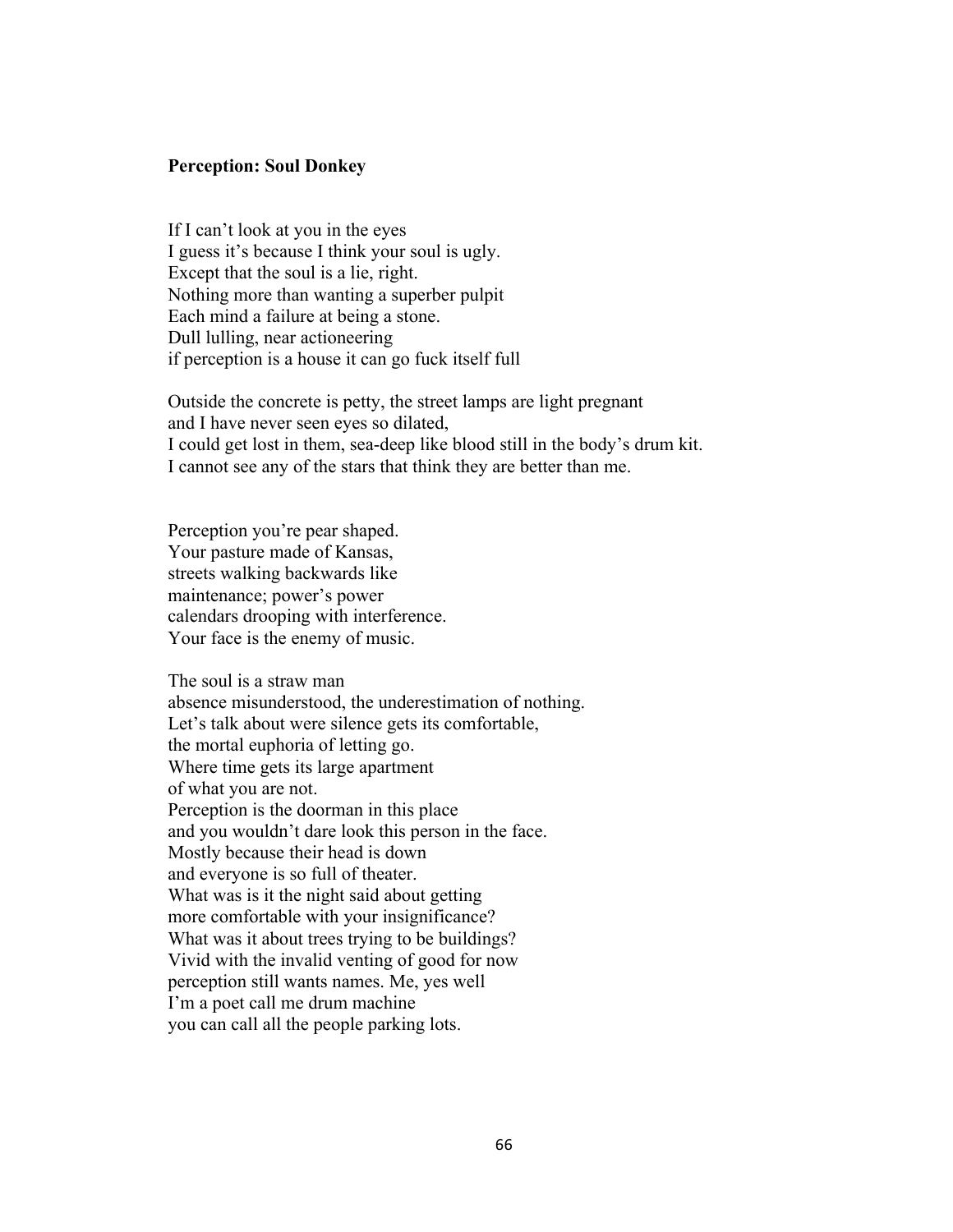**Perception: Soul Donkey**

If I can't look at you in the eyes  
I guess it's because I think your soul is ugly.  
Except that the soul is a lie, right.  
Nothing more than wanting a superber pulpit  
Each mind a failure at being a stone.  
Dull lulling, near actioneering  
if perception is a house it can go fuck itself full

Outside the concrete is petty, the street lamps are light pregnant  
and I have never seen eyes so dilated,  
I could get lost in them, sea-deep like blood still in the body's drum kit.  
I cannot see any of the stars that think they are better than me.

Perception you're pear shaped.  
Your pasture made of Kansas,  
streets walking backwards like  
maintenance; power's power  
calendars drooping with interference.  
Your face is the enemy of music.

The soul is a straw man  
absence misunderstood, the underestimation of nothing.  
Let's talk about were silence gets its comfortable,  
the mortal euphoria of letting go.  
Where time gets its large apartment  
of what you are not.  
Perception is the doorman in this place  
and you wouldn't dare look this person in the face.  
Mostly because their head is down  
and everyone is so full of theater.  
What was is it the night said about getting  
more comfortable with your insignificance?  
What was it about trees trying to be buildings?  
Vivid with the invalid venting of good for now  
perception still wants names. Me, yes well  
I'm a poet call me drum machine  
you can call all the people parking lots.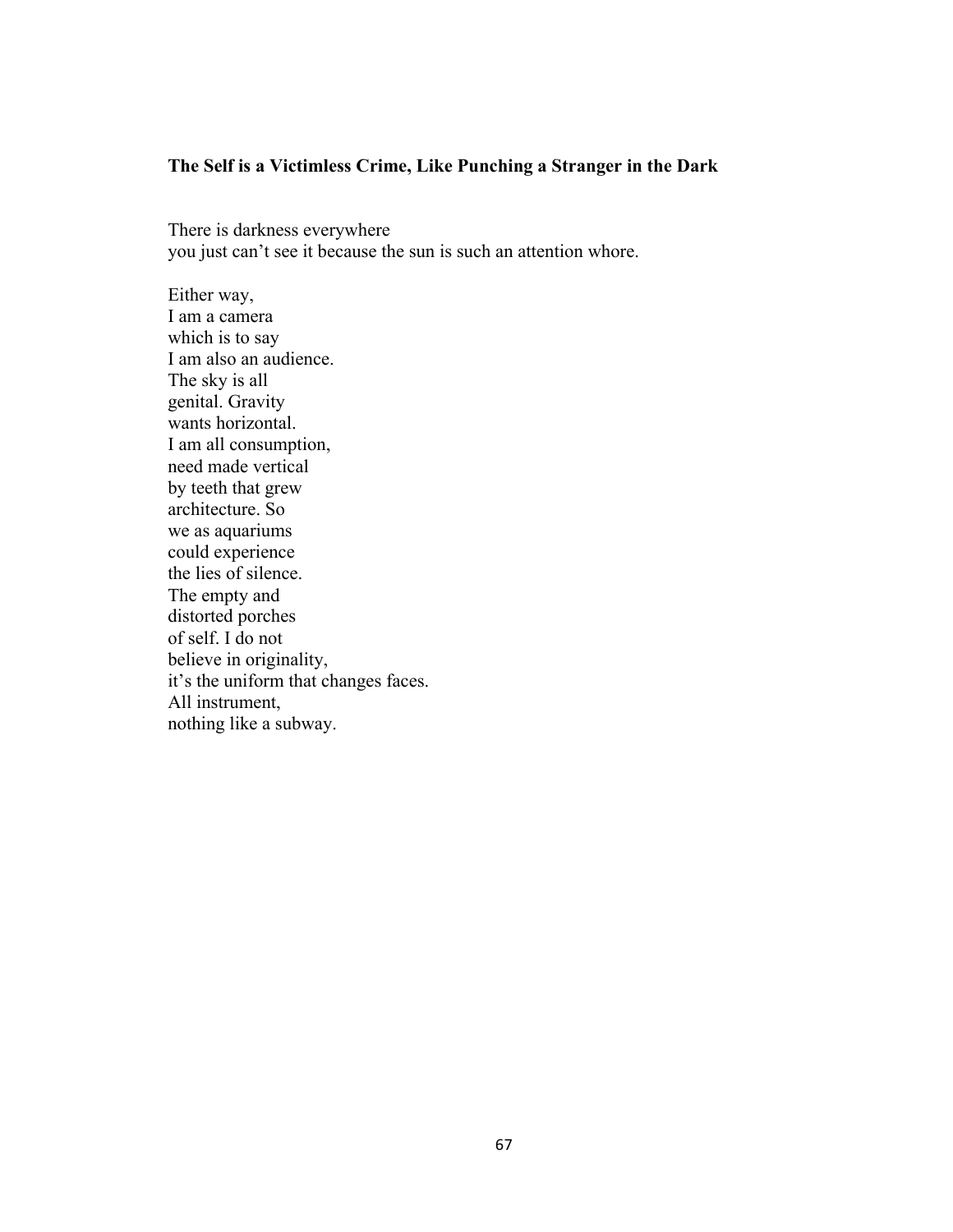**The Self is a Victimless Crime, Like Punching a Stranger in the Dark**

There is darkness everywhere
you just can't see it because the sun is such an attention whore.

Either way,
I am a camera
which is to say
I am also an audience.
The sky is all
genital. Gravity
wants horizontal.
I am all consumption,
need made vertical
by teeth that grew
architecture. So
we as aquariums
could experience
the lies of silence.
The empty and
distorted porches
of self. I do not
believe in originality,
it's the uniform that changes faces.
All instrument,
nothing like a subway.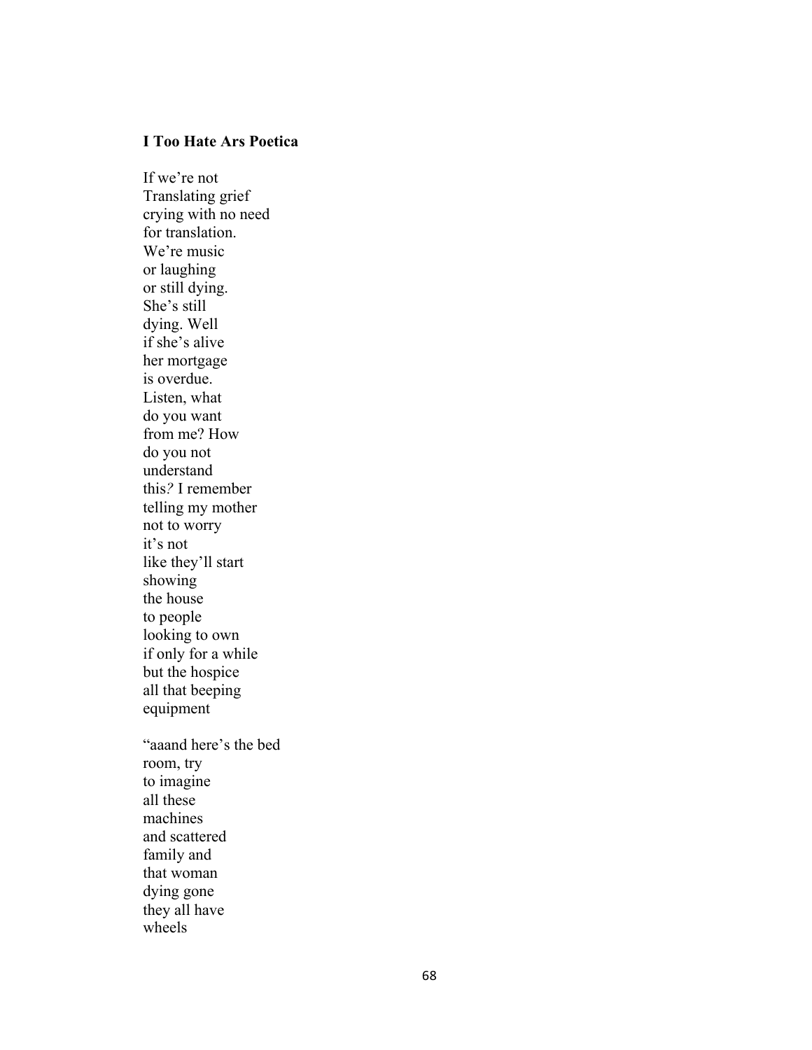**I Too Hate Ars Poetica**

If we're not  
Translating grief  
crying with no need  
for translation.  
We're music  
or laughing  
or still dying.  
She's still  
dying. Well  
if she's alive  
her mortgage  
is overdue.  
Listen, what  
do you want  
from me? How  
do you not  
understand  
this*?* I remember  
telling my mother  
not to worry  
it's not  
like they'll start  
showing  
the house  
to people  
looking to own  
if only for a while  
but the hospice  
all that beeping  
equipment

"aaand here's the bed  
room, try  
to imagine  
all these  
machines  
and scattered  
family and  
that woman  
dying gone  
they all have  
wheels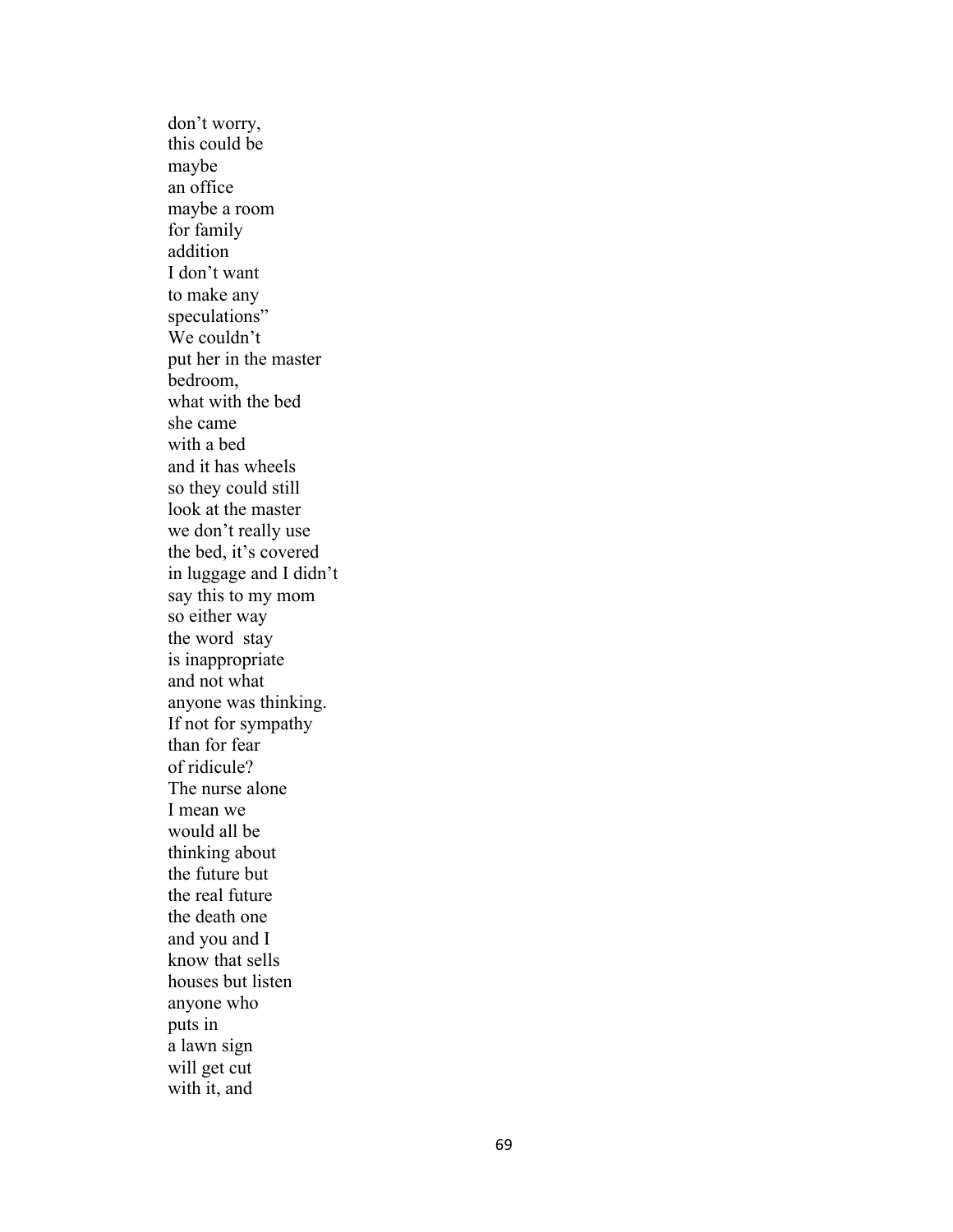don’t worry,  
this could be  
maybe  
an office  
maybe a room  
for family  
addition  
I don’t want  
to make any  
speculations”  
We couldn’t  
put her in the master  
bedroom,  
what with the bed  
she came  
with a bed  
and it has wheels  
so they could still  
look at the master  
we don’t really use  
the bed, it’s covered  
in luggage and I didn’t  
say this to my mom  
so either way  
the word  stay  
is inappropriate  
and not what  
anyone was thinking.  
If not for sympathy  
than for fear  
of ridicule?  
The nurse alone  
I mean we  
would all be  
thinking about  
the future but  
the real future  
the death one  
and you and I  
know that sells  
houses but listen  
anyone who  
puts in  
a lawn sign  
will get cut  
with it, and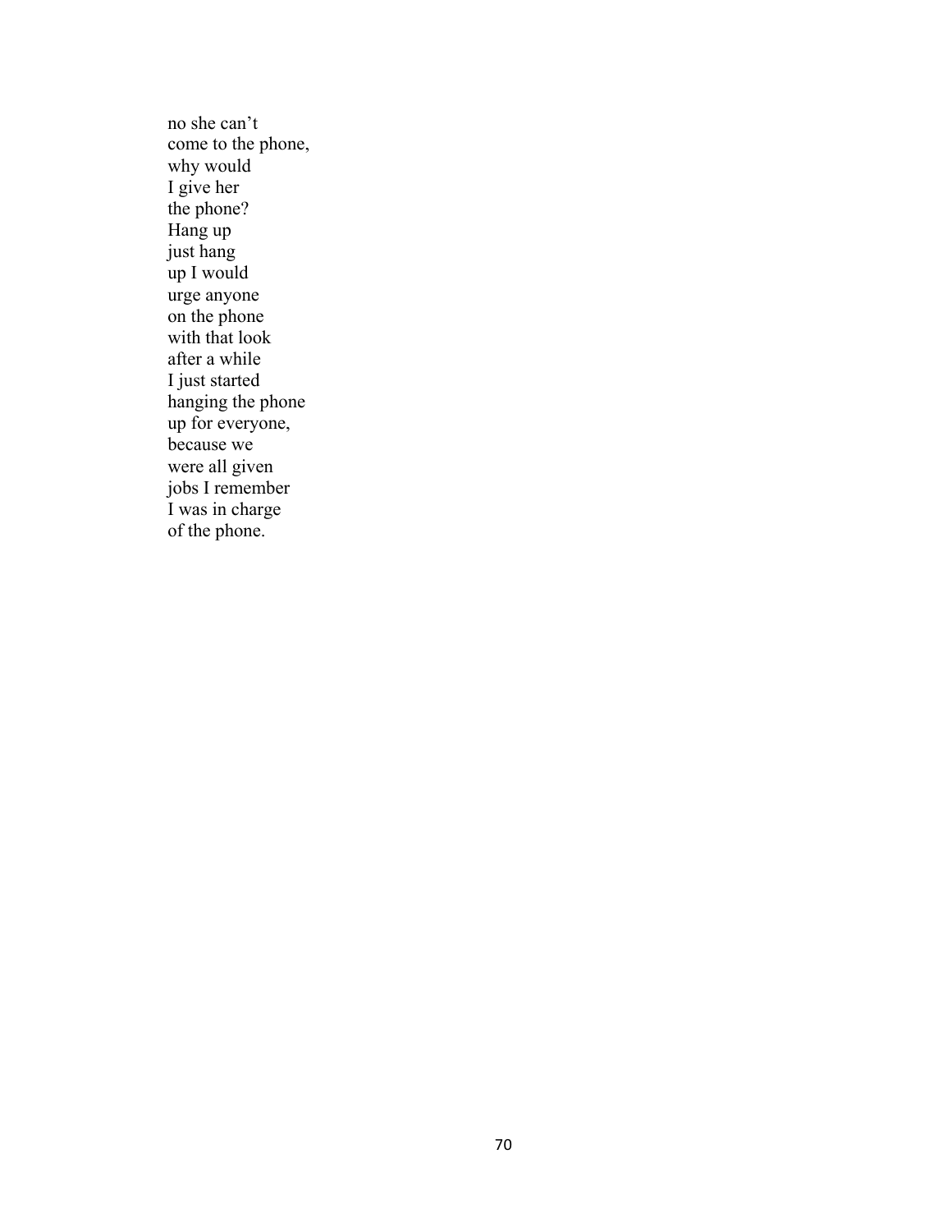no she can't  
come to the phone,  
why would  
I give her  
the phone?  
Hang up  
just hang  
up I would  
urge anyone  
on the phone  
with that look  
after a while  
I just started  
hanging the phone  
up for everyone,  
because we  
were all given  
jobs I remember  
I was in charge  
of the phone.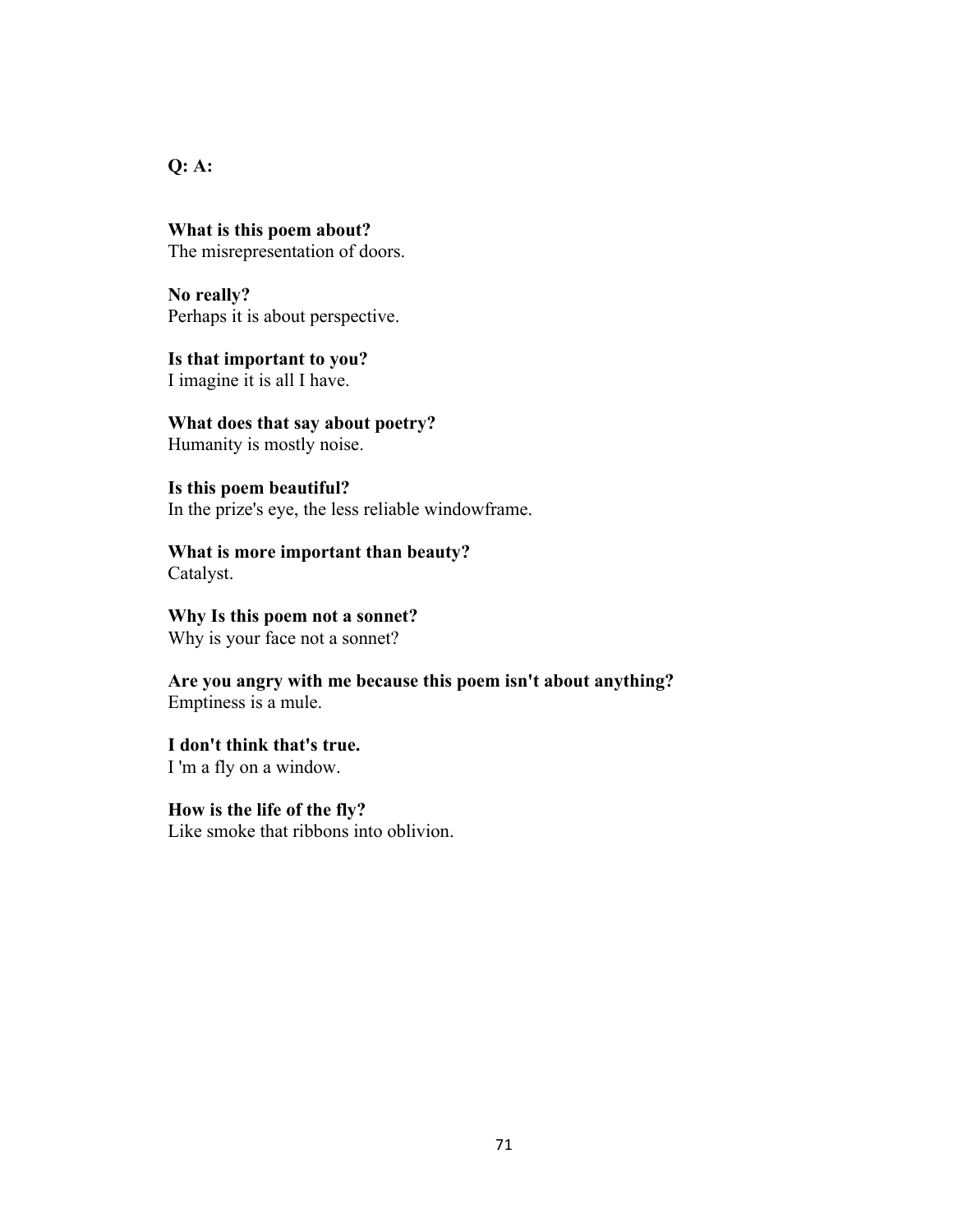**Q: A:**

**What is this poem about?**
The misrepresentation of doors.

**No really?**
Perhaps it is about perspective.

**Is that important to you?**
I imagine it is all I have.

**What does that say about poetry?**
Humanity is mostly noise.

**Is this poem beautiful?**
In the prize's eye, the less reliable windowframe.

**What is more important than beauty?**
Catalyst.

**Why Is this poem not a sonnet?**
Why is your face not a sonnet?

**Are you angry with me because this poem isn't about anything?**
Emptiness is a mule.

**I don't think that's true.**
I 'm a fly on a window.

**How is the life of the fly?**
Like smoke that ribbons into oblivion.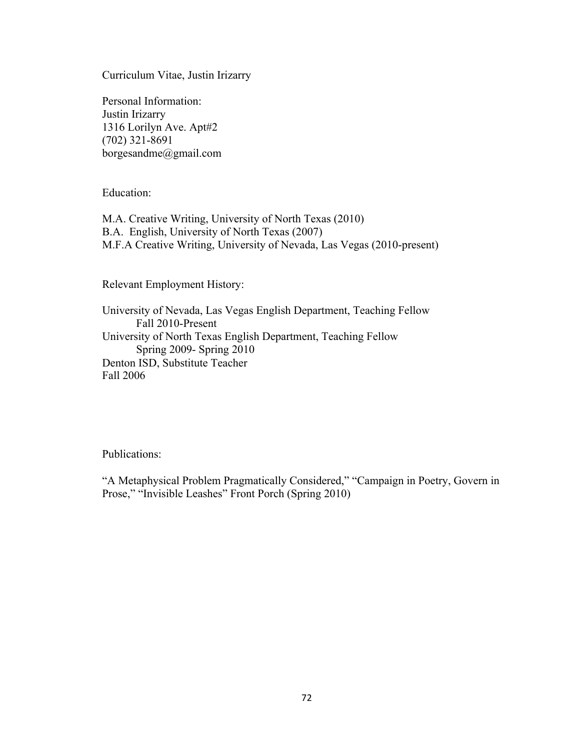Curriculum Vitae, Justin Irizarry

Personal Information:
Justin Irizarry
1316 Lorilyn Ave. Apt#2
(702) 321-8691
borgesandme@gmail.com

Education:

M.A. Creative Writing, University of North Texas (2010)
B.A. English, University of North Texas (2007)
M.F.A Creative Writing, University of Nevada, Las Vegas (2010-present)

Relevant Employment History:

University of Nevada, Las Vegas English Department, Teaching Fellow
  Fall 2010-Present
University of North Texas English Department, Teaching Fellow
  Spring 2009- Spring 2010
Denton ISD, Substitute Teacher
Fall 2006

Publications:

"A Metaphysical Problem Pragmatically Considered," "Campaign in Poetry, Govern in Prose," "Invisible Leashes" Front Porch (Spring 2010)